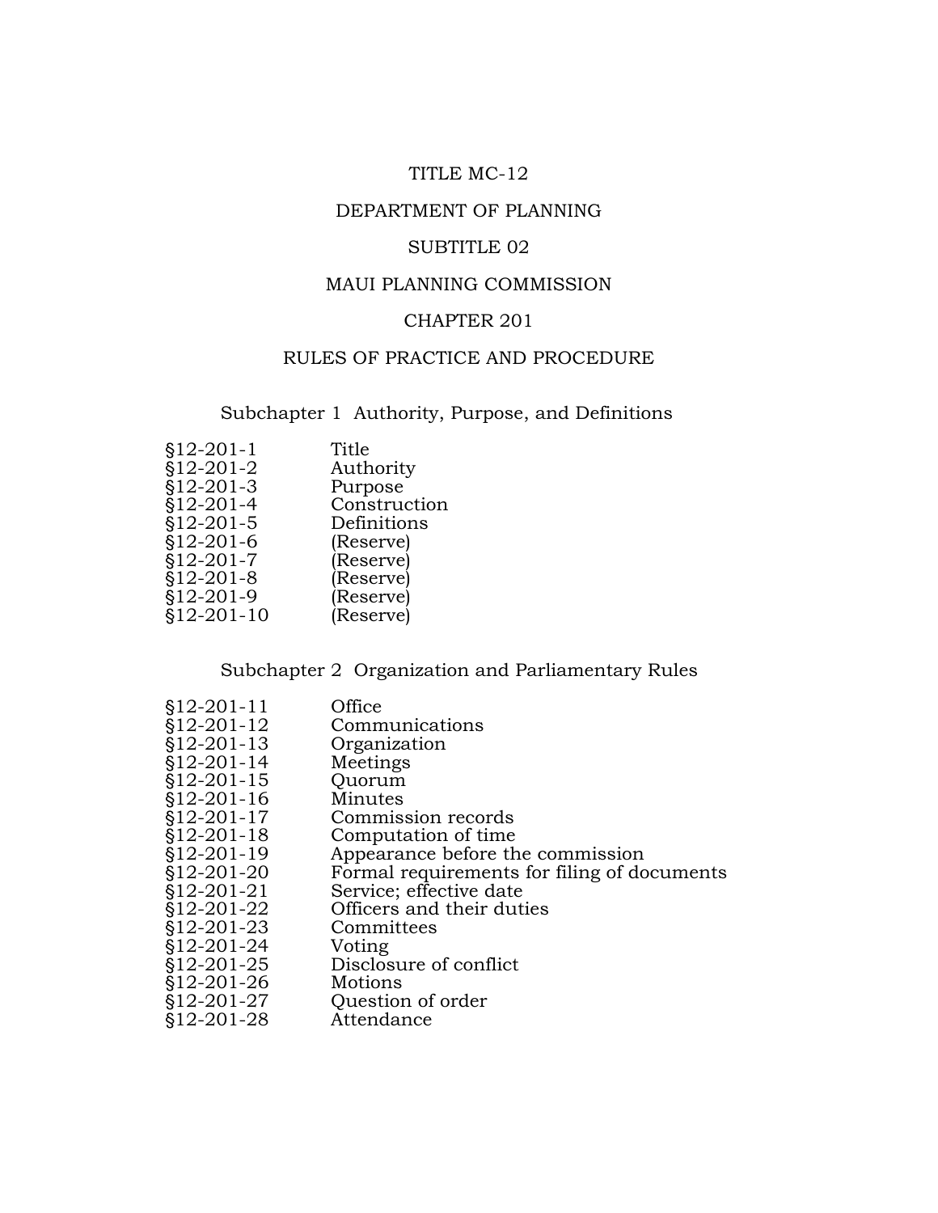# TITLE MC-12

# DEPARTMENT OF PLANNING

## SUBTITLE 02

## MAUI PLANNING COMMISSION

### CHAPTER 201

### RULES OF PRACTICE AND PROCEDURE

#### Subchapter 1 Authority, Purpose, and Definitions

| | |
|---|---|
| §12-201-1 | Title |
| §12-201-2 | Authority |
| §12-201-3 | Purpose |
| §12-201-4 | Construction |
| §12-201-5 | Definitions |
| §12-201-6 | (Reserve) |
| §12-201-7 | (Reserve) |
| §12-201-8 | (Reserve) |
| §12-201-9 | (Reserve) |
| §12-201-10 | (Reserve) |

#### Subchapter 2 Organization and Parliamentary Rules

| | |
|---|---|
| §12-201-11 | Office |
| §12-201-12 | Communications |
| §12-201-13 | Organization |
| §12-201-14 | Meetings |
| §12-201-15 | Quorum |
| §12-201-16 | Minutes |
| §12-201-17 | Commission records |
| §12-201-18 | Computation of time |
| §12-201-19 | Appearance before the commission |
| §12-201-20 | Formal requirements for filing of documents |
| §12-201-21 | Service; effective date |
| §12-201-22 | Officers and their duties |
| §12-201-23 | Committees |
| §12-201-24 | Voting |
| §12-201-25 | Disclosure of conflict |
| §12-201-26 | Motions |
| §12-201-27 | Question of order |
| §12-201-28 | Attendance |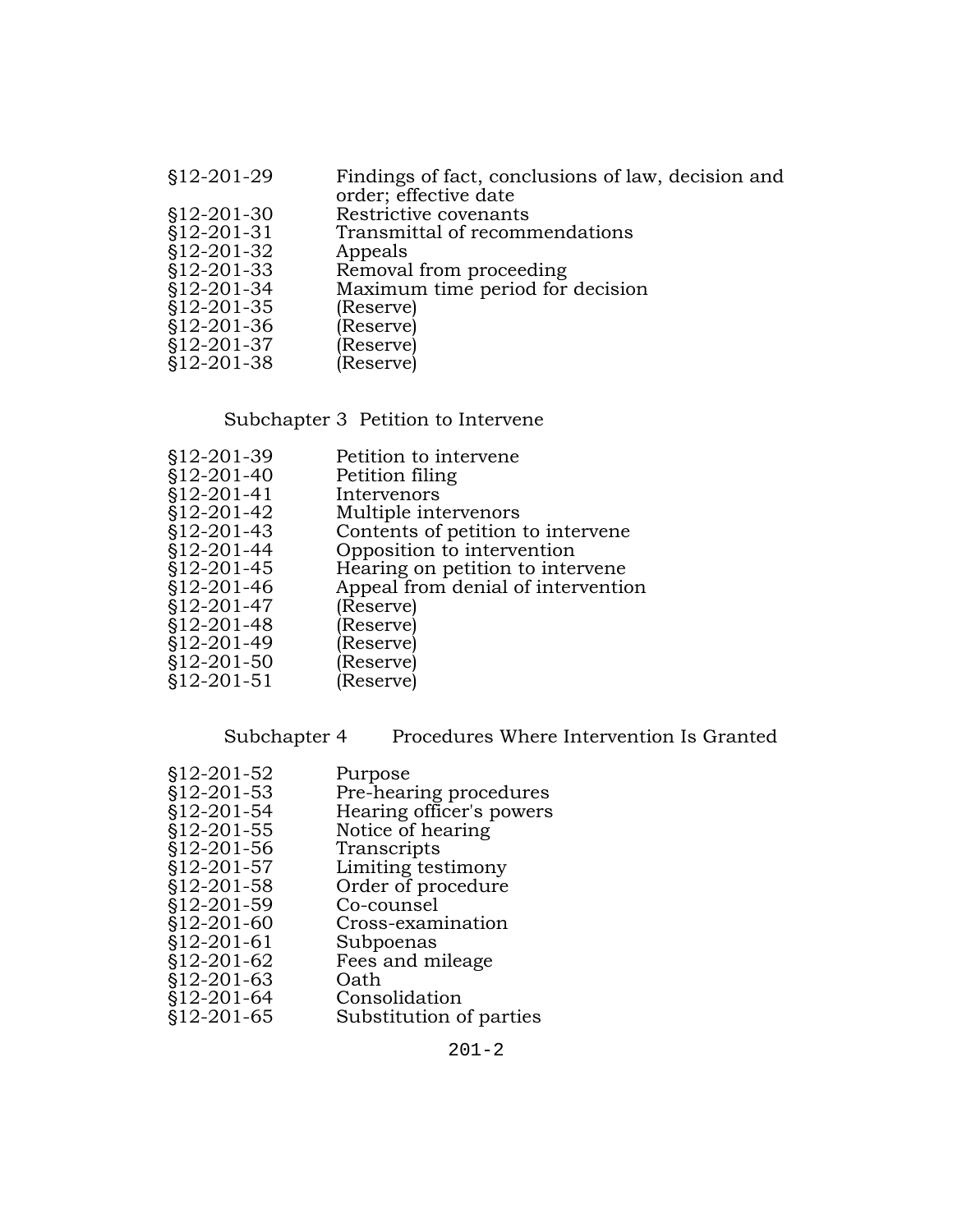§12-201-29 Findings of fact, conclusions of law, decision and order; effective date
§12-201-30 Restrictive covenants
§12-201-31 Transmittal of recommendations
§12-201-32 Appeals
§12-201-33 Removal from proceeding
§12-201-34 Maximum time period for decision
§12-201-35 (Reserve)
§12-201-36 (Reserve)
§12-201-37 (Reserve)
§12-201-38 (Reserve)

Subchapter 3 Petition to Intervene

§12-201-39 Petition to intervene
§12-201-40 Petition filing
§12-201-41 Intervenors
§12-201-42 Multiple intervenors
§12-201-43 Contents of petition to intervene
§12-201-44 Opposition to intervention
§12-201-45 Hearing on petition to intervene
§12-201-46 Appeal from denial of intervention
§12-201-47 (Reserve)
§12-201-48 (Reserve)
§12-201-49 (Reserve)
§12-201-50 (Reserve)
§12-201-51 (Reserve)

Subchapter 4 Procedures Where Intervention Is Granted

§12-201-52 Purpose
§12-201-53 Pre-hearing procedures
§12-201-54 Hearing officer's powers
§12-201-55 Notice of hearing
§12-201-56 Transcripts
§12-201-57 Limiting testimony
§12-201-58 Order of procedure
§12-201-59 Co-counsel
§12-201-60 Cross-examination
§12-201-61 Subpoenas
§12-201-62 Fees and mileage
§12-201-63 Oath
§12-201-64 Consolidation
§12-201-65 Substitution of parties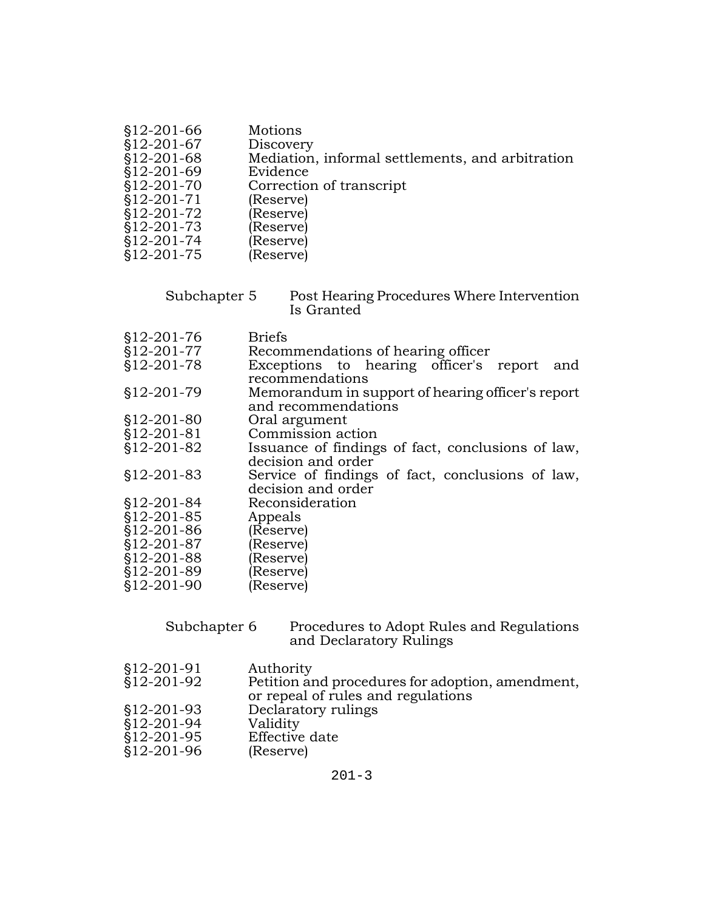§12-201-66 Motions
§12-201-67 Discovery
§12-201-68 Mediation, informal settlements, and arbitration
§12-201-69 Evidence
§12-201-70 Correction of transcript
§12-201-71 (Reserve)
§12-201-72 (Reserve)
§12-201-73 (Reserve)
§12-201-74 (Reserve)
§12-201-75 (Reserve)

Subchapter 5 Post Hearing Procedures Where Intervention Is Granted

§12-201-76 Briefs
§12-201-77 Recommendations of hearing officer
§12-201-78 Exceptions to hearing officer's report and recommendations
§12-201-79 Memorandum in support of hearing officer's report and recommendations
§12-201-80 Oral argument
§12-201-81 Commission action
§12-201-82 Issuance of findings of fact, conclusions of law, decision and order
§12-201-83 Service of findings of fact, conclusions of law, decision and order
§12-201-84 Reconsideration
§12-201-85 Appeals
§12-201-86 (Reserve)
§12-201-87 (Reserve)
§12-201-88 (Reserve)
§12-201-89 (Reserve)
§12-201-90 (Reserve)

Subchapter 6 Procedures to Adopt Rules and Regulations and Declaratory Rulings

§12-201-91 Authority
§12-201-92 Petition and procedures for adoption, amendment, or repeal of rules and regulations
§12-201-93 Declaratory rulings
§12-201-94 Validity
§12-201-95 Effective date
§12-201-96 (Reserve)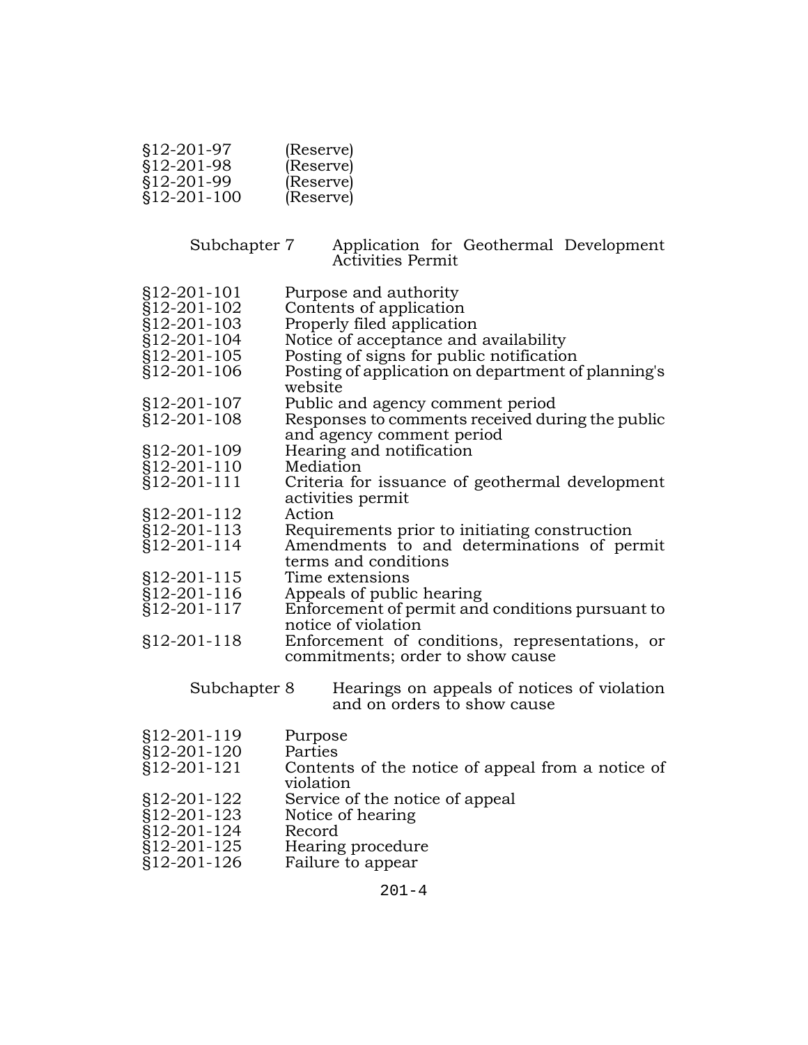§12-201-97 (Reserve)
§12-201-98 (Reserve)
§12-201-99 (Reserve)
§12-201-100 (Reserve)

Subchapter 7 Application for Geothermal Development Activities Permit

§12-201-101 Purpose and authority
§12-201-102 Contents of application
§12-201-103 Properly filed application
§12-201-104 Notice of acceptance and availability
§12-201-105 Posting of signs for public notification
§12-201-106 Posting of application on department of planning's website
§12-201-107 Public and agency comment period
§12-201-108 Responses to comments received during the public and agency comment period
§12-201-109 Hearing and notification
§12-201-110 Mediation
§12-201-111 Criteria for issuance of geothermal development activities permit
§12-201-112 Action
§12-201-113 Requirements prior to initiating construction
§12-201-114 Amendments to and determinations of permit terms and conditions
§12-201-115 Time extensions
§12-201-116 Appeals of public hearing
§12-201-117 Enforcement of permit and conditions pursuant to notice of violation
§12-201-118 Enforcement of conditions, representations, or commitments; order to show cause

Subchapter 8 Hearings on appeals of notices of violation and on orders to show cause

§12-201-119 Purpose
§12-201-120 Parties
§12-201-121 Contents of the notice of appeal from a notice of violation
§12-201-122 Service of the notice of appeal
§12-201-123 Notice of hearing
§12-201-124 Record
§12-201-125 Hearing procedure
§12-201-126 Failure to appear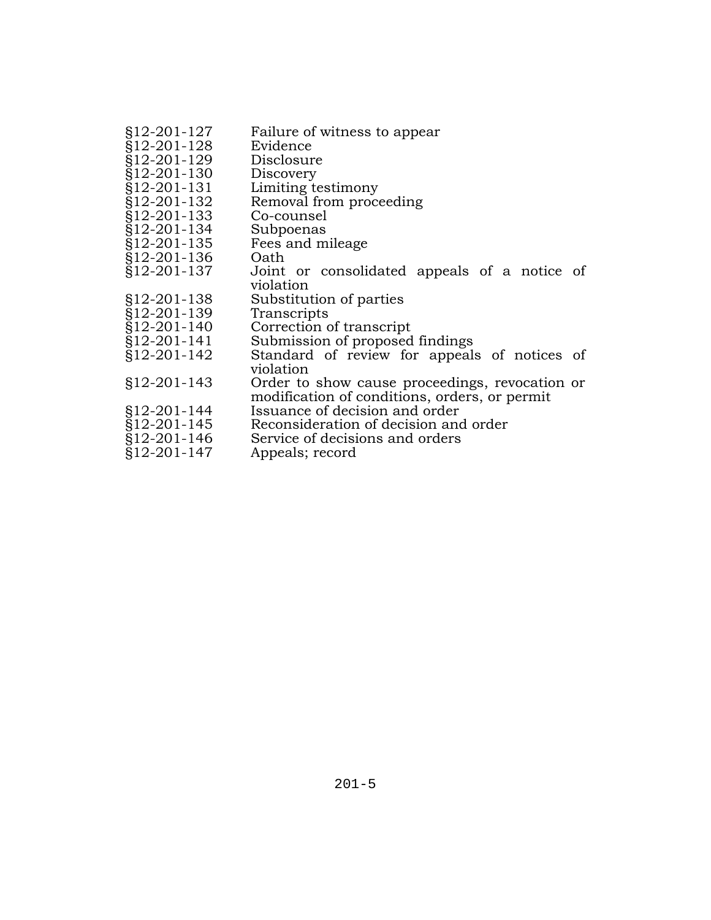§12-201-127 Failure of witness to appear
§12-201-128 Evidence
§12-201-129 Disclosure
§12-201-130 Discovery
§12-201-131 Limiting testimony
§12-201-132 Removal from proceeding
§12-201-133 Co-counsel
§12-201-134 Subpoenas
§12-201-135 Fees and mileage
§12-201-136 Oath
§12-201-137 Joint or consolidated appeals of a notice of violation
§12-201-138 Substitution of parties
§12-201-139 Transcripts
§12-201-140 Correction of transcript
§12-201-141 Submission of proposed findings
§12-201-142 Standard of review for appeals of notices of violation
§12-201-143 Order to show cause proceedings, revocation or modification of conditions, orders, or permit
§12-201-144 Issuance of decision and order
§12-201-145 Reconsideration of decision and order
§12-201-146 Service of decisions and orders
§12-201-147 Appeals; record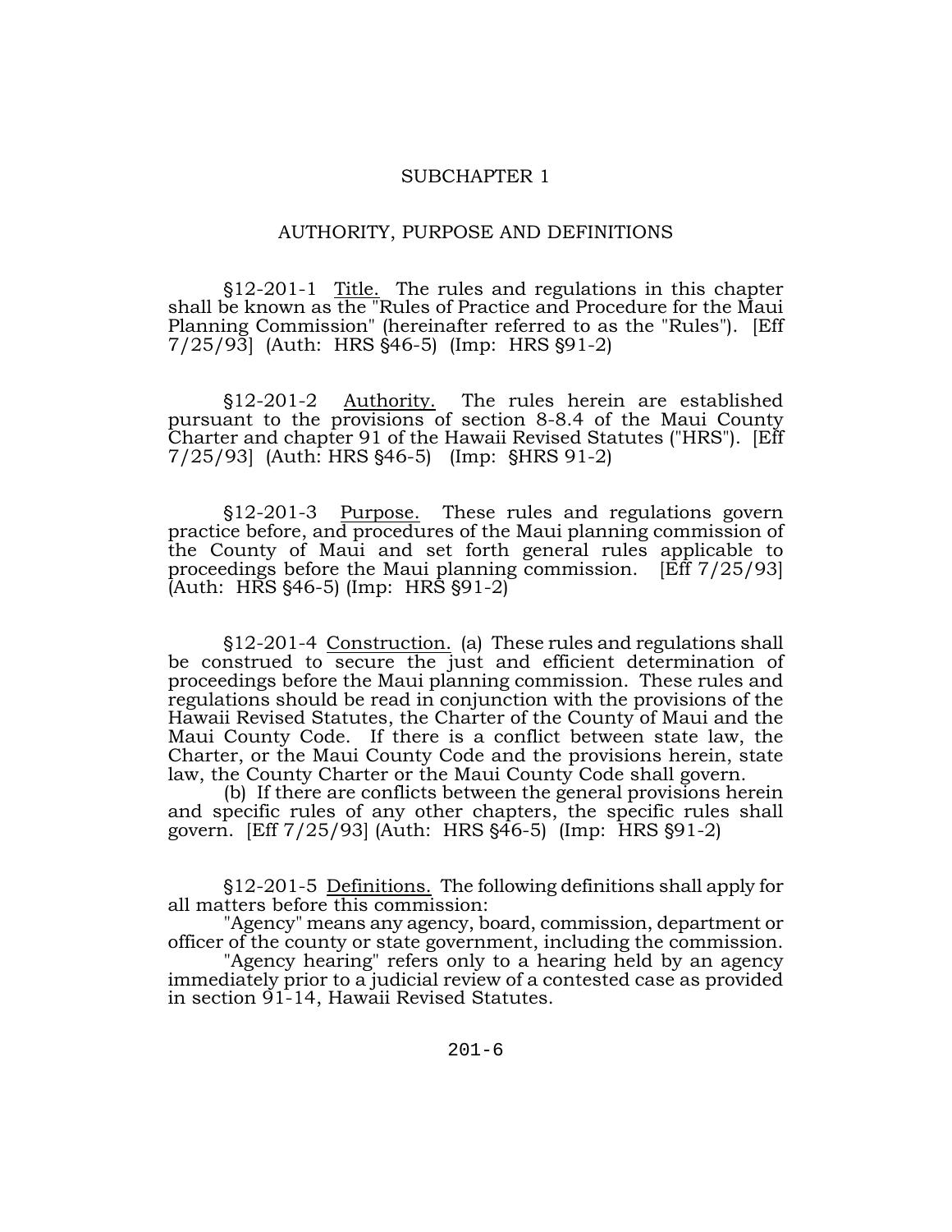## SUBCHAPTER 1

## AUTHORITY, PURPOSE AND DEFINITIONS

§12-201-1 Title. The rules and regulations in this chapter shall be known as the "Rules of Practice and Procedure for the Maui Planning Commission" (hereinafter referred to as the "Rules"). [Eff 7/25/93] (Auth: HRS §46-5) (Imp: HRS §91-2)

§12-201-2 Authority. The rules herein are established pursuant to the provisions of section 8-8.4 of the Maui County Charter and chapter 91 of the Hawaii Revised Statutes ("HRS"). [Eff 7/25/93] (Auth: HRS §46-5) (Imp: §HRS 91-2)

§12-201-3 Purpose. These rules and regulations govern practice before, and procedures of the Maui planning commission of the County of Maui and set forth general rules applicable to proceedings before the Maui planning commission. [Eff 7/25/93] (Auth: HRS §46-5) (Imp: HRS §91-2)

§12-201-4 Construction. (a) These rules and regulations shall be construed to secure the just and efficient determination of proceedings before the Maui planning commission. These rules and regulations should be read in conjunction with the provisions of the Hawaii Revised Statutes, the Charter of the County of Maui and the Maui County Code. If there is a conflict between state law, the Charter, or the Maui County Code and the provisions herein, state law, the County Charter or the Maui County Code shall govern.

(b) If there are conflicts between the general provisions herein and specific rules of any other chapters, the specific rules shall govern. [Eff 7/25/93] (Auth: HRS §46-5) (Imp: HRS §91-2)

§12-201-5 Definitions. The following definitions shall apply for all matters before this commission:

"Agency" means any agency, board, commission, department or officer of the county or state government, including the commission.

"Agency hearing" refers only to a hearing held by an agency immediately prior to a judicial review of a contested case as provided in section 91-14, Hawaii Revised Statutes.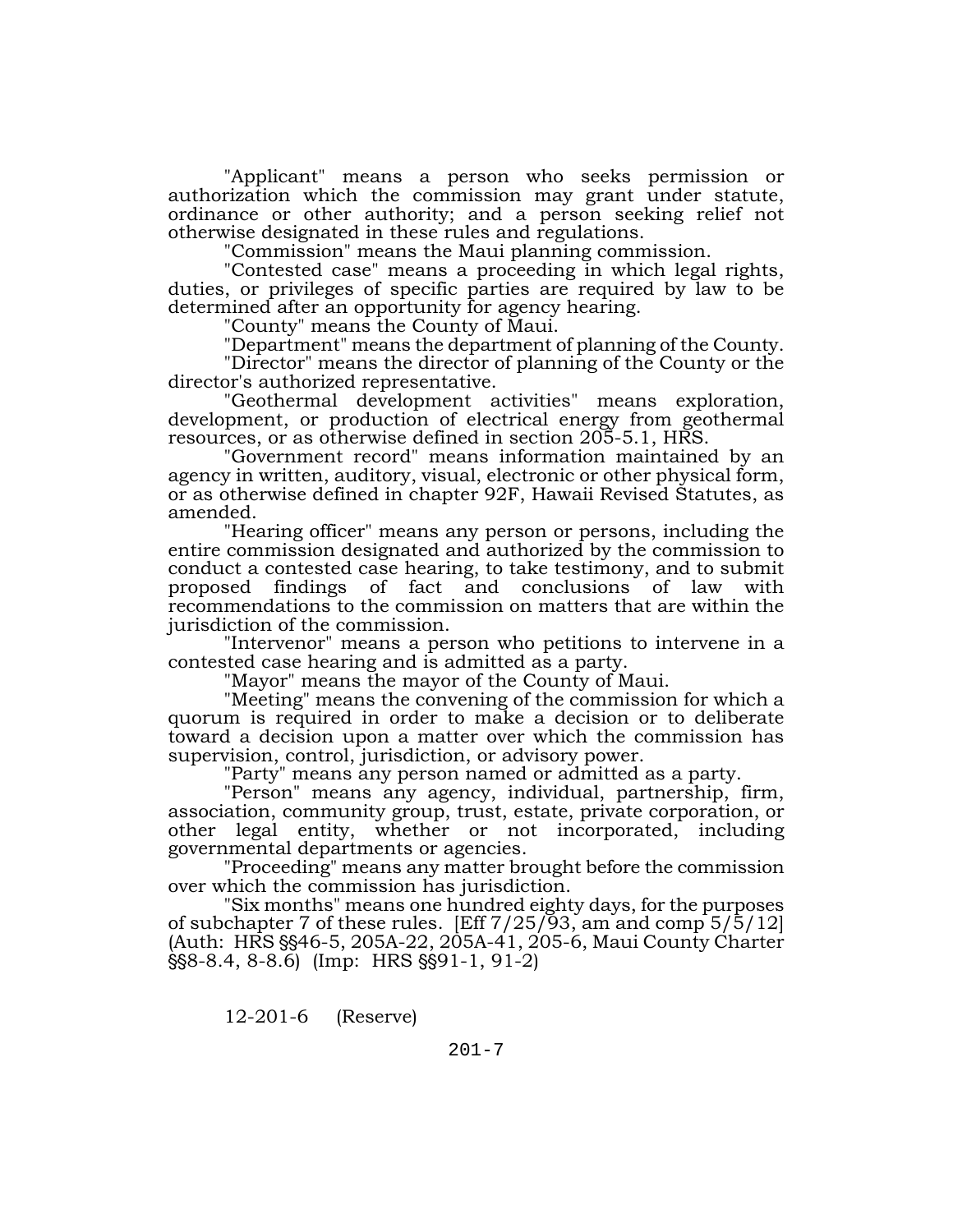"Applicant" means a person who seeks permission or authorization which the commission may grant under statute, ordinance or other authority; and a person seeking relief not otherwise designated in these rules and regulations.

"Commission" means the Maui planning commission.

"Contested case" means a proceeding in which legal rights, duties, or privileges of specific parties are required by law to be determined after an opportunity for agency hearing.

"County" means the County of Maui.

"Department" means the department of planning of the County.

"Director" means the director of planning of the County or the director's authorized representative.

"Geothermal development activities" means exploration, development, or production of electrical energy from geothermal resources, or as otherwise defined in section 205-5.1, HRS.

"Government record" means information maintained by an agency in written, auditory, visual, electronic or other physical form, or as otherwise defined in chapter 92F, Hawaii Revised Statutes, as amended.

"Hearing officer" means any person or persons, including the entire commission designated and authorized by the commission to conduct a contested case hearing, to take testimony, and to submit proposed findings of fact and conclusions of law with recommendations to the commission on matters that are within the jurisdiction of the commission.

"Intervenor" means a person who petitions to intervene in a contested case hearing and is admitted as a party.

"Mayor" means the mayor of the County of Maui.

"Meeting" means the convening of the commission for which a quorum is required in order to make a decision or to deliberate toward a decision upon a matter over which the commission has supervision, control, jurisdiction, or advisory power.

"Party" means any person named or admitted as a party.

"Person" means any agency, individual, partnership, firm, association, community group, trust, estate, private corporation, or other legal entity, whether or not incorporated, including governmental departments or agencies.

"Proceeding" means any matter brought before the commission over which the commission has jurisdiction.

"Six months" means one hundred eighty days, for the purposes of subchapter 7 of these rules. [Eff 7/25/93, am and comp 5/5/12] (Auth: HRS §§46-5, 205A-22, 205A-41, 205-6, Maui County Charter §§8-8.4, 8-8.6) (Imp: HRS §§91-1, 91-2)

12-201-6 (Reserve)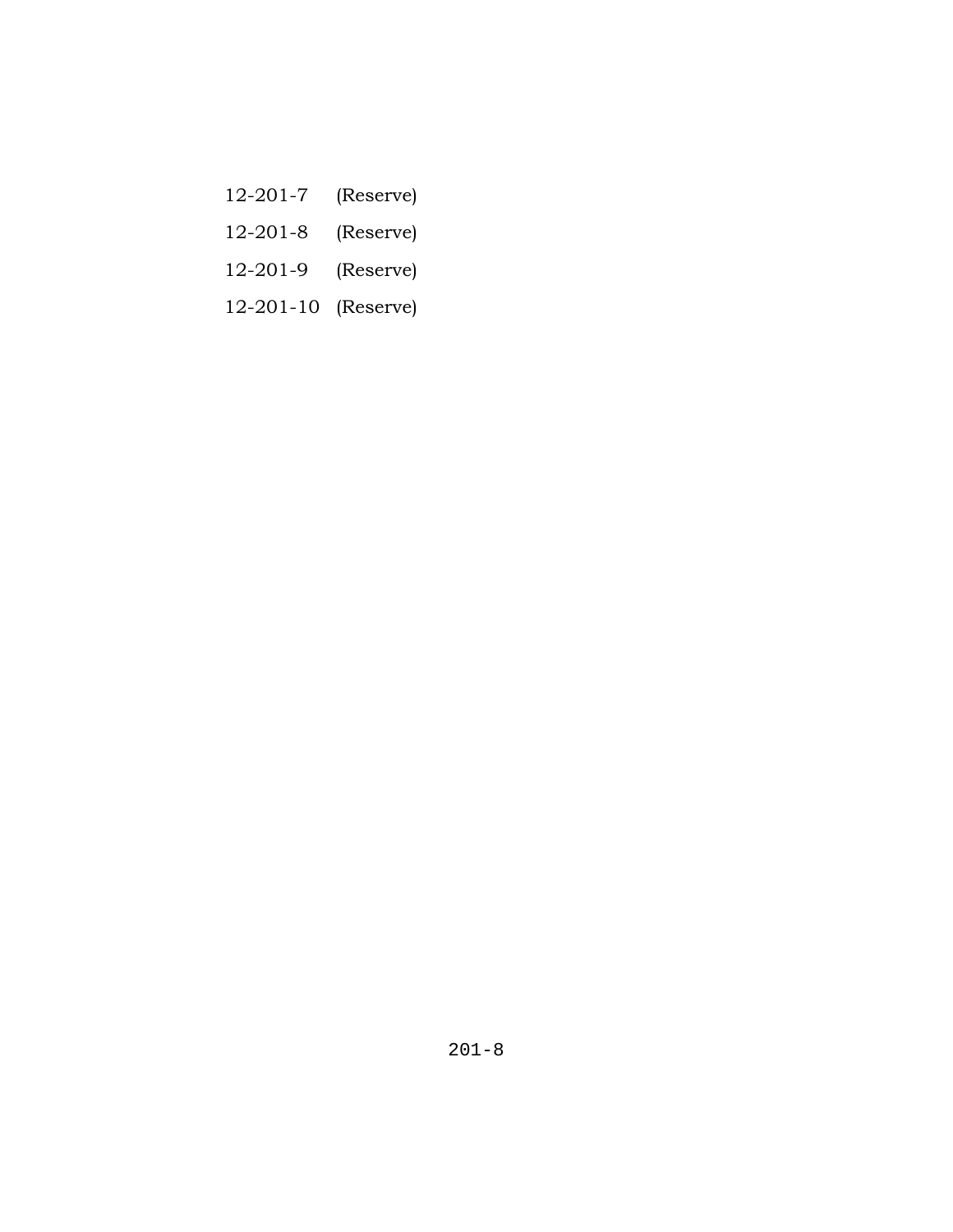12-201-7 (Reserve)

12-201-8 (Reserve)

12-201-9 (Reserve)

12-201-10 (Reserve)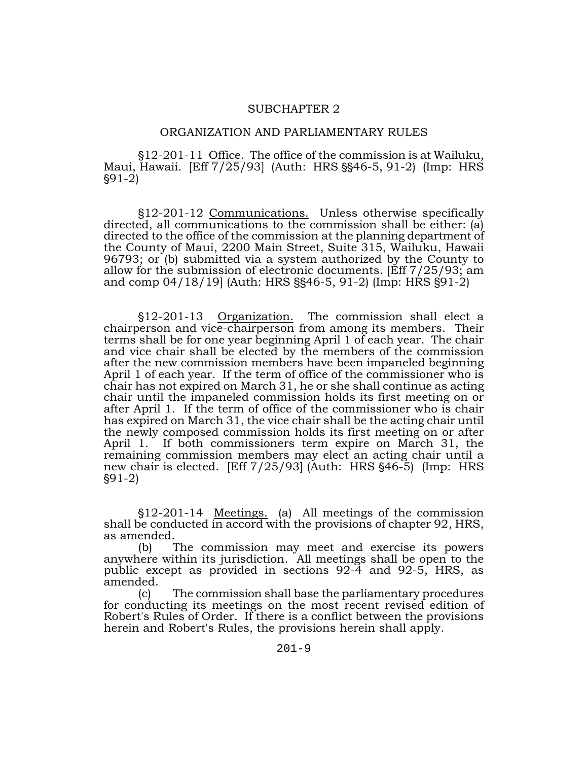## SUBCHAPTER 2

## ORGANIZATION AND PARLIAMENTARY RULES

§12-201-11 Office. The office of the commission is at Wailuku, Maui, Hawaii. [Eff 7/25/93] (Auth: HRS §§46-5, 91-2) (Imp: HRS §91-2)

§12-201-12 Communications. Unless otherwise specifically directed, all communications to the commission shall be either: (a) directed to the office of the commission at the planning department of the County of Maui, 2200 Main Street, Suite 315, Wailuku, Hawaii 96793; or (b) submitted via a system authorized by the County to allow for the submission of electronic documents. [Eff 7/25/93; am and comp 04/18/19] (Auth: HRS §§46-5, 91-2) (Imp: HRS §91-2)

§12-201-13 Organization. The commission shall elect a chairperson and vice-chairperson from among its members. Their terms shall be for one year beginning April 1 of each year. The chair and vice chair shall be elected by the members of the commission after the new commission members have been impaneled beginning April 1 of each year. If the term of office of the commissioner who is chair has not expired on March 31, he or she shall continue as acting chair until the impaneled commission holds its first meeting on or after April 1. If the term of office of the commissioner who is chair has expired on March 31, the vice chair shall be the acting chair until the newly composed commission holds its first meeting on or after April 1. If both commissioners term expire on March 31, the remaining commission members may elect an acting chair until a new chair is elected. [Eff 7/25/93] (Auth: HRS §46-5) (Imp: HRS §91-2)

§12-201-14 Meetings. (a) All meetings of the commission shall be conducted in accord with the provisions of chapter 92, HRS, as amended.

(b) The commission may meet and exercise its powers anywhere within its jurisdiction. All meetings shall be open to the public except as provided in sections 92-4 and 92-5, HRS, as amended.

(c) The commission shall base the parliamentary procedures for conducting its meetings on the most recent revised edition of Robert's Rules of Order. If there is a conflict between the provisions herein and Robert's Rules, the provisions herein shall apply.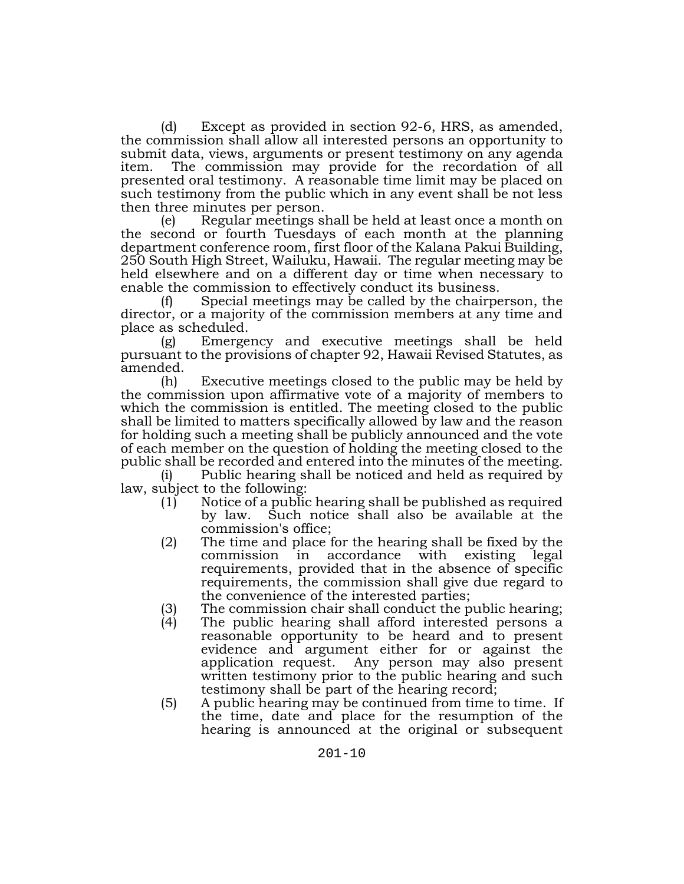(d) Except as provided in section 92-6, HRS, as amended, the commission shall allow all interested persons an opportunity to submit data, views, arguments or present testimony on any agenda item. The commission may provide for the recordation of all presented oral testimony. A reasonable time limit may be placed on such testimony from the public which in any event shall be not less then three minutes per person.

(e) Regular meetings shall be held at least once a month on the second or fourth Tuesdays of each month at the planning department conference room, first floor of the Kalana Pakui Building, 250 South High Street, Wailuku, Hawaii. The regular meeting may be held elsewhere and on a different day or time when necessary to enable the commission to effectively conduct its business.

(f) Special meetings may be called by the chairperson, the director, or a majority of the commission members at any time and place as scheduled.

(g) Emergency and executive meetings shall be held pursuant to the provisions of chapter 92, Hawaii Revised Statutes, as amended.

(h) Executive meetings closed to the public may be held by the commission upon affirmative vote of a majority of members to which the commission is entitled. The meeting closed to the public shall be limited to matters specifically allowed by law and the reason for holding such a meeting shall be publicly announced and the vote of each member on the question of holding the meeting closed to the public shall be recorded and entered into the minutes of the meeting.

(i) Public hearing shall be noticed and held as required by law, subject to the following:

(1) Notice of a public hearing shall be published as required by law. Such notice shall also be available at the commission's office;
(2) The time and place for the hearing shall be fixed by the commission in accordance with existing legal requirements, provided that in the absence of specific requirements, the commission shall give due regard to the convenience of the interested parties;
(3) The commission chair shall conduct the public hearing;
(4) The public hearing shall afford interested persons a reasonable opportunity to be heard and to present evidence and argument either for or against the application request. Any person may also present written testimony prior to the public hearing and such testimony shall be part of the hearing record;
(5) A public hearing may be continued from time to time. If the time, date and place for the resumption of the hearing is announced at the original or subsequent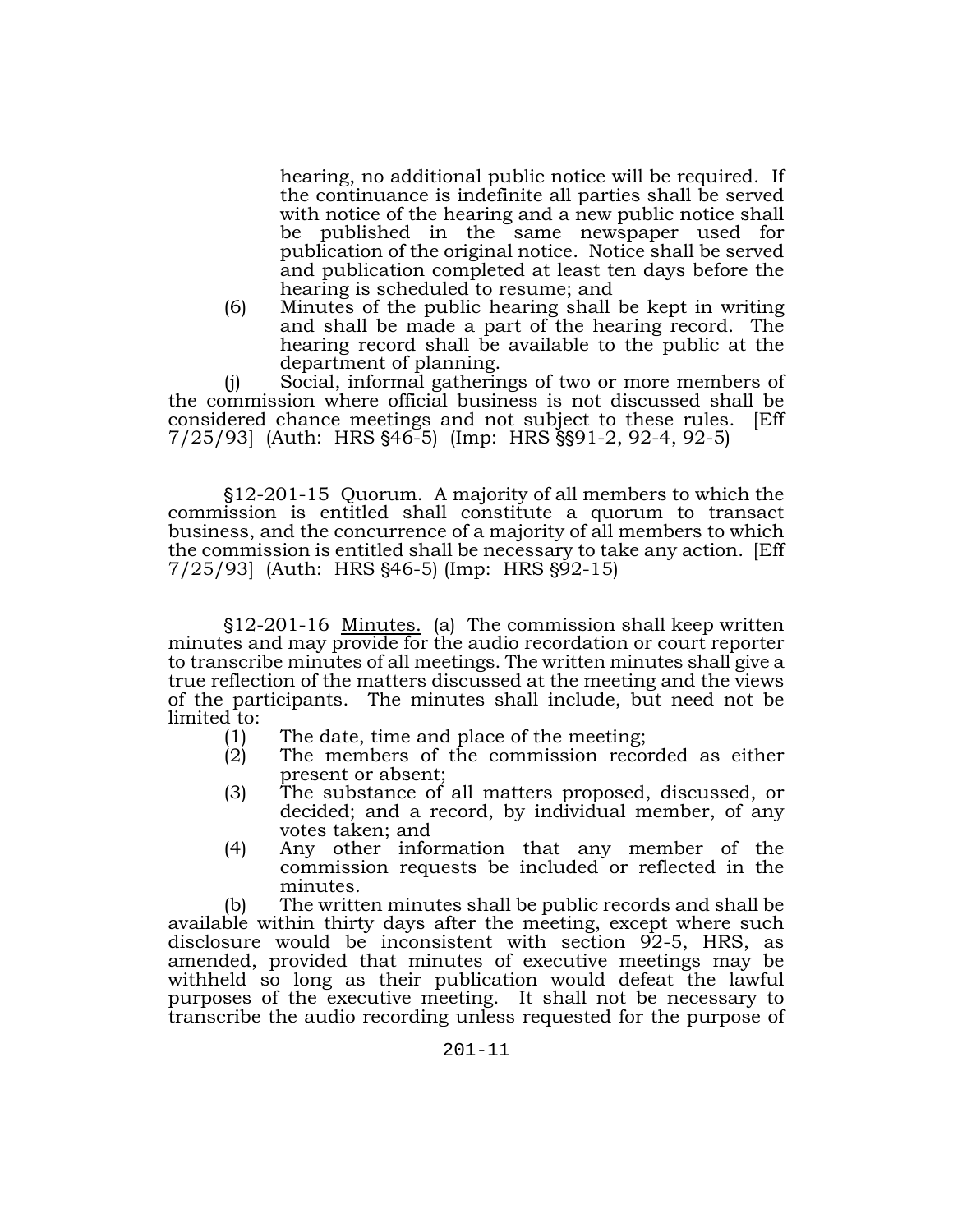hearing, no additional public notice will be required. If the continuance is indefinite all parties shall be served with notice of the hearing and a new public notice shall be published in the same newspaper used for publication of the original notice. Notice shall be served and publication completed at least ten days before the hearing is scheduled to resume; and

(6) Minutes of the public hearing shall be kept in writing and shall be made a part of the hearing record. The hearing record shall be available to the public at the department of planning.

(j) Social, informal gatherings of two or more members of the commission where official business is not discussed shall be considered chance meetings and not subject to these rules. [Eff 7/25/93] (Auth: HRS §46-5) (Imp: HRS §§91-2, 92-4, 92-5)

§12-201-15 Quorum. A majority of all members to which the commission is entitled shall constitute a quorum to transact business, and the concurrence of a majority of all members to which the commission is entitled shall be necessary to take any action. [Eff 7/25/93] (Auth: HRS §46-5) (Imp: HRS §92-15)

§12-201-16 Minutes. (a) The commission shall keep written minutes and may provide for the audio recordation or court reporter to transcribe minutes of all meetings. The written minutes shall give a true reflection of the matters discussed at the meeting and the views of the participants. The minutes shall include, but need not be limited to:

(1) The date, time and place of the meeting;
(2) The members of the commission recorded as either present or absent;
(3) The substance of all matters proposed, discussed, or decided; and a record, by individual member, of any votes taken; and
(4) Any other information that any member of the commission requests be included or reflected in the minutes.

(b) The written minutes shall be public records and shall be available within thirty days after the meeting, except where such disclosure would be inconsistent with section 92-5, HRS, as amended, provided that minutes of executive meetings may be withheld so long as their publication would defeat the lawful purposes of the executive meeting. It shall not be necessary to transcribe the audio recording unless requested for the purpose of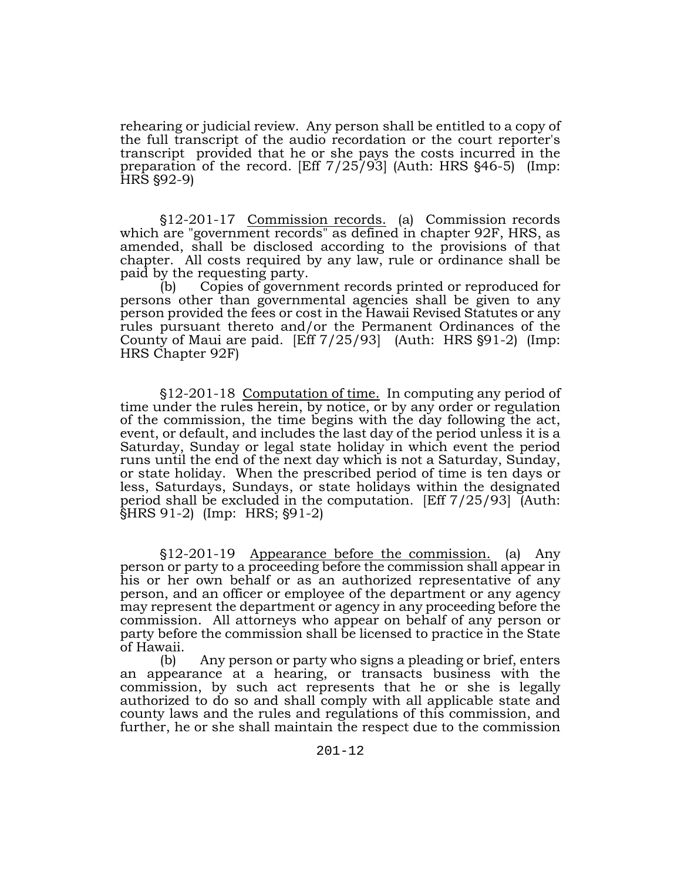rehearing or judicial review. Any person shall be entitled to a copy of the full transcript of the audio recordation or the court reporter's transcript provided that he or she pays the costs incurred in the preparation of the record. [Eff 7/25/93] (Auth: HRS §46-5) (Imp: HRS §92-9)

§12-201-17 Commission records. (a) Commission records which are "government records" as defined in chapter 92F, HRS, as amended, shall be disclosed according to the provisions of that chapter. All costs required by any law, rule or ordinance shall be paid by the requesting party.

(b) Copies of government records printed or reproduced for persons other than governmental agencies shall be given to any person provided the fees or cost in the Hawaii Revised Statutes or any rules pursuant thereto and/or the Permanent Ordinances of the County of Maui are paid. [Eff 7/25/93] (Auth: HRS §91-2) (Imp: HRS Chapter 92F)

§12-201-18 Computation of time. In computing any period of time under the rules herein, by notice, or by any order or regulation of the commission, the time begins with the day following the act, event, or default, and includes the last day of the period unless it is a Saturday, Sunday or legal state holiday in which event the period runs until the end of the next day which is not a Saturday, Sunday, or state holiday. When the prescribed period of time is ten days or less, Saturdays, Sundays, or state holidays within the designated period shall be excluded in the computation. [Eff 7/25/93] (Auth: §HRS 91-2) (Imp: HRS; §91-2)

§12-201-19 Appearance before the commission. (a) Any person or party to a proceeding before the commission shall appear in his or her own behalf or as an authorized representative of any person, and an officer or employee of the department or any agency may represent the department or agency in any proceeding before the commission. All attorneys who appear on behalf of any person or party before the commission shall be licensed to practice in the State of Hawaii.

(b) Any person or party who signs a pleading or brief, enters an appearance at a hearing, or transacts business with the commission, by such act represents that he or she is legally authorized to do so and shall comply with all applicable state and county laws and the rules and regulations of this commission, and further, he or she shall maintain the respect due to the commission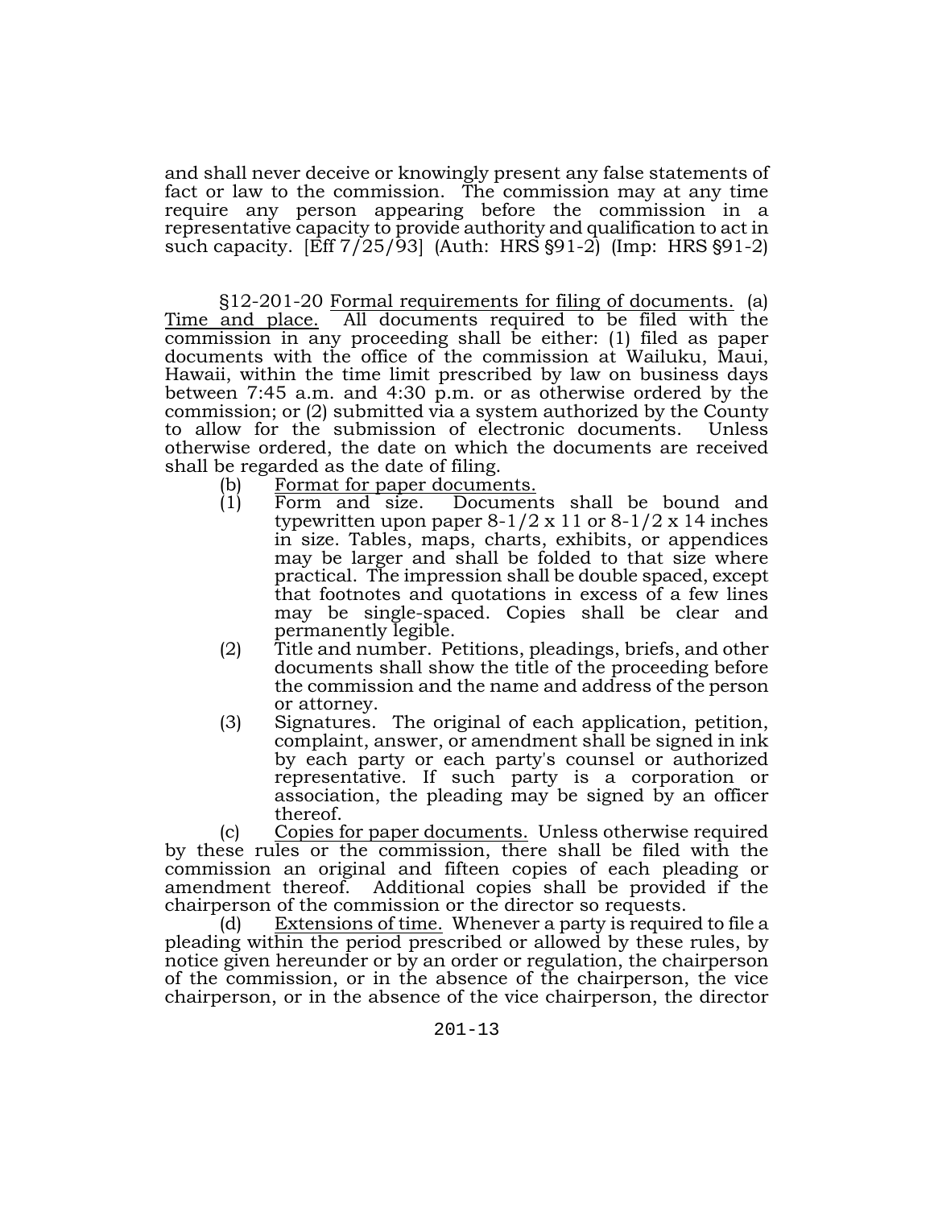and shall never deceive or knowingly present any false statements of fact or law to the commission. The commission may at any time require any person appearing before the commission in a representative capacity to provide authority and qualification to act in such capacity. [Eff 7/25/93] (Auth: HRS §91-2) (Imp: HRS §91-2)

§12-201-20 Formal requirements for filing of documents. (a) Time and place. All documents required to be filed with the commission in any proceeding shall be either: (1) filed as paper documents with the office of the commission at Wailuku, Maui, Hawaii, within the time limit prescribed by law on business days between 7:45 a.m. and 4:30 p.m. or as otherwise ordered by the commission; or (2) submitted via a system authorized by the County to allow for the submission of electronic documents. Unless otherwise ordered, the date on which the documents are received shall be regarded as the date of filing.

(b) Format for paper documents.

(1) Form and size. Documents shall be bound and typewritten upon paper 8-1/2 x 11 or 8-1/2 x 14 inches in size. Tables, maps, charts, exhibits, or appendices may be larger and shall be folded to that size where practical. The impression shall be double spaced, except that footnotes and quotations in excess of a few lines may be single-spaced. Copies shall be clear and permanently legible.

(2) Title and number. Petitions, pleadings, briefs, and other documents shall show the title of the proceeding before the commission and the name and address of the person or attorney.

(3) Signatures. The original of each application, petition, complaint, answer, or amendment shall be signed in ink by each party or each party's counsel or authorized representative. If such party is a corporation or association, the pleading may be signed by an officer thereof.

(c) Copies for paper documents. Unless otherwise required by these rules or the commission, there shall be filed with the commission an original and fifteen copies of each pleading or amendment thereof. Additional copies shall be provided if the chairperson of the commission or the director so requests.

(d) Extensions of time. Whenever a party is required to file a pleading within the period prescribed or allowed by these rules, by notice given hereunder or by an order or regulation, the chairperson of the commission, or in the absence of the chairperson, the vice chairperson, or in the absence of the vice chairperson, the director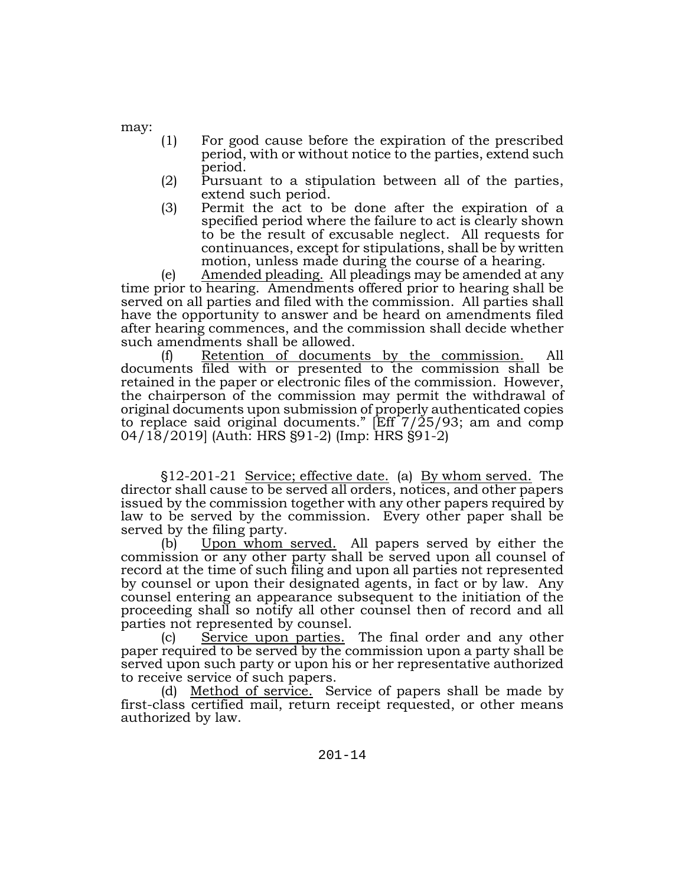may:

(1) For good cause before the expiration of the prescribed period, with or without notice to the parties, extend such period.

(2) Pursuant to a stipulation between all of the parties, extend such period.

(3) Permit the act to be done after the expiration of a specified period where the failure to act is clearly shown to be the result of excusable neglect. All requests for continuances, except for stipulations, shall be by written motion, unless made during the course of a hearing.

(e) Amended pleading. All pleadings may be amended at any time prior to hearing. Amendments offered prior to hearing shall be served on all parties and filed with the commission. All parties shall have the opportunity to answer and be heard on amendments filed after hearing commences, and the commission shall decide whether such amendments shall be allowed.

(f) Retention of documents by the commission. All documents filed with or presented to the commission shall be retained in the paper or electronic files of the commission. However, the chairperson of the commission may permit the withdrawal of original documents upon submission of properly authenticated copies to replace said original documents." [Eff 7/25/93; am and comp 04/18/2019] (Auth: HRS §91-2) (Imp: HRS §91-2)

§12-201-21 Service; effective date. (a) By whom served. The director shall cause to be served all orders, notices, and other papers issued by the commission together with any other papers required by law to be served by the commission. Every other paper shall be served by the filing party.

(b) Upon whom served. All papers served by either the commission or any other party shall be served upon all counsel of record at the time of such filing and upon all parties not represented by counsel or upon their designated agents, in fact or by law. Any counsel entering an appearance subsequent to the initiation of the proceeding shall so notify all other counsel then of record and all parties not represented by counsel.

(c) Service upon parties. The final order and any other paper required to be served by the commission upon a party shall be served upon such party or upon his or her representative authorized to receive service of such papers.

(d) Method of service. Service of papers shall be made by first-class certified mail, return receipt requested, or other means authorized by law.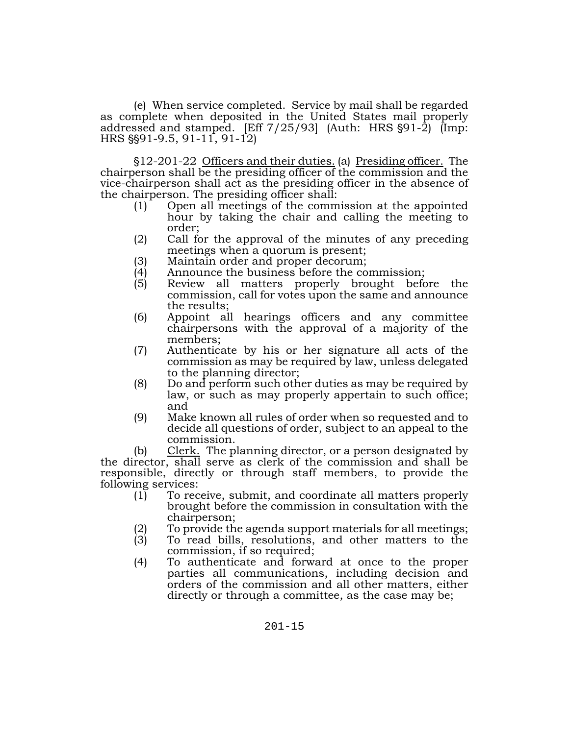(e) When service completed. Service by mail shall be regarded as complete when deposited in the United States mail properly addressed and stamped. [Eff 7/25/93] (Auth: HRS §91-2) (Imp: HRS §§91-9.5, 91-11, 91-12)

§12-201-22 Officers and their duties. (a) Presiding officer. The chairperson shall be the presiding officer of the commission and the vice-chairperson shall act as the presiding officer in the absence of the chairperson. The presiding officer shall:

(1) Open all meetings of the commission at the appointed hour by taking the chair and calling the meeting to order;
(2) Call for the approval of the minutes of any preceding meetings when a quorum is present;
(3) Maintain order and proper decorum;
(4) Announce the business before the commission;
(5) Review all matters properly brought before the commission, call for votes upon the same and announce the results;
(6) Appoint all hearings officers and any committee chairpersons with the approval of a majority of the members;
(7) Authenticate by his or her signature all acts of the commission as may be required by law, unless delegated to the planning director;
(8) Do and perform such other duties as may be required by law, or such as may properly appertain to such office; and
(9) Make known all rules of order when so requested and to decide all questions of order, subject to an appeal to the commission.

(b) Clerk. The planning director, or a person designated by the director, shall serve as clerk of the commission and shall be responsible, directly or through staff members, to provide the following services:

(1) To receive, submit, and coordinate all matters properly brought before the commission in consultation with the chairperson;
(2) To provide the agenda support materials for all meetings;
(3) To read bills, resolutions, and other matters to the commission, if so required;
(4) To authenticate and forward at once to the proper parties all communications, including decision and orders of the commission and all other matters, either directly or through a committee, as the case may be;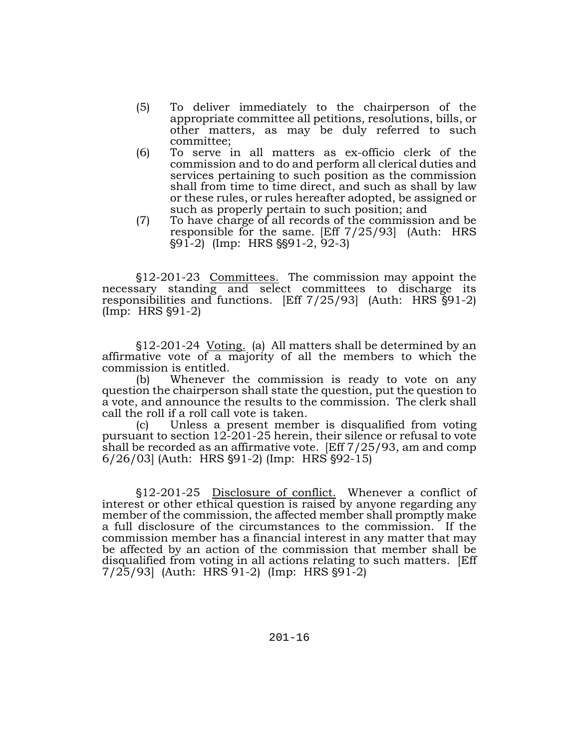(5) To deliver immediately to the chairperson of the appropriate committee all petitions, resolutions, bills, or other matters, as may be duly referred to such committee;

(6) To serve in all matters as ex-officio clerk of the commission and to do and perform all clerical duties and services pertaining to such position as the commission shall from time to time direct, and such as shall by law or these rules, or rules hereafter adopted, be assigned or such as properly pertain to such position; and

(7) To have charge of all records of the commission and be responsible for the same. [Eff 7/25/93] (Auth: HRS §91-2) (Imp: HRS §§91-2, 92-3)

§12-201-23 Committees. The commission may appoint the necessary standing and select committees to discharge its responsibilities and functions. [Eff 7/25/93] (Auth: HRS §91-2) (Imp: HRS §91-2)

§12-201-24 Voting. (a) All matters shall be determined by an affirmative vote of a majority of all the members to which the commission is entitled.

(b) Whenever the commission is ready to vote on any question the chairperson shall state the question, put the question to a vote, and announce the results to the commission. The clerk shall call the roll if a roll call vote is taken.

(c) Unless a present member is disqualified from voting pursuant to section 12-201-25 herein, their silence or refusal to vote shall be recorded as an affirmative vote. [Eff 7/25/93, am and comp 6/26/03] (Auth: HRS §91-2) (Imp: HRS §92-15)

§12-201-25 Disclosure of conflict. Whenever a conflict of interest or other ethical question is raised by anyone regarding any member of the commission, the affected member shall promptly make a full disclosure of the circumstances to the commission. If the commission member has a financial interest in any matter that may be affected by an action of the commission that member shall be disqualified from voting in all actions relating to such matters. [Eff 7/25/93] (Auth: HRS 91-2) (Imp: HRS §91-2)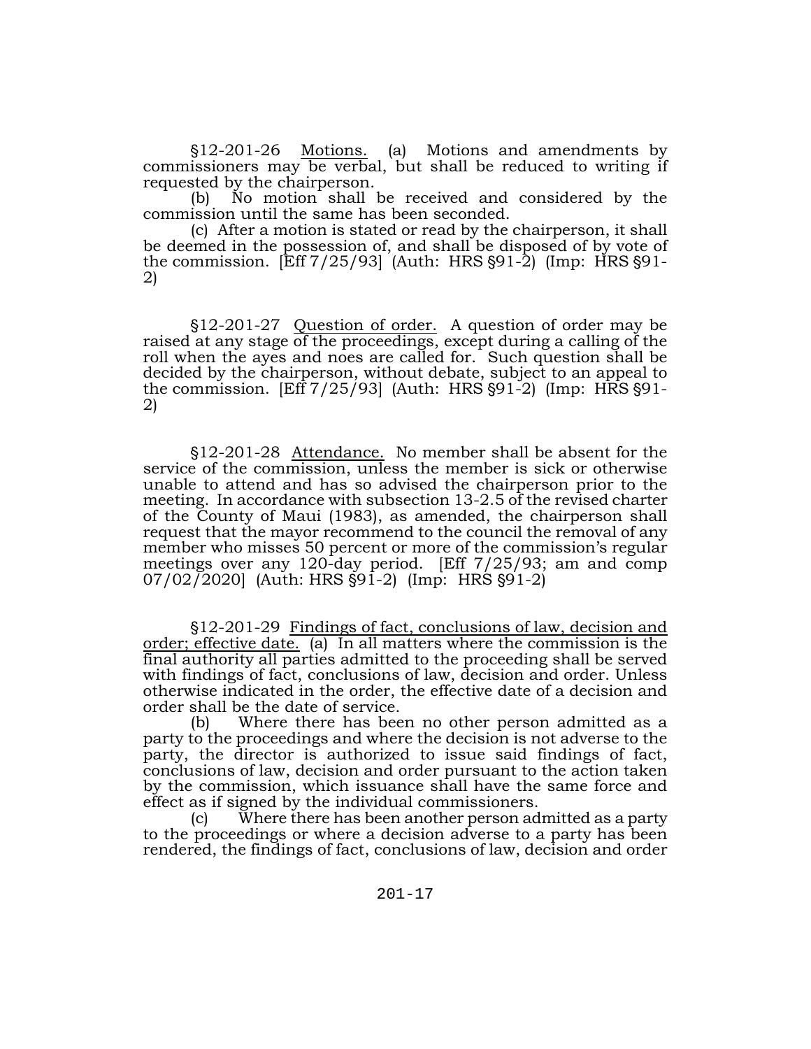§12-201-26 Motions. (a) Motions and amendments by commissioners may be verbal, but shall be reduced to writing if requested by the chairperson.

(b) No motion shall be received and considered by the commission until the same has been seconded.

(c) After a motion is stated or read by the chairperson, it shall be deemed in the possession of, and shall be disposed of by vote of the commission. [Eff 7/25/93] (Auth: HRS §91-2) (Imp: HRS §91-2)

§12-201-27 Question of order. A question of order may be raised at any stage of the proceedings, except during a calling of the roll when the ayes and noes are called for. Such question shall be decided by the chairperson, without debate, subject to an appeal to the commission. [Eff 7/25/93] (Auth: HRS §91-2) (Imp: HRS §91-2)

§12-201-28 Attendance. No member shall be absent for the service of the commission, unless the member is sick or otherwise unable to attend and has so advised the chairperson prior to the meeting. In accordance with subsection 13-2.5 of the revised charter of the County of Maui (1983), as amended, the chairperson shall request that the mayor recommend to the council the removal of any member who misses 50 percent or more of the commission's regular meetings over any 120-day period. [Eff 7/25/93; am and comp 07/02/2020] (Auth: HRS §91-2) (Imp: HRS §91-2)

§12-201-29 Findings of fact, conclusions of law, decision and order; effective date. (a) In all matters where the commission is the final authority all parties admitted to the proceeding shall be served with findings of fact, conclusions of law, decision and order. Unless otherwise indicated in the order, the effective date of a decision and order shall be the date of service.

(b) Where there has been no other person admitted as a party to the proceedings and where the decision is not adverse to the party, the director is authorized to issue said findings of fact, conclusions of law, decision and order pursuant to the action taken by the commission, which issuance shall have the same force and effect as if signed by the individual commissioners.

(c) Where there has been another person admitted as a party to the proceedings or where a decision adverse to a party has been rendered, the findings of fact, conclusions of law, decision and order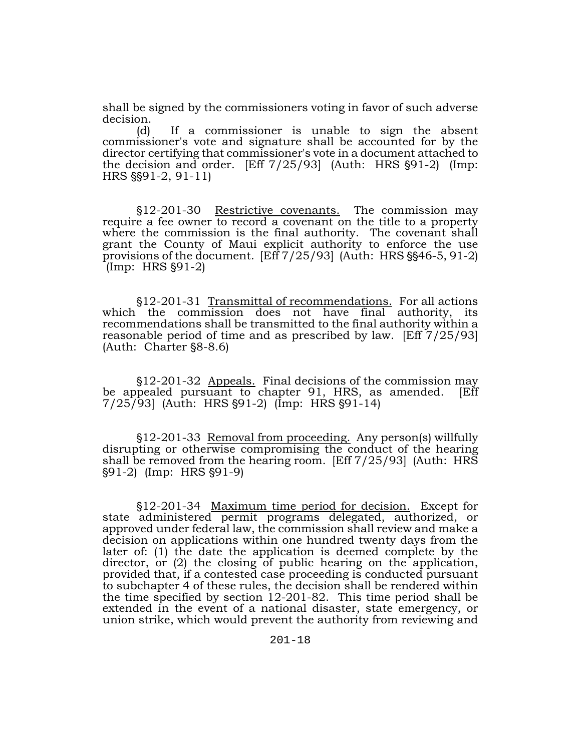shall be signed by the commissioners voting in favor of such adverse decision.

(d) If a commissioner is unable to sign the absent commissioner's vote and signature shall be accounted for by the director certifying that commissioner's vote in a document attached to the decision and order. [Eff 7/25/93] (Auth: HRS §91-2) (Imp: HRS §§91-2, 91-11)

§12-201-30 Restrictive covenants. The commission may require a fee owner to record a covenant on the title to a property where the commission is the final authority. The covenant shall grant the County of Maui explicit authority to enforce the use provisions of the document. [Eff 7/25/93] (Auth: HRS §§46-5, 91-2) (Imp: HRS §91-2)

§12-201-31 Transmittal of recommendations. For all actions which the commission does not have final authority, its recommendations shall be transmitted to the final authority within a reasonable period of time and as prescribed by law. [Eff 7/25/93] (Auth: Charter §8-8.6)

§12-201-32 Appeals. Final decisions of the commission may be appealed pursuant to chapter 91, HRS, as amended. [Eff 7/25/93] (Auth: HRS §91-2) (Imp: HRS §91-14)

§12-201-33 Removal from proceeding. Any person(s) willfully disrupting or otherwise compromising the conduct of the hearing shall be removed from the hearing room. [Eff 7/25/93] (Auth: HRS §91-2) (Imp: HRS §91-9)

§12-201-34 Maximum time period for decision. Except for state administered permit programs delegated, authorized, or approved under federal law, the commission shall review and make a decision on applications within one hundred twenty days from the later of: (1) the date the application is deemed complete by the director, or (2) the closing of public hearing on the application, provided that, if a contested case proceeding is conducted pursuant to subchapter 4 of these rules, the decision shall be rendered within the time specified by section 12-201-82. This time period shall be extended in the event of a national disaster, state emergency, or union strike, which would prevent the authority from reviewing and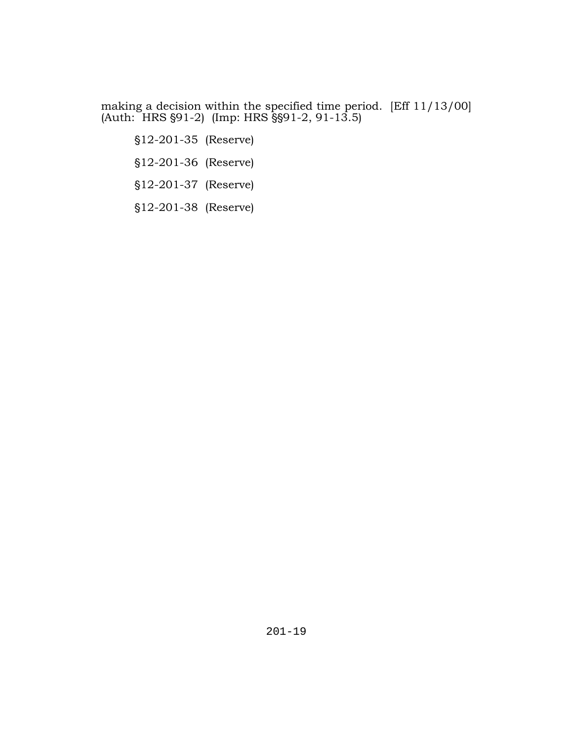making a decision within the specified time period. [Eff 11/13/00] (Auth: HRS §91-2) (Imp: HRS §§91-2, 91-13.5)

§12-201-35 (Reserve)

§12-201-36 (Reserve)

§12-201-37 (Reserve)

§12-201-38 (Reserve)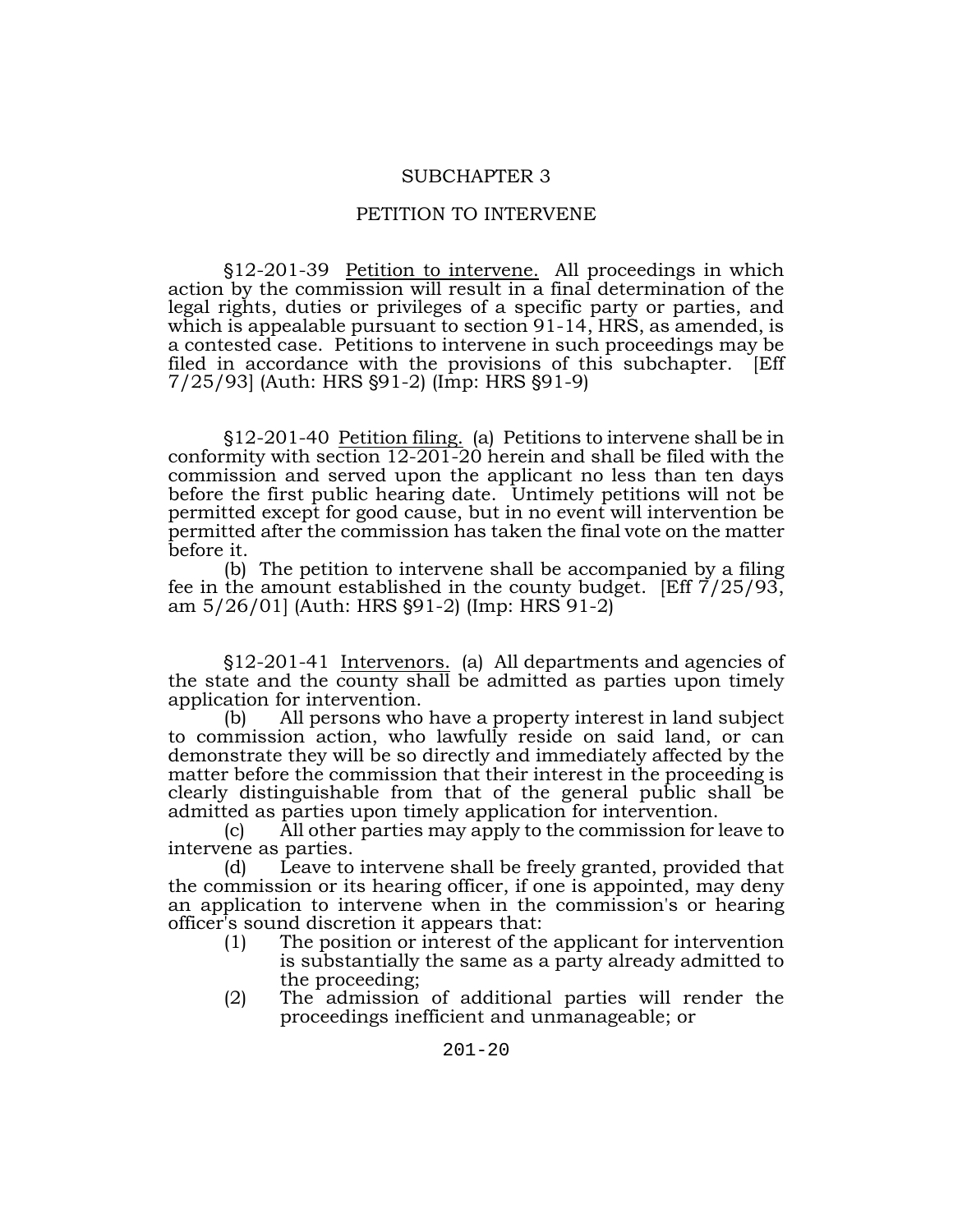## SUBCHAPTER 3

## PETITION TO INTERVENE

§12-201-39 Petition to intervene. All proceedings in which action by the commission will result in a final determination of the legal rights, duties or privileges of a specific party or parties, and which is appealable pursuant to section 91-14, HRS, as amended, is a contested case. Petitions to intervene in such proceedings may be filed in accordance with the provisions of this subchapter. [Eff 7/25/93] (Auth: HRS §91-2) (Imp: HRS §91-9)

§12-201-40 Petition filing. (a) Petitions to intervene shall be in conformity with section 12-201-20 herein and shall be filed with the commission and served upon the applicant no less than ten days before the first public hearing date. Untimely petitions will not be permitted except for good cause, but in no event will intervention be permitted after the commission has taken the final vote on the matter before it.

(b) The petition to intervene shall be accompanied by a filing fee in the amount established in the county budget. [Eff 7/25/93, am 5/26/01] (Auth: HRS §91-2) (Imp: HRS 91-2)

§12-201-41 Intervenors. (a) All departments and agencies of the state and the county shall be admitted as parties upon timely application for intervention.

(b) All persons who have a property interest in land subject to commission action, who lawfully reside on said land, or can demonstrate they will be so directly and immediately affected by the matter before the commission that their interest in the proceeding is clearly distinguishable from that of the general public shall be admitted as parties upon timely application for intervention.

(c) All other parties may apply to the commission for leave to intervene as parties.

(d) Leave to intervene shall be freely granted, provided that the commission or its hearing officer, if one is appointed, may deny an application to intervene when in the commission's or hearing officer's sound discretion it appears that:

(1) The position or interest of the applicant for intervention is substantially the same as a party already admitted to the proceeding;

(2) The admission of additional parties will render the proceedings inefficient and unmanageable; or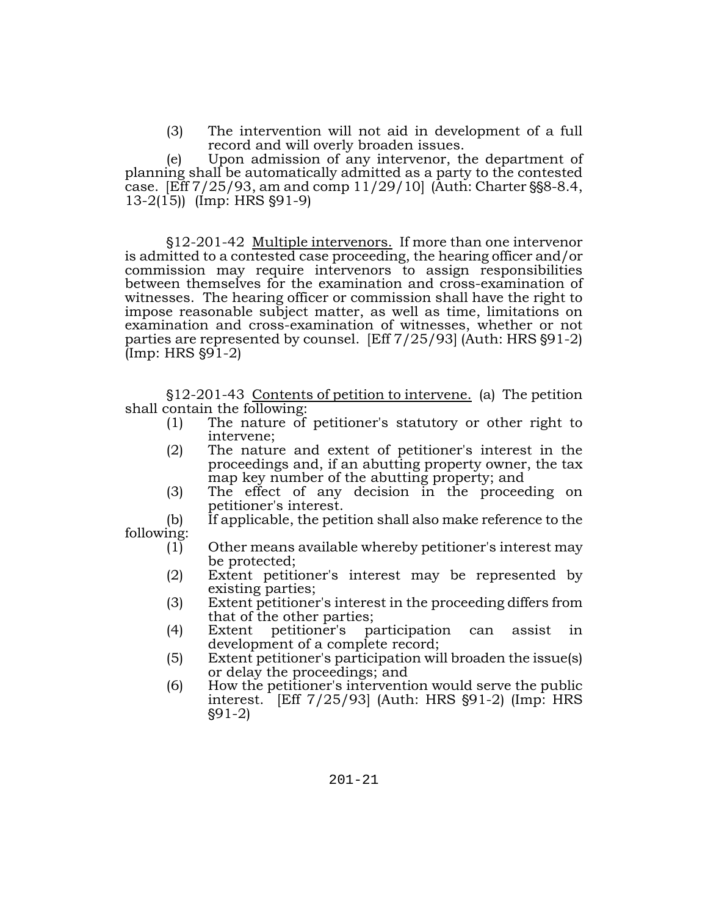(3) The intervention will not aid in development of a full record and will overly broaden issues.

(e) Upon admission of any intervenor, the department of planning shall be automatically admitted as a party to the contested case. [Eff 7/25/93, am and comp 11/29/10] (Auth: Charter §§8-8.4, 13-2(15)) (Imp: HRS §91-9)

§12-201-42 Multiple intervenors. If more than one intervenor is admitted to a contested case proceeding, the hearing officer and/or commission may require intervenors to assign responsibilities between themselves for the examination and cross-examination of witnesses. The hearing officer or commission shall have the right to impose reasonable subject matter, as well as time, limitations on examination and cross-examination of witnesses, whether or not parties are represented by counsel. [Eff 7/25/93] (Auth: HRS §91-2) (Imp: HRS §91-2)

§12-201-43 Contents of petition to intervene. (a) The petition shall contain the following:

(1) The nature of petitioner's statutory or other right to intervene;
(2) The nature and extent of petitioner's interest in the proceedings and, if an abutting property owner, the tax map key number of the abutting property; and
(3) The effect of any decision in the proceeding on petitioner's interest.

(b) If applicable, the petition shall also make reference to the following:

(1) Other means available whereby petitioner's interest may be protected;
(2) Extent petitioner's interest may be represented by existing parties;
(3) Extent petitioner's interest in the proceeding differs from that of the other parties;
(4) Extent petitioner's participation can assist in development of a complete record;
(5) Extent petitioner's participation will broaden the issue(s) or delay the proceedings; and
(6) How the petitioner's intervention would serve the public interest. [Eff 7/25/93] (Auth: HRS §91-2) (Imp: HRS §91-2)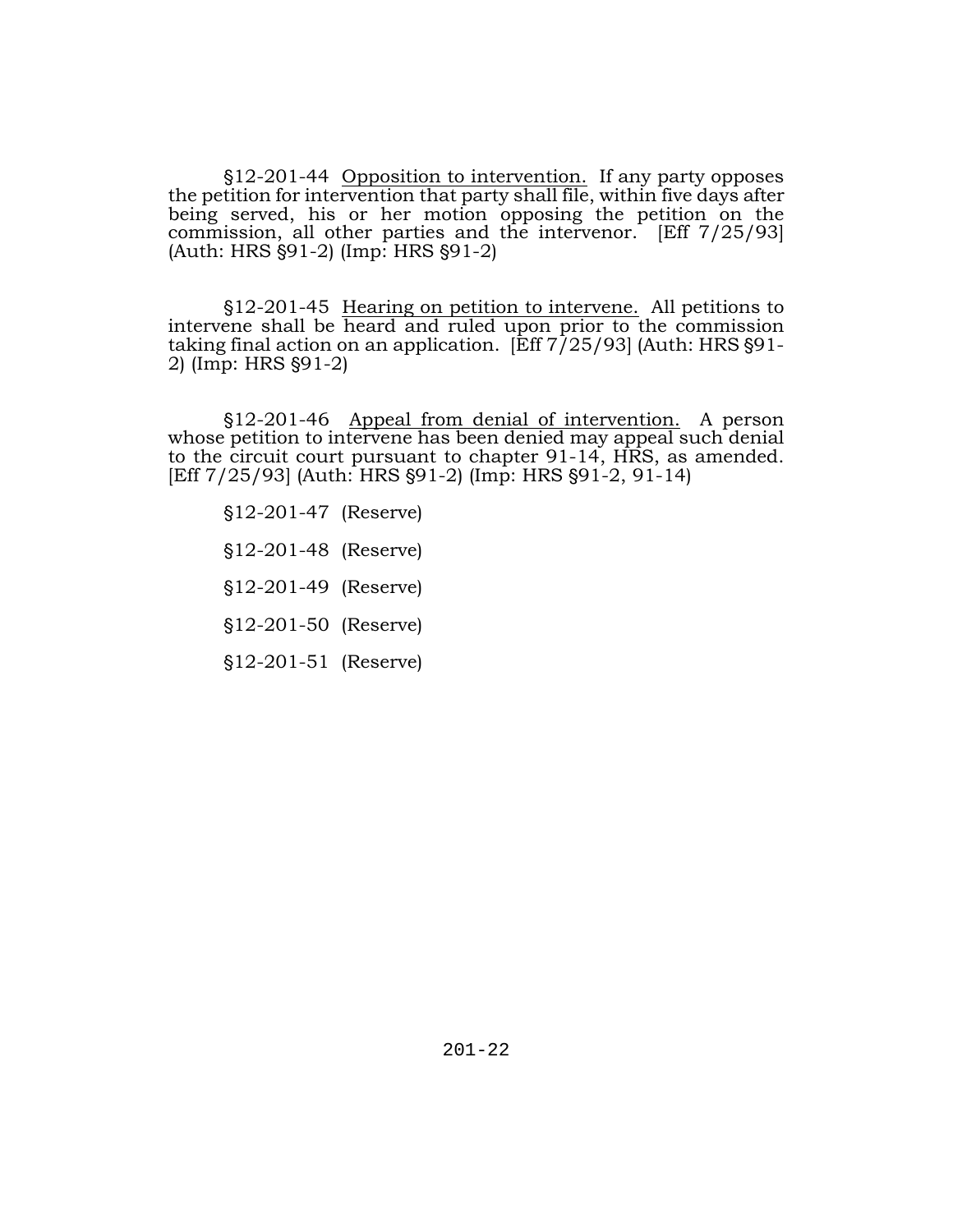§12-201-44 Opposition to intervention. If any party opposes the petition for intervention that party shall file, within five days after being served, his or her motion opposing the petition on the commission, all other parties and the intervenor. [Eff 7/25/93] (Auth: HRS §91-2) (Imp: HRS §91-2)

§12-201-45 Hearing on petition to intervene. All petitions to intervene shall be heard and ruled upon prior to the commission taking final action on an application. [Eff 7/25/93] (Auth: HRS §91-2) (Imp: HRS §91-2)

§12-201-46 Appeal from denial of intervention. A person whose petition to intervene has been denied may appeal such denial to the circuit court pursuant to chapter 91-14, HRS, as amended. [Eff 7/25/93] (Auth: HRS §91-2) (Imp: HRS §91-2, 91-14)

§12-201-47 (Reserve)

§12-201-48 (Reserve)

§12-201-49 (Reserve)

§12-201-50 (Reserve)

§12-201-51 (Reserve)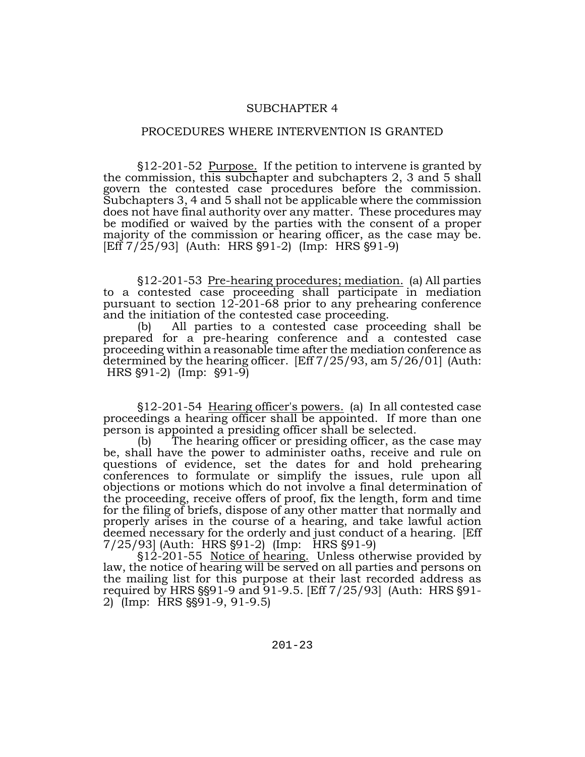## SUBCHAPTER 4

## PROCEDURES WHERE INTERVENTION IS GRANTED

§12-201-52 Purpose. If the petition to intervene is granted by the commission, this subchapter and subchapters 2, 3 and 5 shall govern the contested case procedures before the commission. Subchapters 3, 4 and 5 shall not be applicable where the commission does not have final authority over any matter. These procedures may be modified or waived by the parties with the consent of a proper majority of the commission or hearing officer, as the case may be. [Eff 7/25/93] (Auth: HRS §91-2) (Imp: HRS §91-9)

§12-201-53 Pre-hearing procedures; mediation. (a) All parties to a contested case proceeding shall participate in mediation pursuant to section 12-201-68 prior to any prehearing conference and the initiation of the contested case proceeding.

(b) All parties to a contested case proceeding shall be prepared for a pre-hearing conference and a contested case proceeding within a reasonable time after the mediation conference as determined by the hearing officer. [Eff 7/25/93, am 5/26/01] (Auth: HRS §91-2) (Imp: §91-9)

§12-201-54 Hearing officer's powers. (a) In all contested case proceedings a hearing officer shall be appointed. If more than one person is appointed a presiding officer shall be selected.

(b) The hearing officer or presiding officer, as the case may be, shall have the power to administer oaths, receive and rule on questions of evidence, set the dates for and hold prehearing conferences to formulate or simplify the issues, rule upon all objections or motions which do not involve a final determination of the proceeding, receive offers of proof, fix the length, form and time for the filing of briefs, dispose of any other matter that normally and properly arises in the course of a hearing, and take lawful action deemed necessary for the orderly and just conduct of a hearing. [Eff 7/25/93] (Auth: HRS §91-2) (Imp: HRS §91-9)

§12-201-55 Notice of hearing. Unless otherwise provided by law, the notice of hearing will be served on all parties and persons on the mailing list for this purpose at their last recorded address as required by HRS §§91-9 and 91-9.5. [Eff 7/25/93] (Auth: HRS §91-2) (Imp: HRS §§91-9, 91-9.5)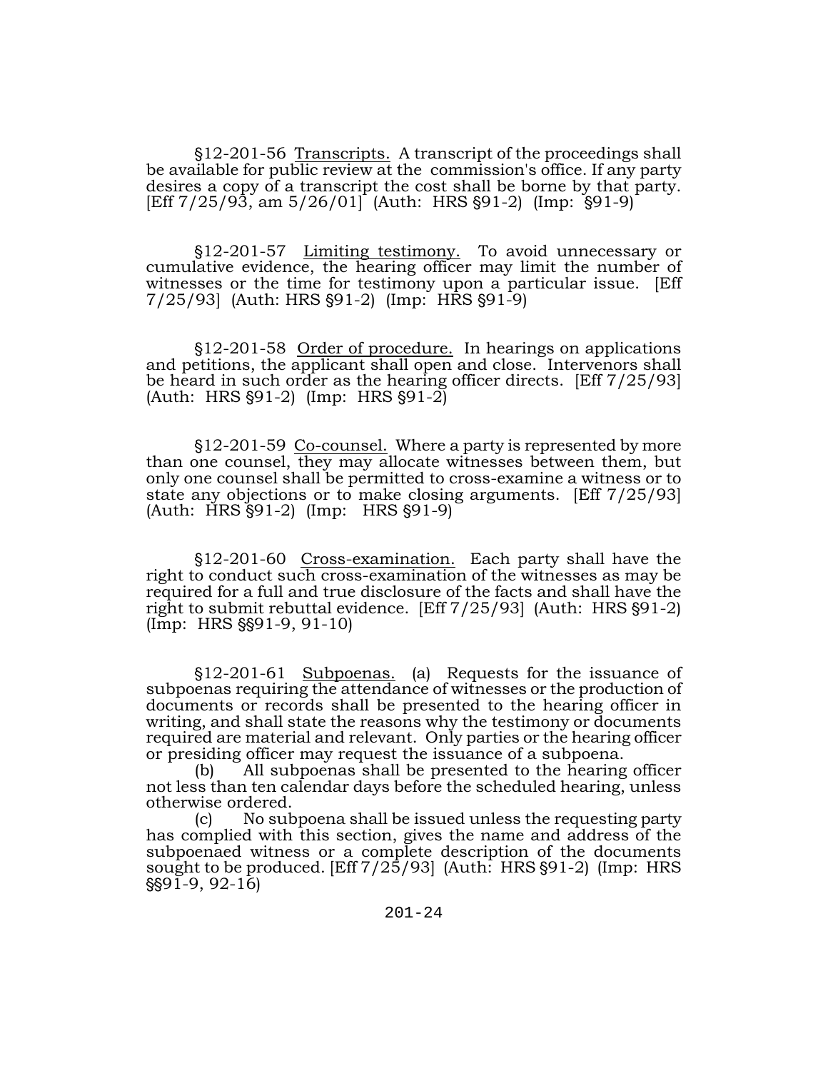§12-201-56 Transcripts. A transcript of the proceedings shall be available for public review at the commission's office. If any party desires a copy of a transcript the cost shall be borne by that party. [Eff 7/25/93, am 5/26/01] (Auth: HRS §91-2) (Imp: §91-9)

§12-201-57 Limiting testimony. To avoid unnecessary or cumulative evidence, the hearing officer may limit the number of witnesses or the time for testimony upon a particular issue. [Eff 7/25/93] (Auth: HRS §91-2) (Imp: HRS §91-9)

§12-201-58 Order of procedure. In hearings on applications and petitions, the applicant shall open and close. Intervenors shall be heard in such order as the hearing officer directs. [Eff 7/25/93] (Auth: HRS §91-2) (Imp: HRS §91-2)

§12-201-59 Co-counsel. Where a party is represented by more than one counsel, they may allocate witnesses between them, but only one counsel shall be permitted to cross-examine a witness or to state any objections or to make closing arguments. [Eff 7/25/93] (Auth: HRS §91-2) (Imp: HRS §91-9)

§12-201-60 Cross-examination. Each party shall have the right to conduct such cross-examination of the witnesses as may be required for a full and true disclosure of the facts and shall have the right to submit rebuttal evidence. [Eff 7/25/93] (Auth: HRS §91-2) (Imp: HRS §§91-9, 91-10)

§12-201-61 Subpoenas. (a) Requests for the issuance of subpoenas requiring the attendance of witnesses or the production of documents or records shall be presented to the hearing officer in writing, and shall state the reasons why the testimony or documents required are material and relevant. Only parties or the hearing officer or presiding officer may request the issuance of a subpoena.

(b) All subpoenas shall be presented to the hearing officer not less than ten calendar days before the scheduled hearing, unless otherwise ordered.

(c) No subpoena shall be issued unless the requesting party has complied with this section, gives the name and address of the subpoenaed witness or a complete description of the documents sought to be produced. [Eff 7/25/93] (Auth: HRS §91-2) (Imp: HRS §§91-9, 92-16)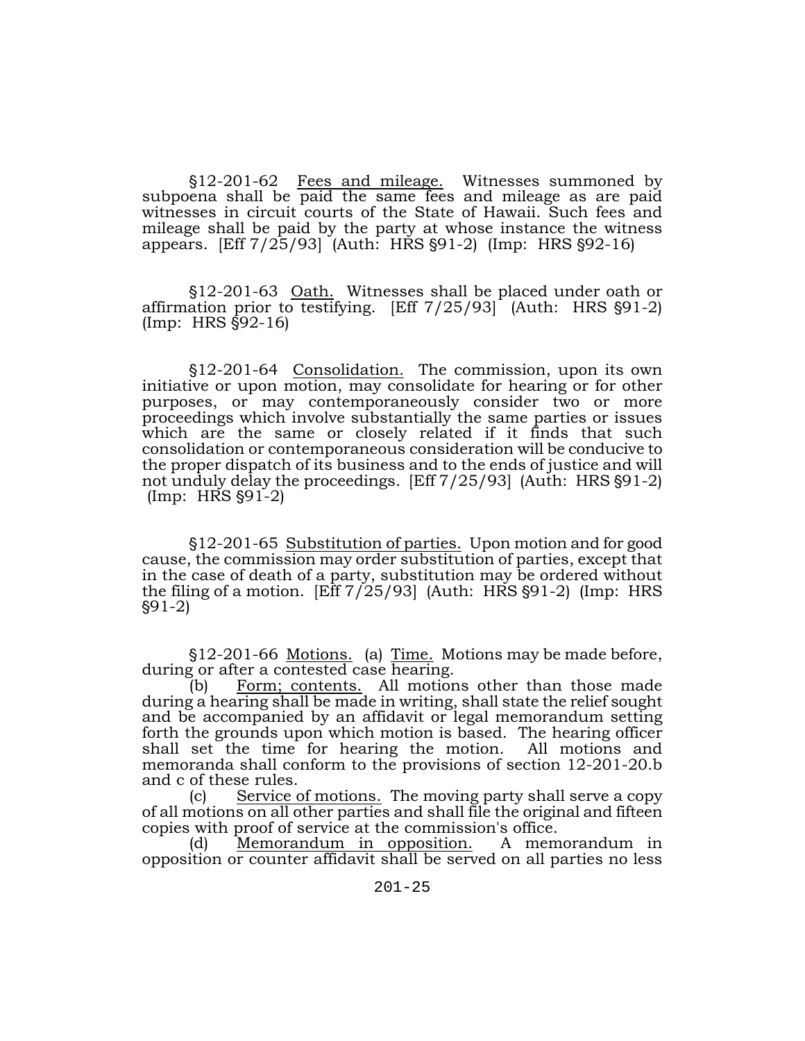§12-201-62 Fees and mileage. Witnesses summoned by subpoena shall be paid the same fees and mileage as are paid witnesses in circuit courts of the State of Hawaii. Such fees and mileage shall be paid by the party at whose instance the witness appears. [Eff 7/25/93] (Auth: HRS §91-2) (Imp: HRS §92-16)

§12-201-63 Oath. Witnesses shall be placed under oath or affirmation prior to testifying. [Eff 7/25/93] (Auth: HRS §91-2) (Imp: HRS §92-16)

§12-201-64 Consolidation. The commission, upon its own initiative or upon motion, may consolidate for hearing or for other purposes, or may contemporaneously consider two or more proceedings which involve substantially the same parties or issues which are the same or closely related if it finds that such consolidation or contemporaneous consideration will be conducive to the proper dispatch of its business and to the ends of justice and will not unduly delay the proceedings. [Eff 7/25/93] (Auth: HRS §91-2) (Imp: HRS §91-2)

§12-201-65 Substitution of parties. Upon motion and for good cause, the commission may order substitution of parties, except that in the case of death of a party, substitution may be ordered without the filing of a motion. [Eff 7/25/93] (Auth: HRS §91-2) (Imp: HRS §91-2)

§12-201-66 Motions. (a) Time. Motions may be made before, during or after a contested case hearing.

(b) Form; contents. All motions other than those made during a hearing shall be made in writing, shall state the relief sought and be accompanied by an affidavit or legal memorandum setting forth the grounds upon which motion is based. The hearing officer shall set the time for hearing the motion. All motions and memoranda shall conform to the provisions of section 12-201-20.b and c of these rules.

(c) Service of motions. The moving party shall serve a copy of all motions on all other parties and shall file the original and fifteen copies with proof of service at the commission's office.

(d) Memorandum in opposition. A memorandum in opposition or counter affidavit shall be served on all parties no less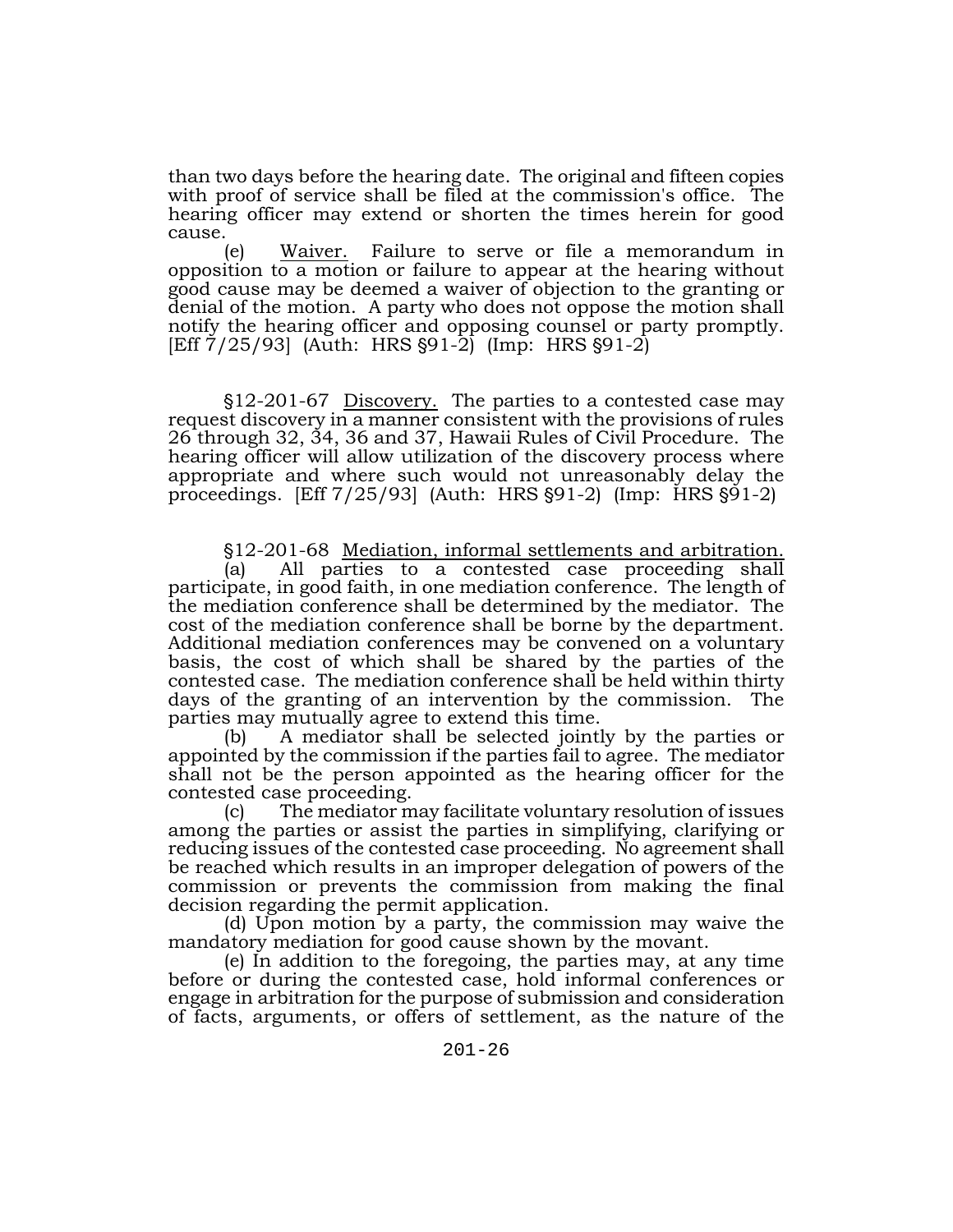than two days before the hearing date. The original and fifteen copies with proof of service shall be filed at the commission's office. The hearing officer may extend or shorten the times herein for good cause.

(e) Waiver. Failure to serve or file a memorandum in opposition to a motion or failure to appear at the hearing without good cause may be deemed a waiver of objection to the granting or denial of the motion. A party who does not oppose the motion shall notify the hearing officer and opposing counsel or party promptly. [Eff 7/25/93] (Auth: HRS §91-2) (Imp: HRS §91-2)

§12-201-67 Discovery. The parties to a contested case may request discovery in a manner consistent with the provisions of rules 26 through 32, 34, 36 and 37, Hawaii Rules of Civil Procedure. The hearing officer will allow utilization of the discovery process where appropriate and where such would not unreasonably delay the proceedings. [Eff 7/25/93] (Auth: HRS §91-2) (Imp: HRS §91-2)

§12-201-68 Mediation, informal settlements and arbitration.

(a) All parties to a contested case proceeding shall participate, in good faith, in one mediation conference. The length of the mediation conference shall be determined by the mediator. The cost of the mediation conference shall be borne by the department. Additional mediation conferences may be convened on a voluntary basis, the cost of which shall be shared by the parties of the contested case. The mediation conference shall be held within thirty days of the granting of an intervention by the commission. The parties may mutually agree to extend this time.

(b) A mediator shall be selected jointly by the parties or appointed by the commission if the parties fail to agree. The mediator shall not be the person appointed as the hearing officer for the contested case proceeding.

(c) The mediator may facilitate voluntary resolution of issues among the parties or assist the parties in simplifying, clarifying or reducing issues of the contested case proceeding. No agreement shall be reached which results in an improper delegation of powers of the commission or prevents the commission from making the final decision regarding the permit application.

(d) Upon motion by a party, the commission may waive the mandatory mediation for good cause shown by the movant.

(e) In addition to the foregoing, the parties may, at any time before or during the contested case, hold informal conferences or engage in arbitration for the purpose of submission and consideration of facts, arguments, or offers of settlement, as the nature of the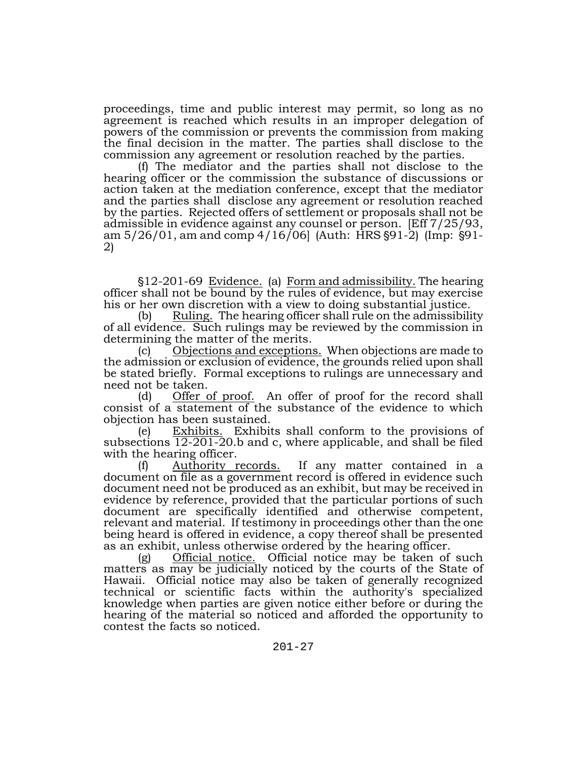proceedings, time and public interest may permit, so long as no agreement is reached which results in an improper delegation of powers of the commission or prevents the commission from making the final decision in the matter. The parties shall disclose to the commission any agreement or resolution reached by the parties.

(f) The mediator and the parties shall not disclose to the hearing officer or the commission the substance of discussions or action taken at the mediation conference, except that the mediator and the parties shall disclose any agreement or resolution reached by the parties. Rejected offers of settlement or proposals shall not be admissible in evidence against any counsel or person. [Eff 7/25/93, am 5/26/01, am and comp 4/16/06] (Auth: HRS §91-2) (Imp: §91-2)

§12-201-69 Evidence. (a) Form and admissibility. The hearing officer shall not be bound by the rules of evidence, but may exercise his or her own discretion with a view to doing substantial justice.

(b) Ruling. The hearing officer shall rule on the admissibility of all evidence. Such rulings may be reviewed by the commission in determining the matter of the merits.

(c) Objections and exceptions. When objections are made to the admission or exclusion of evidence, the grounds relied upon shall be stated briefly. Formal exceptions to rulings are unnecessary and need not be taken.

(d) Offer of proof. An offer of proof for the record shall consist of a statement of the substance of the evidence to which objection has been sustained.

(e) Exhibits. Exhibits shall conform to the provisions of subsections 12-201-20.b and c, where applicable, and shall be filed with the hearing officer.

(f) Authority records. If any matter contained in a document on file as a government record is offered in evidence such document need not be produced as an exhibit, but may be received in evidence by reference, provided that the particular portions of such document are specifically identified and otherwise competent, relevant and material. If testimony in proceedings other than the one being heard is offered in evidence, a copy thereof shall be presented as an exhibit, unless otherwise ordered by the hearing officer.

(g) Official notice. Official notice may be taken of such matters as may be judicially noticed by the courts of the State of Hawaii. Official notice may also be taken of generally recognized technical or scientific facts within the authority's specialized knowledge when parties are given notice either before or during the hearing of the material so noticed and afforded the opportunity to contest the facts so noticed.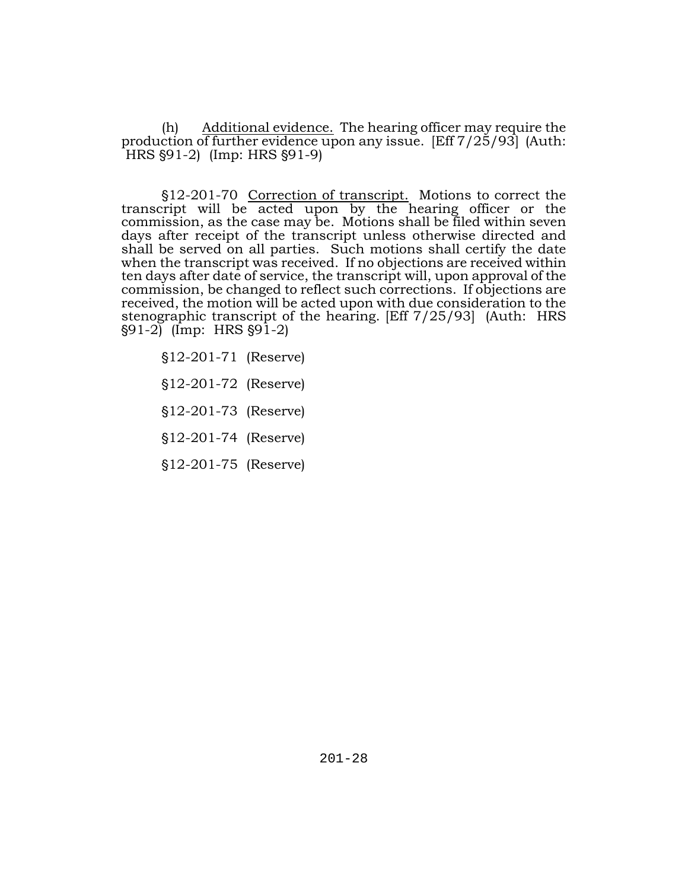(h) Additional evidence. The hearing officer may require the production of further evidence upon any issue. [Eff 7/25/93] (Auth: HRS §91-2) (Imp: HRS §91-9)

§12-201-70 Correction of transcript. Motions to correct the transcript will be acted upon by the hearing officer or the commission, as the case may be. Motions shall be filed within seven days after receipt of the transcript unless otherwise directed and shall be served on all parties. Such motions shall certify the date when the transcript was received. If no objections are received within ten days after date of service, the transcript will, upon approval of the commission, be changed to reflect such corrections. If objections are received, the motion will be acted upon with due consideration to the stenographic transcript of the hearing. [Eff 7/25/93] (Auth: HRS §91-2) (Imp: HRS §91-2)

§12-201-71 (Reserve)

§12-201-72 (Reserve)

§12-201-73 (Reserve)

§12-201-74 (Reserve)

§12-201-75 (Reserve)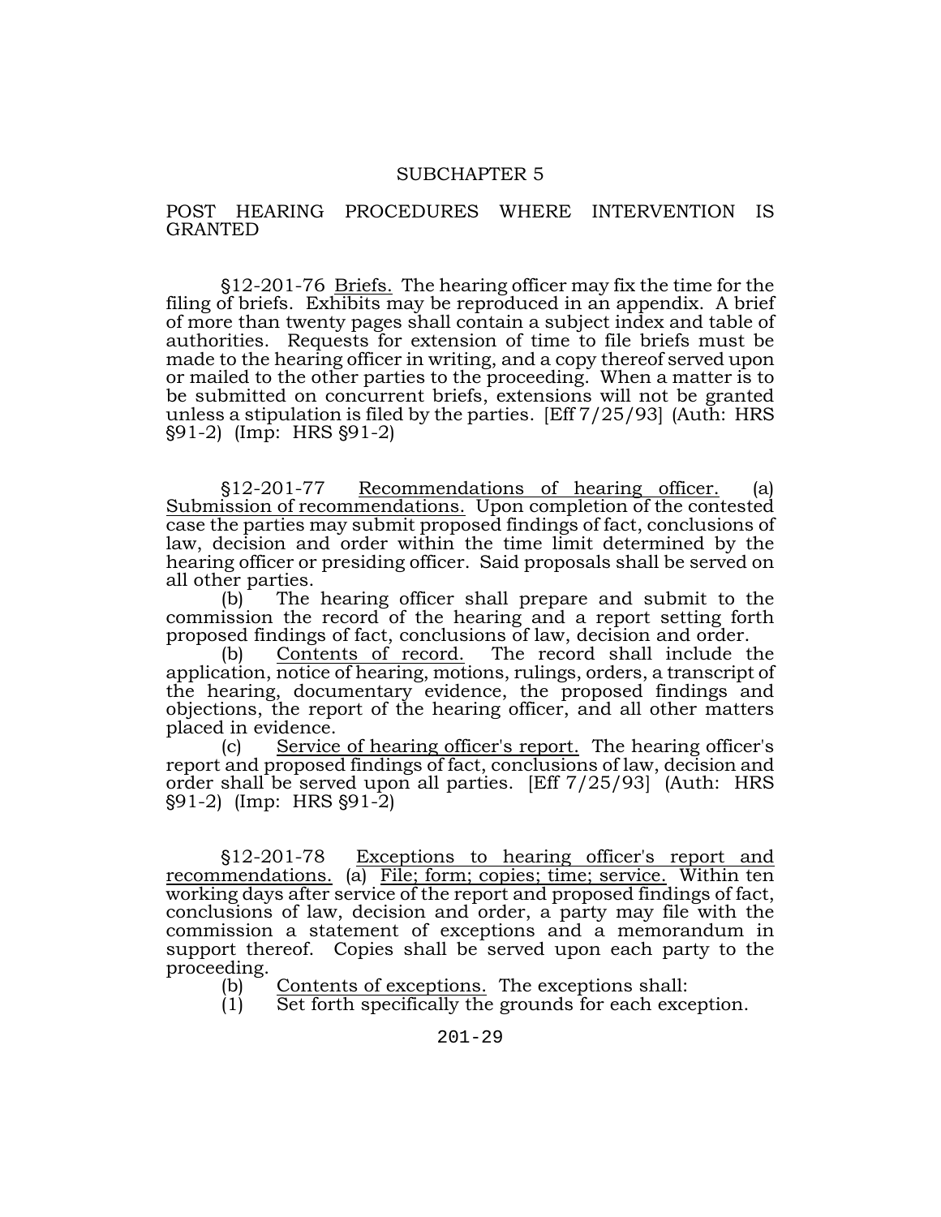## SUBCHAPTER 5

## POST HEARING PROCEDURES WHERE INTERVENTION IS GRANTED

§12-201-76 Briefs. The hearing officer may fix the time for the filing of briefs. Exhibits may be reproduced in an appendix. A brief of more than twenty pages shall contain a subject index and table of authorities. Requests for extension of time to file briefs must be made to the hearing officer in writing, and a copy thereof served upon or mailed to the other parties to the proceeding. When a matter is to be submitted on concurrent briefs, extensions will not be granted unless a stipulation is filed by the parties. [Eff 7/25/93] (Auth: HRS §91-2) (Imp: HRS §91-2)

§12-201-77 Recommendations of hearing officer. (a) Submission of recommendations. Upon completion of the contested case the parties may submit proposed findings of fact, conclusions of law, decision and order within the time limit determined by the hearing officer or presiding officer. Said proposals shall be served on all other parties.

(b) The hearing officer shall prepare and submit to the commission the record of the hearing and a report setting forth proposed findings of fact, conclusions of law, decision and order.

(b) Contents of record. The record shall include the application, notice of hearing, motions, rulings, orders, a transcript of the hearing, documentary evidence, the proposed findings and objections, the report of the hearing officer, and all other matters placed in evidence.

(c) Service of hearing officer's report. The hearing officer's report and proposed findings of fact, conclusions of law, decision and order shall be served upon all parties. [Eff 7/25/93] (Auth: HRS §91-2) (Imp: HRS §91-2)

§12-201-78 Exceptions to hearing officer's report and recommendations. (a) File; form; copies; time; service. Within ten working days after service of the report and proposed findings of fact, conclusions of law, decision and order, a party may file with the commission a statement of exceptions and a memorandum in support thereof. Copies shall be served upon each party to the proceeding.

(b) Contents of exceptions. The exceptions shall:

(1) Set forth specifically the grounds for each exception.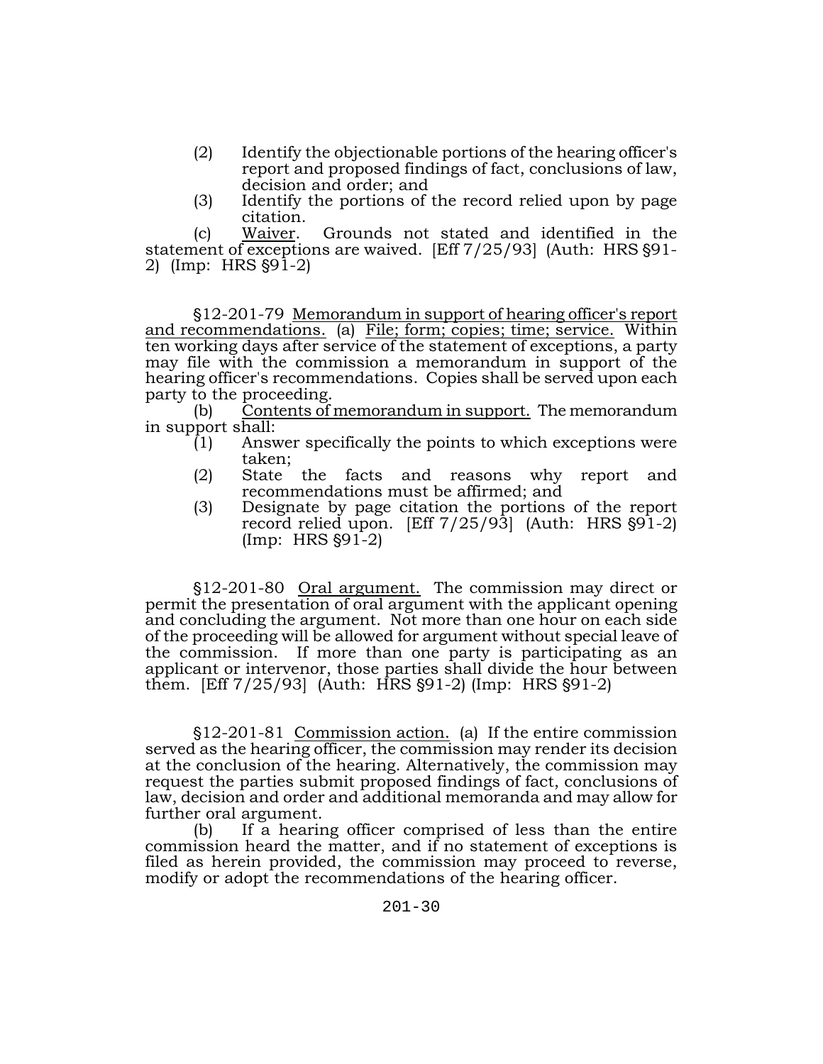(2) Identify the objectionable portions of the hearing officer's report and proposed findings of fact, conclusions of law, decision and order; and

(3) Identify the portions of the record relied upon by page citation.

(c) Waiver. Grounds not stated and identified in the statement of exceptions are waived. [Eff 7/25/93] (Auth: HRS §91-2) (Imp: HRS §91-2)

§12-201-79 Memorandum in support of hearing officer's report and recommendations. (a) File; form; copies; time; service. Within ten working days after service of the statement of exceptions, a party may file with the commission a memorandum in support of the hearing officer's recommendations. Copies shall be served upon each party to the proceeding.

(b) Contents of memorandum in support. The memorandum in support shall:

(1) Answer specifically the points to which exceptions were taken;

(2) State the facts and reasons why report and recommendations must be affirmed; and

(3) Designate by page citation the portions of the report record relied upon. [Eff 7/25/93] (Auth: HRS §91-2) (Imp: HRS §91-2)

§12-201-80 Oral argument. The commission may direct or permit the presentation of oral argument with the applicant opening and concluding the argument. Not more than one hour on each side of the proceeding will be allowed for argument without special leave of the commission. If more than one party is participating as an applicant or intervenor, those parties shall divide the hour between them. [Eff 7/25/93] (Auth: HRS §91-2) (Imp: HRS §91-2)

§12-201-81 Commission action. (a) If the entire commission served as the hearing officer, the commission may render its decision at the conclusion of the hearing. Alternatively, the commission may request the parties submit proposed findings of fact, conclusions of law, decision and order and additional memoranda and may allow for further oral argument.

(b) If a hearing officer comprised of less than the entire commission heard the matter, and if no statement of exceptions is filed as herein provided, the commission may proceed to reverse, modify or adopt the recommendations of the hearing officer.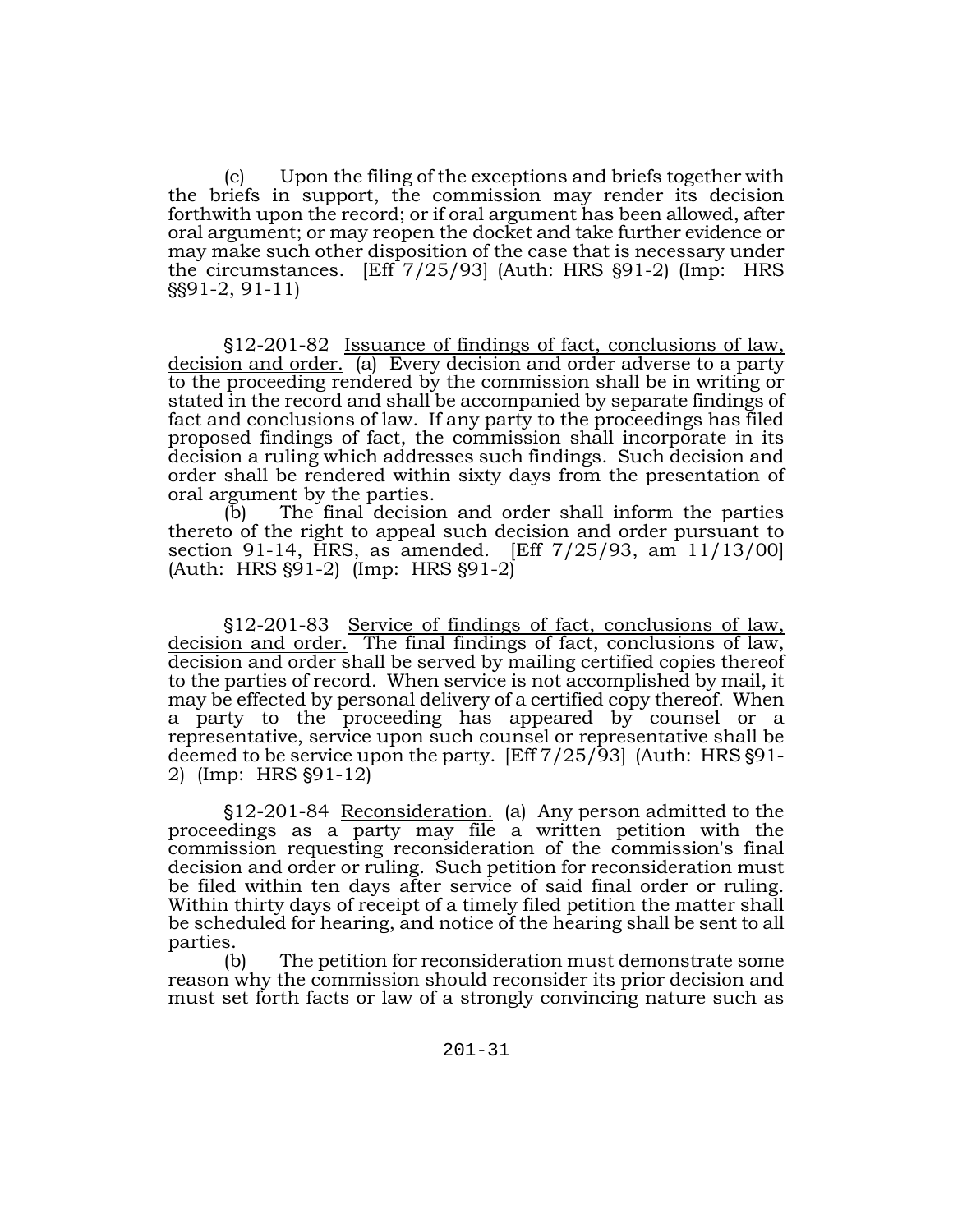(c) Upon the filing of the exceptions and briefs together with the briefs in support, the commission may render its decision forthwith upon the record; or if oral argument has been allowed, after oral argument; or may reopen the docket and take further evidence or may make such other disposition of the case that is necessary under the circumstances. [Eff 7/25/93] (Auth: HRS §91-2) (Imp: HRS §§91-2, 91-11)

§12-201-82 Issuance of findings of fact, conclusions of law, decision and order. (a) Every decision and order adverse to a party to the proceeding rendered by the commission shall be in writing or stated in the record and shall be accompanied by separate findings of fact and conclusions of law. If any party to the proceedings has filed proposed findings of fact, the commission shall incorporate in its decision a ruling which addresses such findings. Such decision and order shall be rendered within sixty days from the presentation of oral argument by the parties.

(b) The final decision and order shall inform the parties thereto of the right to appeal such decision and order pursuant to section 91-14, HRS, as amended. [Eff 7/25/93, am 11/13/00] (Auth: HRS §91-2) (Imp: HRS §91-2)

§12-201-83 Service of findings of fact, conclusions of law, decision and order. The final findings of fact, conclusions of law, decision and order shall be served by mailing certified copies thereof to the parties of record. When service is not accomplished by mail, it may be effected by personal delivery of a certified copy thereof. When a party to the proceeding has appeared by counsel or a representative, service upon such counsel or representative shall be deemed to be service upon the party. [Eff 7/25/93] (Auth: HRS §91-2) (Imp: HRS §91-12)

§12-201-84 Reconsideration. (a) Any person admitted to the proceedings as a party may file a written petition with the commission requesting reconsideration of the commission's final decision and order or ruling. Such petition for reconsideration must be filed within ten days after service of said final order or ruling. Within thirty days of receipt of a timely filed petition the matter shall be scheduled for hearing, and notice of the hearing shall be sent to all parties.

(b) The petition for reconsideration must demonstrate some reason why the commission should reconsider its prior decision and must set forth facts or law of a strongly convincing nature such as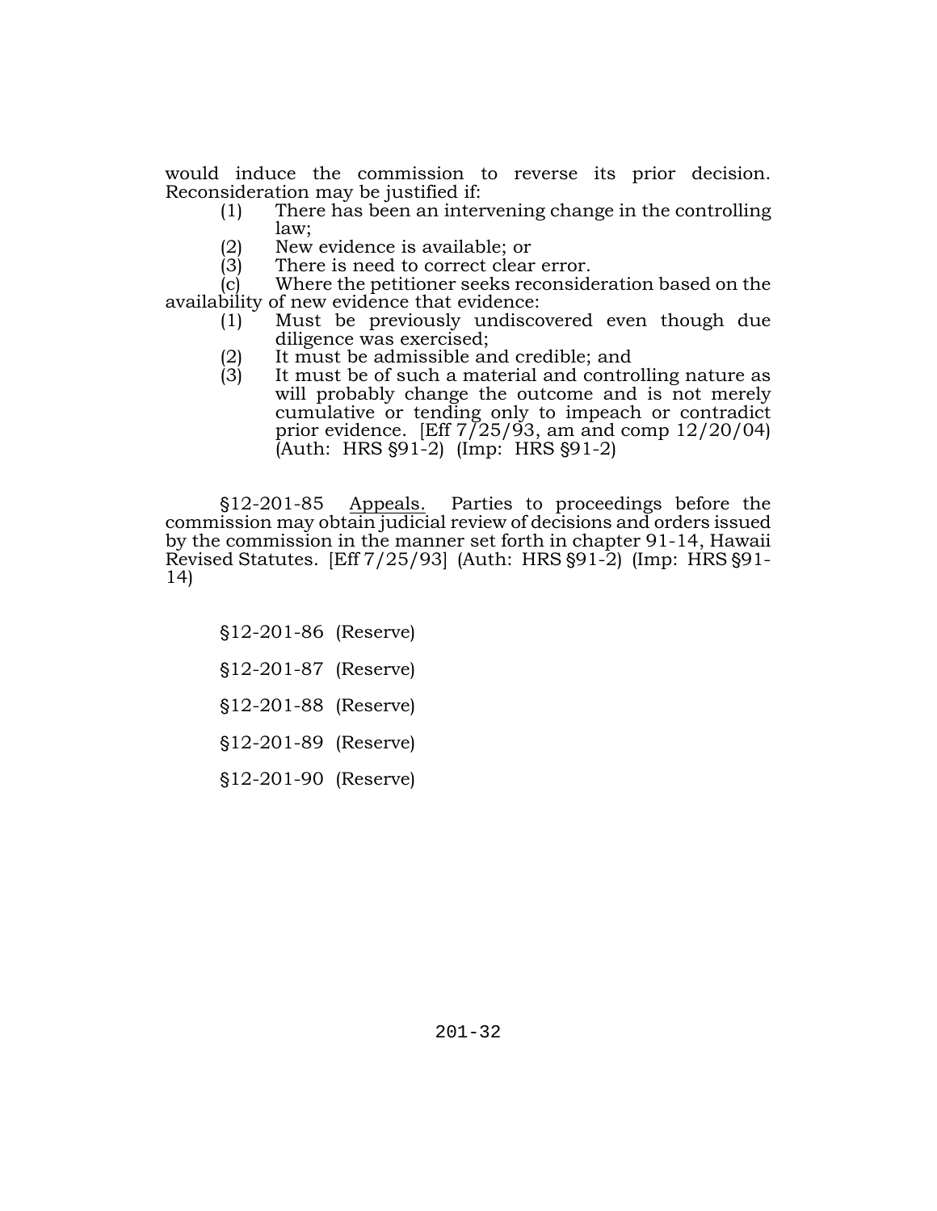would induce the commission to reverse its prior decision. Reconsideration may be justified if:

(1) There has been an intervening change in the controlling law;
(2) New evidence is available; or
(3) There is need to correct clear error.

(c) Where the petitioner seeks reconsideration based on the availability of new evidence that evidence:

(1) Must be previously undiscovered even though due diligence was exercised;
(2) It must be admissible and credible; and
(3) It must be of such a material and controlling nature as will probably change the outcome and is not merely cumulative or tending only to impeach or contradict prior evidence. [Eff 7/25/93, am and comp 12/20/04) (Auth: HRS §91-2) (Imp: HRS §91-2)

§12-201-85 Appeals. Parties to proceedings before the commission may obtain judicial review of decisions and orders issued by the commission in the manner set forth in chapter 91-14, Hawaii Revised Statutes. [Eff 7/25/93] (Auth: HRS §91-2) (Imp: HRS §91-14)

§12-201-86 (Reserve)

§12-201-87 (Reserve)

§12-201-88 (Reserve)

§12-201-89 (Reserve)

§12-201-90 (Reserve)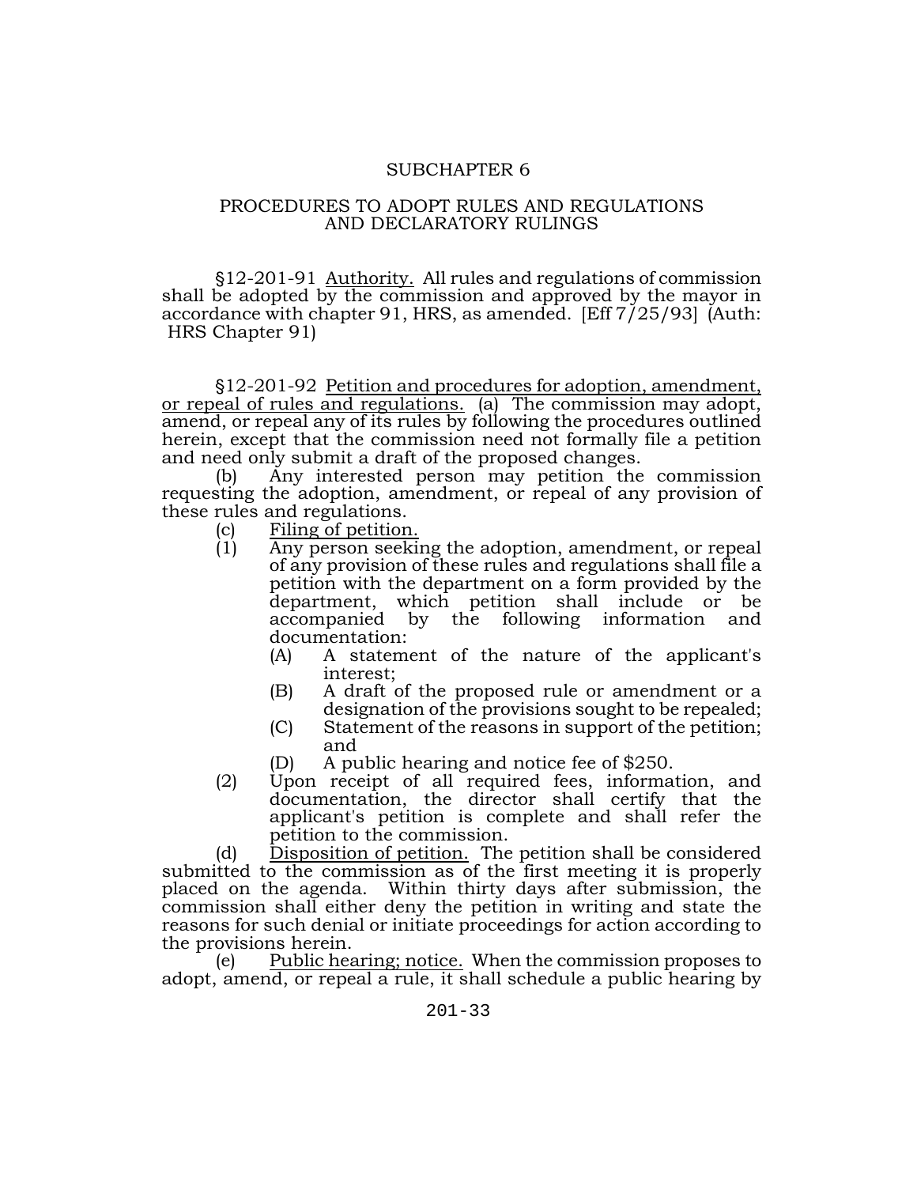## SUBCHAPTER 6

## PROCEDURES TO ADOPT RULES AND REGULATIONS AND DECLARATORY RULINGS

§12-201-91 Authority. All rules and regulations of commission shall be adopted by the commission and approved by the mayor in accordance with chapter 91, HRS, as amended. [Eff 7/25/93] (Auth: HRS Chapter 91)

§12-201-92 Petition and procedures for adoption, amendment, or repeal of rules and regulations. (a) The commission may adopt, amend, or repeal any of its rules by following the procedures outlined herein, except that the commission need not formally file a petition and need only submit a draft of the proposed changes.

(b) Any interested person may petition the commission requesting the adoption, amendment, or repeal of any provision of these rules and regulations.

(c) Filing of petition.

(1) Any person seeking the adoption, amendment, or repeal of any provision of these rules and regulations shall file a petition with the department on a form provided by the department, which petition shall include or be accompanied by the following information and documentation:

   (A) A statement of the nature of the applicant's interest;

   (B) A draft of the proposed rule or amendment or a designation of the provisions sought to be repealed;

   (C) Statement of the reasons in support of the petition; and

   (D) A public hearing and notice fee of $250.

(2) Upon receipt of all required fees, information, and documentation, the director shall certify that the applicant's petition is complete and shall refer the petition to the commission.

(d) Disposition of petition. The petition shall be considered submitted to the commission as of the first meeting it is properly placed on the agenda. Within thirty days after submission, the commission shall either deny the petition in writing and state the reasons for such denial or initiate proceedings for action according to the provisions herein.

(e) Public hearing; notice. When the commission proposes to adopt, amend, or repeal a rule, it shall schedule a public hearing by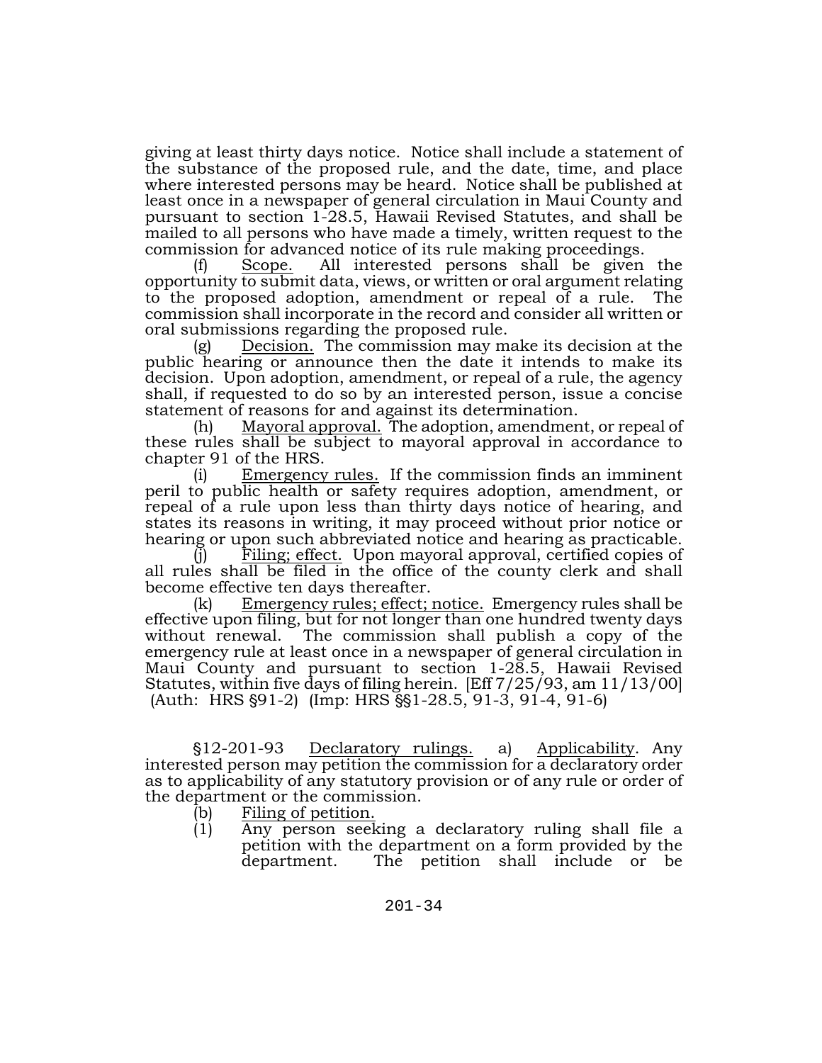giving at least thirty days notice. Notice shall include a statement of the substance of the proposed rule, and the date, time, and place where interested persons may be heard. Notice shall be published at least once in a newspaper of general circulation in Maui County and pursuant to section 1-28.5, Hawaii Revised Statutes, and shall be mailed to all persons who have made a timely, written request to the commission for advanced notice of its rule making proceedings.

(f) Scope. All interested persons shall be given the opportunity to submit data, views, or written or oral argument relating to the proposed adoption, amendment or repeal of a rule. The commission shall incorporate in the record and consider all written or oral submissions regarding the proposed rule.

(g) Decision. The commission may make its decision at the public hearing or announce then the date it intends to make its decision. Upon adoption, amendment, or repeal of a rule, the agency shall, if requested to do so by an interested person, issue a concise statement of reasons for and against its determination.

(h) Mayoral approval. The adoption, amendment, or repeal of these rules shall be subject to mayoral approval in accordance to chapter 91 of the HRS.

(i) Emergency rules. If the commission finds an imminent peril to public health or safety requires adoption, amendment, or repeal of a rule upon less than thirty days notice of hearing, and states its reasons in writing, it may proceed without prior notice or hearing or upon such abbreviated notice and hearing as practicable.

(j) Filing; effect. Upon mayoral approval, certified copies of all rules shall be filed in the office of the county clerk and shall become effective ten days thereafter.

(k) Emergency rules; effect; notice. Emergency rules shall be effective upon filing, but for not longer than one hundred twenty days without renewal. The commission shall publish a copy of the emergency rule at least once in a newspaper of general circulation in Maui County and pursuant to section 1-28.5, Hawaii Revised Statutes, within five days of filing herein. [Eff 7/25/93, am 11/13/00] (Auth: HRS §91-2) (Imp: HRS §§1-28.5, 91-3, 91-4, 91-6)

§12-201-93 Declaratory rulings. a) Applicability. Any interested person may petition the commission for a declaratory order as to applicability of any statutory provision or of any rule or order of the department or the commission.

(b) Filing of petition.

(1) Any person seeking a declaratory ruling shall file a petition with the department on a form provided by the department. The petition shall include or be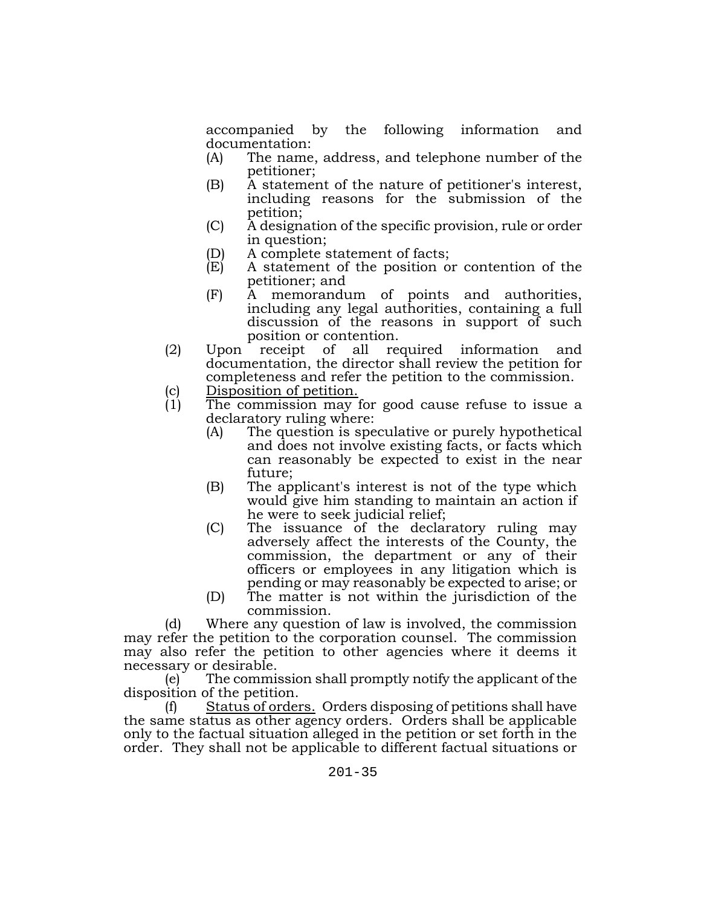accompanied by the following information and documentation:

- (A) The name, address, and telephone number of the petitioner;
- (B) A statement of the nature of petitioner's interest, including reasons for the submission of the petition;
- (C) A designation of the specific provision, rule or order in question;
- (D) A complete statement of facts;
- (E) A statement of the position or contention of the petitioner; and
- (F) A memorandum of points and authorities, including any legal authorities, containing a full discussion of the reasons in support of such position or contention.

(2) Upon receipt of all required information and documentation, the director shall review the petition for completeness and refer the petition to the commission.

(c) Disposition of petition.

(1) The commission may for good cause refuse to issue a declaratory ruling where:

- (A) The question is speculative or purely hypothetical and does not involve existing facts, or facts which can reasonably be expected to exist in the near future;
- (B) The applicant's interest is not of the type which would give him standing to maintain an action if he were to seek judicial relief;
- (C) The issuance of the declaratory ruling may adversely affect the interests of the County, the commission, the department or any of their officers or employees in any litigation which is pending or may reasonably be expected to arise; or
- (D) The matter is not within the jurisdiction of the commission.

(d) Where any question of law is involved, the commission may refer the petition to the corporation counsel. The commission may also refer the petition to other agencies where it deems it necessary or desirable.

(e) The commission shall promptly notify the applicant of the disposition of the petition.

(f) Status of orders. Orders disposing of petitions shall have the same status as other agency orders. Orders shall be applicable only to the factual situation alleged in the petition or set forth in the order. They shall not be applicable to different factual situations or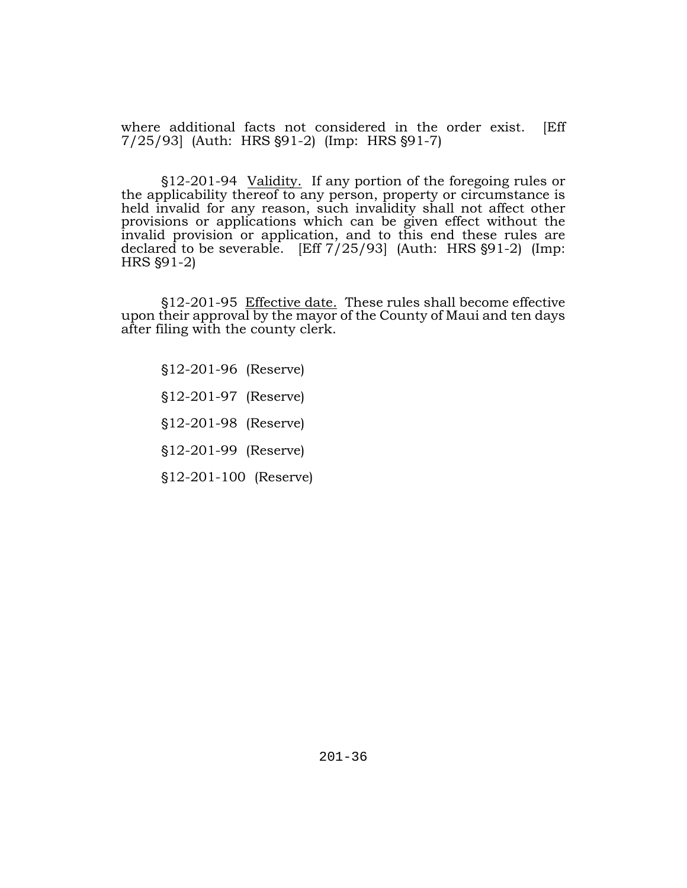where additional facts not considered in the order exist. [Eff 7/25/93] (Auth: HRS §91-2) (Imp: HRS §91-7)

§12-201-94 Validity. If any portion of the foregoing rules or the applicability thereof to any person, property or circumstance is held invalid for any reason, such invalidity shall not affect other provisions or applications which can be given effect without the invalid provision or application, and to this end these rules are declared to be severable. [Eff 7/25/93] (Auth: HRS §91-2) (Imp: HRS §91-2)

§12-201-95 Effective date. These rules shall become effective upon their approval by the mayor of the County of Maui and ten days after filing with the county clerk.

§12-201-96 (Reserve)

§12-201-97 (Reserve)

§12-201-98 (Reserve)

§12-201-99 (Reserve)

§12-201-100 (Reserve)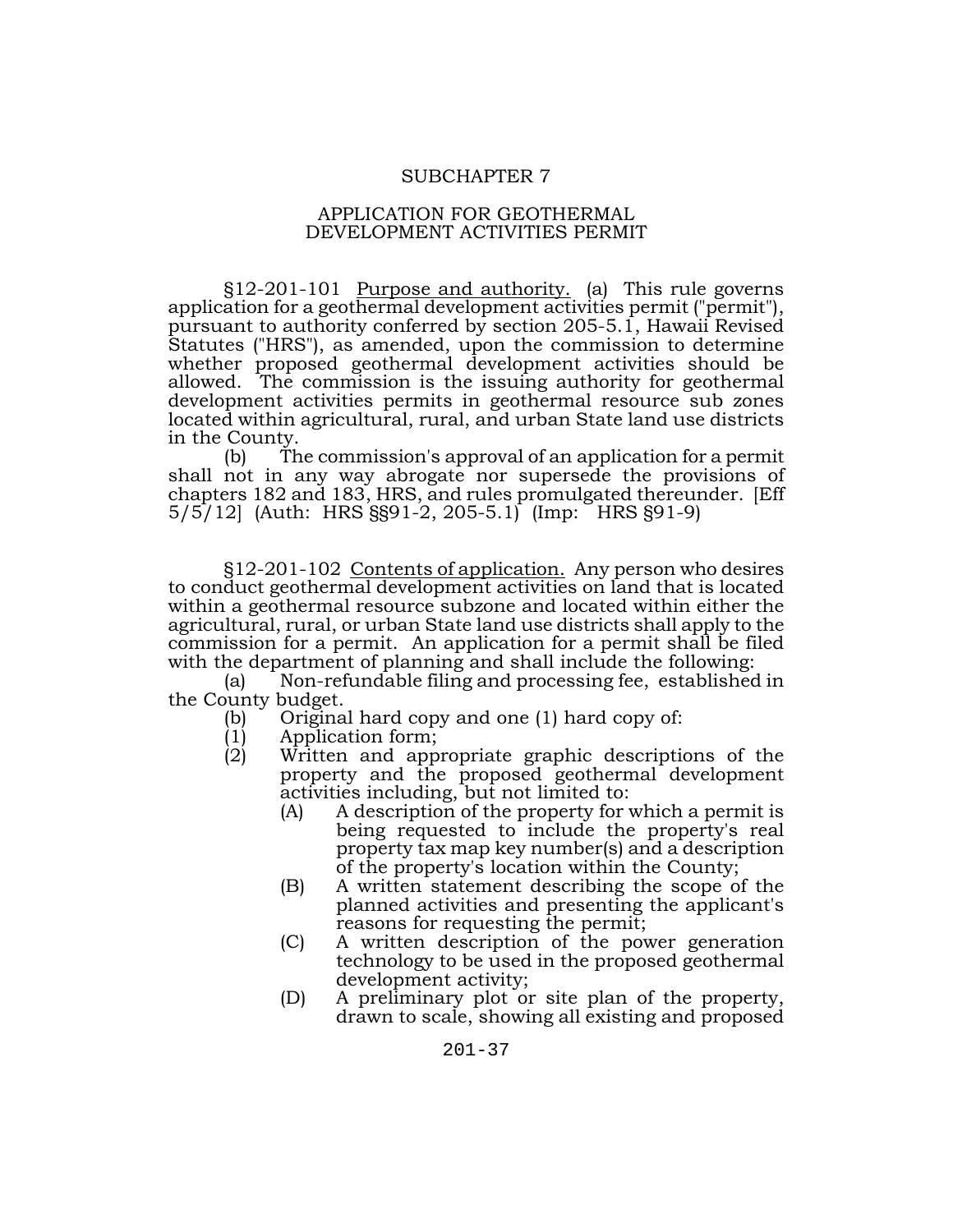## SUBCHAPTER 7

## APPLICATION FOR GEOTHERMAL DEVELOPMENT ACTIVITIES PERMIT

§12-201-101 Purpose and authority. (a) This rule governs application for a geothermal development activities permit ("permit"), pursuant to authority conferred by section 205-5.1, Hawaii Revised Statutes ("HRS"), as amended, upon the commission to determine whether proposed geothermal development activities should be allowed. The commission is the issuing authority for geothermal development activities permits in geothermal resource sub zones located within agricultural, rural, and urban State land use districts in the County.

(b) The commission's approval of an application for a permit shall not in any way abrogate nor supersede the provisions of chapters 182 and 183, HRS, and rules promulgated thereunder. [Eff 5/5/12] (Auth: HRS §§91-2, 205-5.1) (Imp: HRS §91-9)

§12-201-102 Contents of application. Any person who desires to conduct geothermal development activities on land that is located within a geothermal resource subzone and located within either the agricultural, rural, or urban State land use districts shall apply to the commission for a permit. An application for a permit shall be filed with the department of planning and shall include the following:

(a) Non-refundable filing and processing fee, established in the County budget.

(b) Original hard copy and one (1) hard copy of:

(1) Application form;

(2) Written and appropriate graphic descriptions of the property and the proposed geothermal development activities including, but not limited to:

(A) A description of the property for which a permit is being requested to include the property's real property tax map key number(s) and a description of the property's location within the County;

(B) A written statement describing the scope of the planned activities and presenting the applicant's reasons for requesting the permit;

(C) A written description of the power generation technology to be used in the proposed geothermal development activity;

(D) A preliminary plot or site plan of the property, drawn to scale, showing all existing and proposed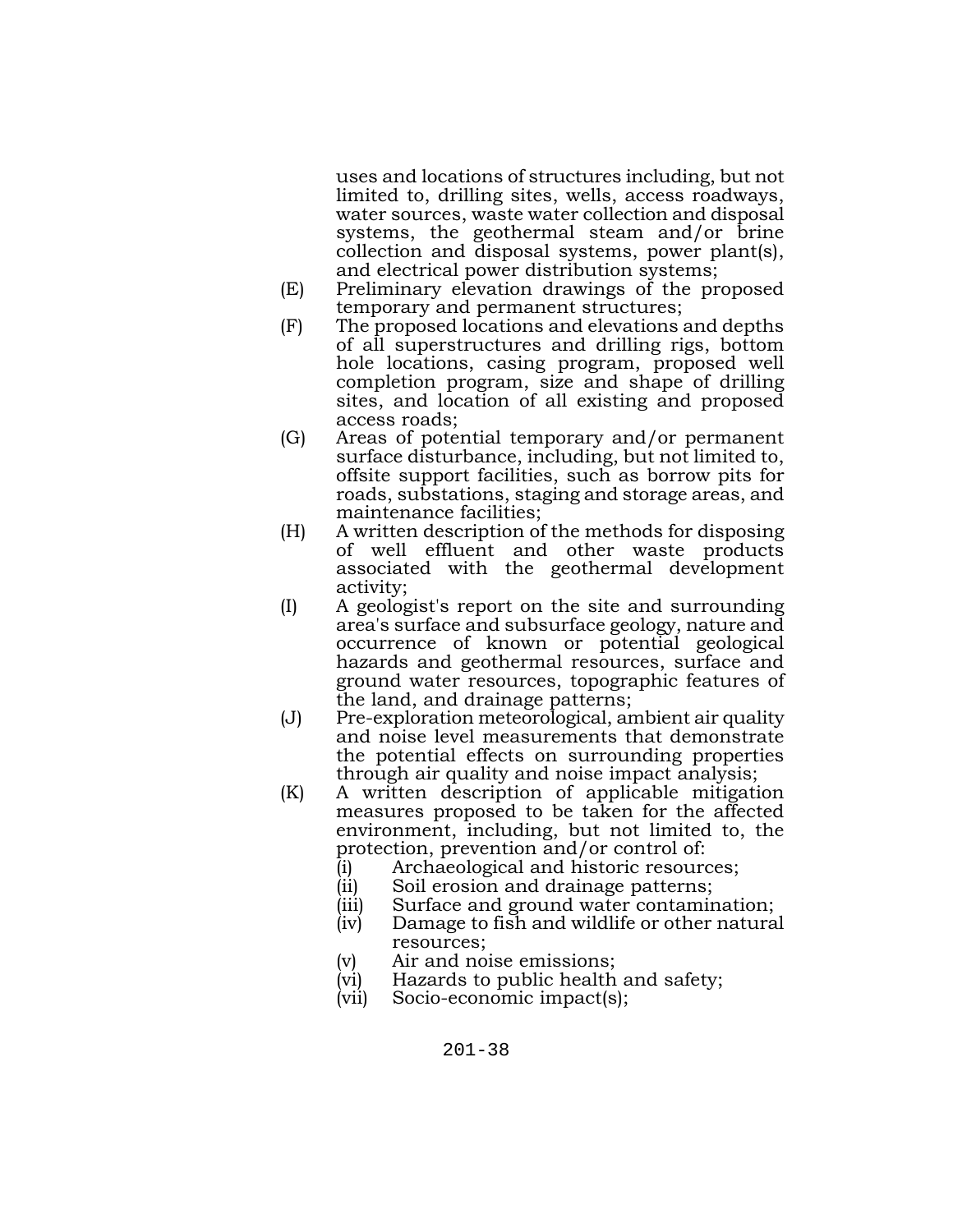uses and locations of structures including, but not limited to, drilling sites, wells, access roadways, water sources, waste water collection and disposal systems, the geothermal steam and/or brine collection and disposal systems, power plant(s), and electrical power distribution systems;

(E) Preliminary elevation drawings of the proposed temporary and permanent structures;

(F) The proposed locations and elevations and depths of all superstructures and drilling rigs, bottom hole locations, casing program, proposed well completion program, size and shape of drilling sites, and location of all existing and proposed access roads;

(G) Areas of potential temporary and/or permanent surface disturbance, including, but not limited to, offsite support facilities, such as borrow pits for roads, substations, staging and storage areas, and maintenance facilities;

(H) A written description of the methods for disposing of well effluent and other waste products associated with the geothermal development activity;

(I) A geologist's report on the site and surrounding area's surface and subsurface geology, nature and occurrence of known or potential geological hazards and geothermal resources, surface and ground water resources, topographic features of the land, and drainage patterns;

(J) Pre-exploration meteorological, ambient air quality and noise level measurements that demonstrate the potential effects on surrounding properties through air quality and noise impact analysis;

(K) A written description of applicable mitigation measures proposed to be taken for the affected environment, including, but not limited to, the protection, prevention and/or control of:

  (i) Archaeological and historic resources;

  (ii) Soil erosion and drainage patterns;

  (iii) Surface and ground water contamination;

  (iv) Damage to fish and wildlife or other natural resources;

  (v) Air and noise emissions;

  (vi) Hazards to public health and safety;

  (vii) Socio-economic impact(s);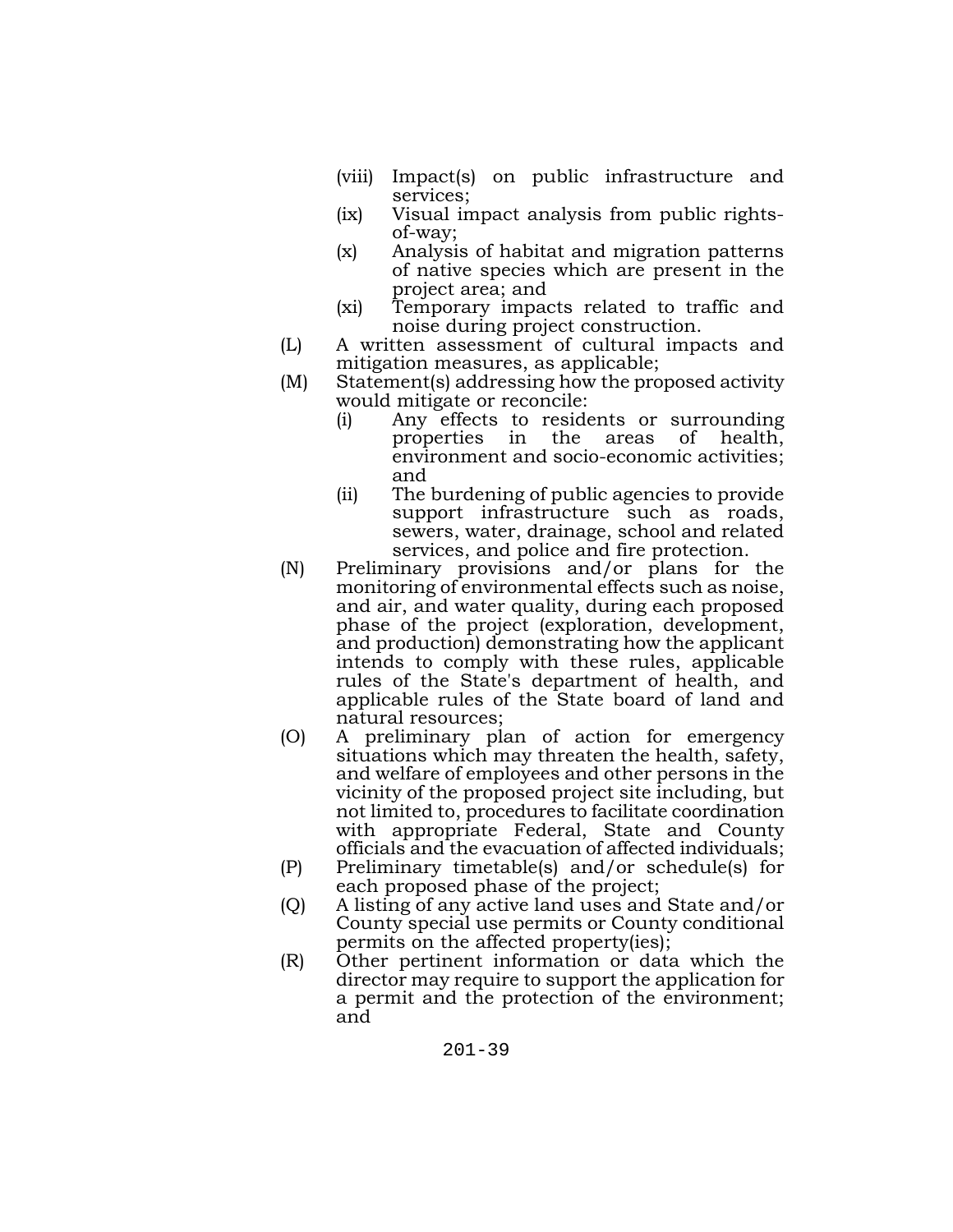- (viii) Impact(s) on public infrastructure and services;
- (ix) Visual impact analysis from public rights-of-way;
- (x) Analysis of habitat and migration patterns of native species which are present in the project area; and
- (xi) Temporary impacts related to traffic and noise during project construction.

(L) A written assessment of cultural impacts and mitigation measures, as applicable;

(M) Statement(s) addressing how the proposed activity would mitigate or reconcile:

- (i) Any effects to residents or surrounding properties in the areas of health, environment and socio-economic activities; and
- (ii) The burdening of public agencies to provide support infrastructure such as roads, sewers, water, drainage, school and related services, and police and fire protection.

(N) Preliminary provisions and/or plans for the monitoring of environmental effects such as noise, and air, and water quality, during each proposed phase of the project (exploration, development, and production) demonstrating how the applicant intends to comply with these rules, applicable rules of the State's department of health, and applicable rules of the State board of land and natural resources;

(O) A preliminary plan of action for emergency situations which may threaten the health, safety, and welfare of employees and other persons in the vicinity of the proposed project site including, but not limited to, procedures to facilitate coordination with appropriate Federal, State and County officials and the evacuation of affected individuals;

(P) Preliminary timetable(s) and/or schedule(s) for each proposed phase of the project;

(Q) A listing of any active land uses and State and/or County special use permits or County conditional permits on the affected property(ies);

(R) Other pertinent information or data which the director may require to support the application for a permit and the protection of the environment; and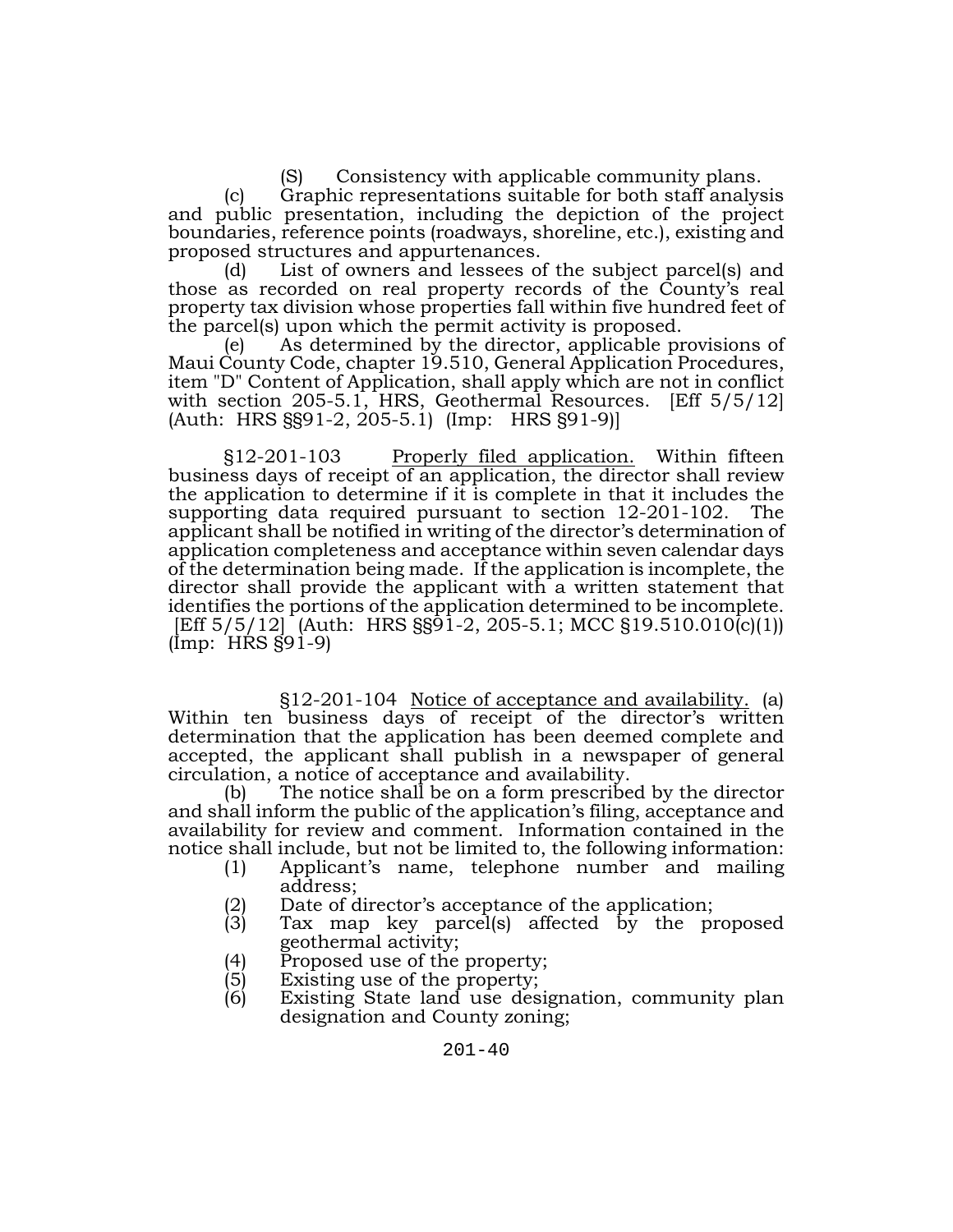(S) Consistency with applicable community plans.

(c) Graphic representations suitable for both staff analysis and public presentation, including the depiction of the project boundaries, reference points (roadways, shoreline, etc.), existing and proposed structures and appurtenances.

(d) List of owners and lessees of the subject parcel(s) and those as recorded on real property records of the County's real property tax division whose properties fall within five hundred feet of the parcel(s) upon which the permit activity is proposed.

(e) As determined by the director, applicable provisions of Maui County Code, chapter 19.510, General Application Procedures, item "D" Content of Application, shall apply which are not in conflict with section 205-5.1, HRS, Geothermal Resources. [Eff 5/5/12] (Auth: HRS §§91-2, 205-5.1) (Imp: HRS §91-9)]

§12-201-103 Properly filed application. Within fifteen business days of receipt of an application, the director shall review the application to determine if it is complete in that it includes the supporting data required pursuant to section 12-201-102. The applicant shall be notified in writing of the director's determination of application completeness and acceptance within seven calendar days of the determination being made. If the application is incomplete, the director shall provide the applicant with a written statement that identifies the portions of the application determined to be incomplete. [Eff 5/5/12] (Auth: HRS §§91-2, 205-5.1; MCC §19.510.010(c)(1)) (Imp: HRS §91-9)

§12-201-104 Notice of acceptance and availability. (a) Within ten business days of receipt of the director's written determination that the application has been deemed complete and accepted, the applicant shall publish in a newspaper of general circulation, a notice of acceptance and availability.

(b) The notice shall be on a form prescribed by the director and shall inform the public of the application's filing, acceptance and availability for review and comment. Information contained in the notice shall include, but not be limited to, the following information:

(1) Applicant's name, telephone number and mailing address;
(2) Date of director's acceptance of the application;
(3) Tax map key parcel(s) affected by the proposed geothermal activity;
(4) Proposed use of the property;
(5) Existing use of the property;
(6) Existing State land use designation, community plan designation and County zoning;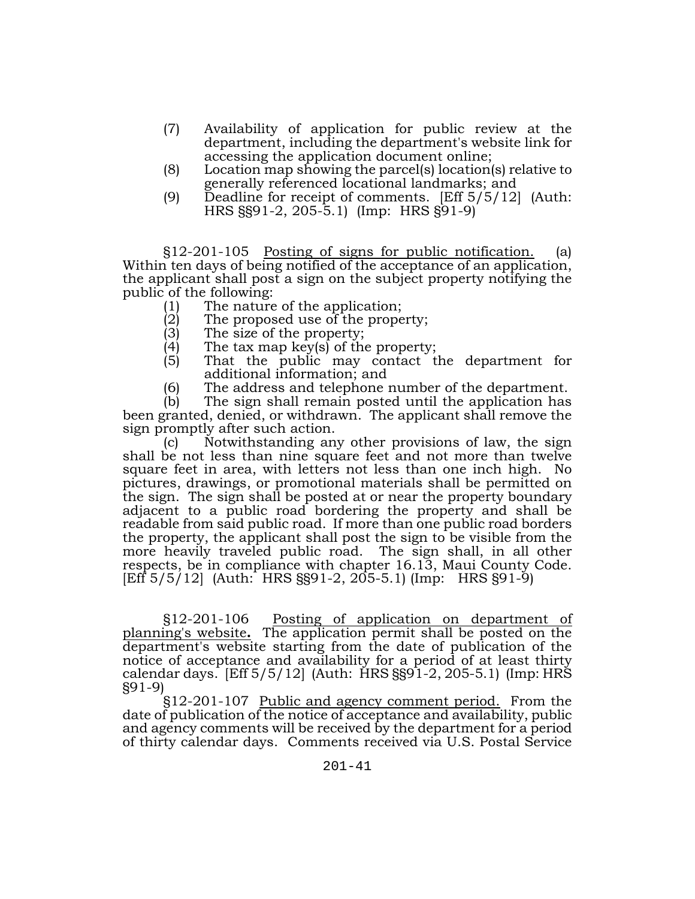(7) Availability of application for public review at the department, including the department's website link for accessing the application document online;

(8) Location map showing the parcel(s) location(s) relative to generally referenced locational landmarks; and

(9) Deadline for receipt of comments. [Eff 5/5/12] (Auth: HRS §§91-2, 205-5.1) (Imp: HRS §91-9)

§12-201-105 Posting of signs for public notification. (a) Within ten days of being notified of the acceptance of an application, the applicant shall post a sign on the subject property notifying the public of the following:

(1) The nature of the application;

(2) The proposed use of the property;

(3) The size of the property;

(4) The tax map key(s) of the property;

(5) That the public may contact the department for additional information; and

(6) The address and telephone number of the department.

(b) The sign shall remain posted until the application has been granted, denied, or withdrawn. The applicant shall remove the sign promptly after such action.

(c) Notwithstanding any other provisions of law, the sign shall be not less than nine square feet and not more than twelve square feet in area, with letters not less than one inch high. No pictures, drawings, or promotional materials shall be permitted on the sign. The sign shall be posted at or near the property boundary adjacent to a public road bordering the property and shall be readable from said public road. If more than one public road borders the property, the applicant shall post the sign to be visible from the more heavily traveled public road. The sign shall, in all other respects, be in compliance with chapter 16.13, Maui County Code. [Eff 5/5/12] (Auth: HRS §§91-2, 205-5.1) (Imp: HRS §91-9)

§12-201-106 Posting of application on department of planning's website**.** The application permit shall be posted on the department's website starting from the date of publication of the notice of acceptance and availability for a period of at least thirty calendar days. [Eff 5/5/12] (Auth: HRS §§91-2, 205-5.1) (Imp: HRS §91-9)

§12-201-107 Public and agency comment period. From the date of publication of the notice of acceptance and availability, public and agency comments will be received by the department for a period of thirty calendar days. Comments received via U.S. Postal Service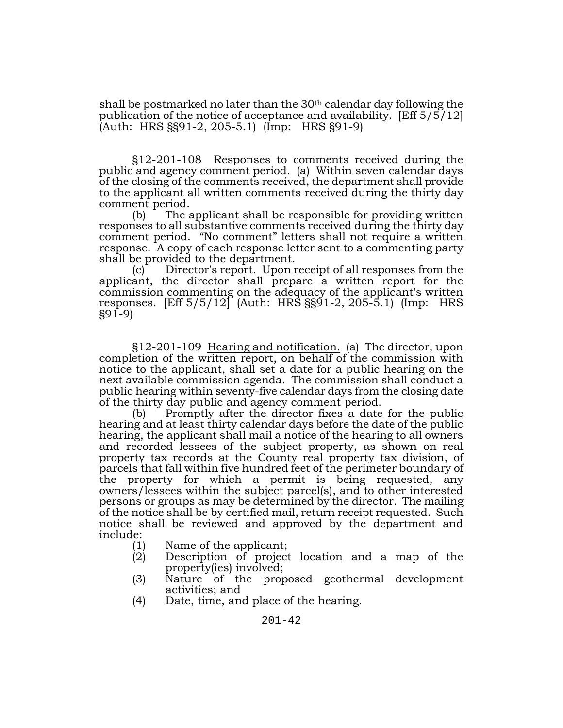shall be postmarked no later than the 30th calendar day following the publication of the notice of acceptance and availability. [Eff 5/5/12] (Auth: HRS §§91-2, 205-5.1) (Imp: HRS §91-9)

§12-201-108 Responses to comments received during the public and agency comment period. (a) Within seven calendar days of the closing of the comments received, the department shall provide to the applicant all written comments received during the thirty day comment period.

(b) The applicant shall be responsible for providing written responses to all substantive comments received during the thirty day comment period. "No comment" letters shall not require a written response. A copy of each response letter sent to a commenting party shall be provided to the department.

(c) Director's report. Upon receipt of all responses from the applicant, the director shall prepare a written report for the commission commenting on the adequacy of the applicant's written responses. [Eff 5/5/12] (Auth: HRS §§91-2, 205-5.1) (Imp: HRS §91-9)

§12-201-109 Hearing and notification. (a) The director, upon completion of the written report, on behalf of the commission with notice to the applicant, shall set a date for a public hearing on the next available commission agenda. The commission shall conduct a public hearing within seventy-five calendar days from the closing date of the thirty day public and agency comment period.

(b) Promptly after the director fixes a date for the public hearing and at least thirty calendar days before the date of the public hearing, the applicant shall mail a notice of the hearing to all owners and recorded lessees of the subject property, as shown on real property tax records at the County real property tax division, of parcels that fall within five hundred feet of the perimeter boundary of the property for which a permit is being requested, any owners/lessees within the subject parcel(s), and to other interested persons or groups as may be determined by the director. The mailing of the notice shall be by certified mail, return receipt requested. Such notice shall be reviewed and approved by the department and include:

(1) Name of the applicant;
(2) Description of project location and a map of the property(ies) involved;
(3) Nature of the proposed geothermal development activities; and
(4) Date, time, and place of the hearing.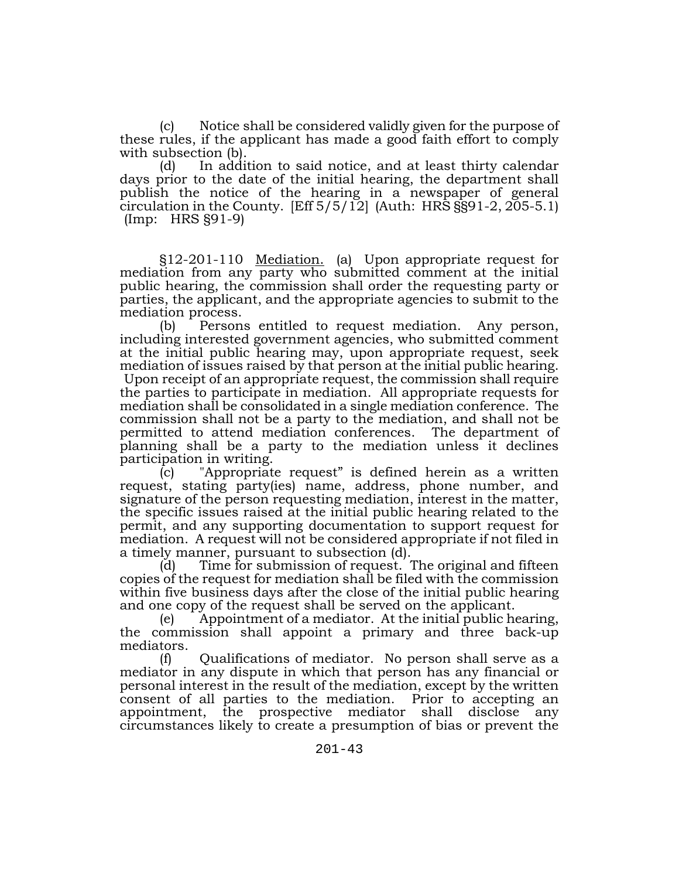(c) Notice shall be considered validly given for the purpose of these rules, if the applicant has made a good faith effort to comply with subsection (b).

(d) In addition to said notice, and at least thirty calendar days prior to the date of the initial hearing, the department shall publish the notice of the hearing in a newspaper of general circulation in the County. [Eff 5/5/12] (Auth: HRS §§91-2, 205-5.1) (Imp: HRS §91-9)

§12-201-110 Mediation. (a) Upon appropriate request for mediation from any party who submitted comment at the initial public hearing, the commission shall order the requesting party or parties, the applicant, and the appropriate agencies to submit to the mediation process.

(b) Persons entitled to request mediation. Any person, including interested government agencies, who submitted comment at the initial public hearing may, upon appropriate request, seek mediation of issues raised by that person at the initial public hearing. Upon receipt of an appropriate request, the commission shall require the parties to participate in mediation. All appropriate requests for mediation shall be consolidated in a single mediation conference. The commission shall not be a party to the mediation, and shall not be permitted to attend mediation conferences. The department of planning shall be a party to the mediation unless it declines participation in writing.

(c) "Appropriate request" is defined herein as a written request, stating party(ies) name, address, phone number, and signature of the person requesting mediation, interest in the matter, the specific issues raised at the initial public hearing related to the permit, and any supporting documentation to support request for mediation. A request will not be considered appropriate if not filed in a timely manner, pursuant to subsection (d).

(d) Time for submission of request. The original and fifteen copies of the request for mediation shall be filed with the commission within five business days after the close of the initial public hearing and one copy of the request shall be served on the applicant.

(e) Appointment of a mediator. At the initial public hearing, the commission shall appoint a primary and three back-up mediators.

(f) Qualifications of mediator. No person shall serve as a mediator in any dispute in which that person has any financial or personal interest in the result of the mediation, except by the written consent of all parties to the mediation. Prior to accepting an appointment, the prospective mediator shall disclose any circumstances likely to create a presumption of bias or prevent the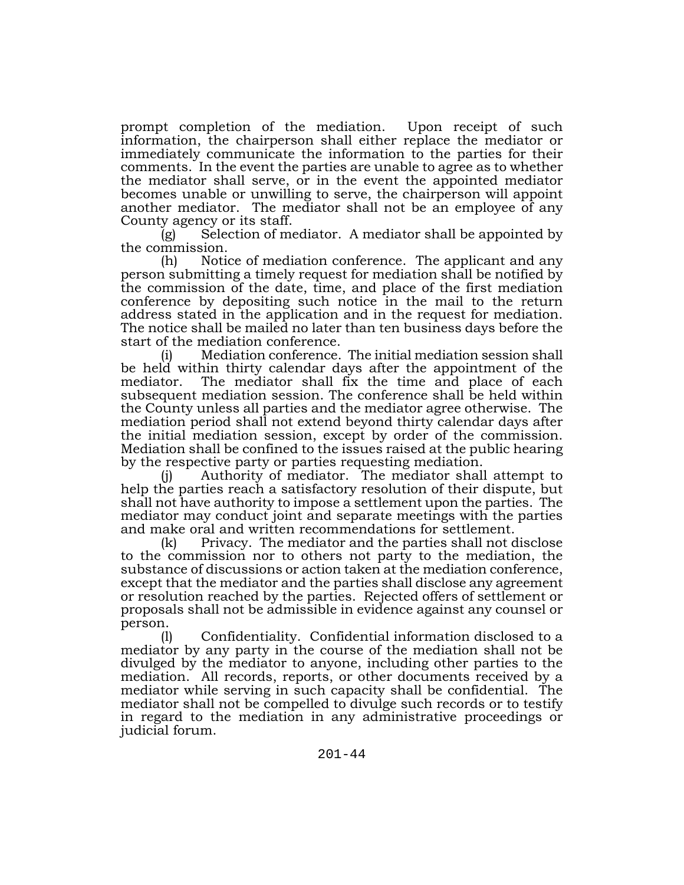prompt completion of the mediation. Upon receipt of such information, the chairperson shall either replace the mediator or immediately communicate the information to the parties for their comments. In the event the parties are unable to agree as to whether the mediator shall serve, or in the event the appointed mediator becomes unable or unwilling to serve, the chairperson will appoint another mediator. The mediator shall not be an employee of any County agency or its staff.

(g) Selection of mediator. A mediator shall be appointed by the commission.

(h) Notice of mediation conference. The applicant and any person submitting a timely request for mediation shall be notified by the commission of the date, time, and place of the first mediation conference by depositing such notice in the mail to the return address stated in the application and in the request for mediation. The notice shall be mailed no later than ten business days before the start of the mediation conference.

(i) Mediation conference. The initial mediation session shall be held within thirty calendar days after the appointment of the mediator. The mediator shall fix the time and place of each subsequent mediation session. The conference shall be held within the County unless all parties and the mediator agree otherwise. The mediation period shall not extend beyond thirty calendar days after the initial mediation session, except by order of the commission. Mediation shall be confined to the issues raised at the public hearing by the respective party or parties requesting mediation.

(j) Authority of mediator. The mediator shall attempt to help the parties reach a satisfactory resolution of their dispute, but shall not have authority to impose a settlement upon the parties. The mediator may conduct joint and separate meetings with the parties and make oral and written recommendations for settlement.

(k) Privacy. The mediator and the parties shall not disclose to the commission nor to others not party to the mediation, the substance of discussions or action taken at the mediation conference, except that the mediator and the parties shall disclose any agreement or resolution reached by the parties. Rejected offers of settlement or proposals shall not be admissible in evidence against any counsel or person.

(l) Confidentiality. Confidential information disclosed to a mediator by any party in the course of the mediation shall not be divulged by the mediator to anyone, including other parties to the mediation. All records, reports, or other documents received by a mediator while serving in such capacity shall be confidential. The mediator shall not be compelled to divulge such records or to testify in regard to the mediation in any administrative proceedings or judicial forum.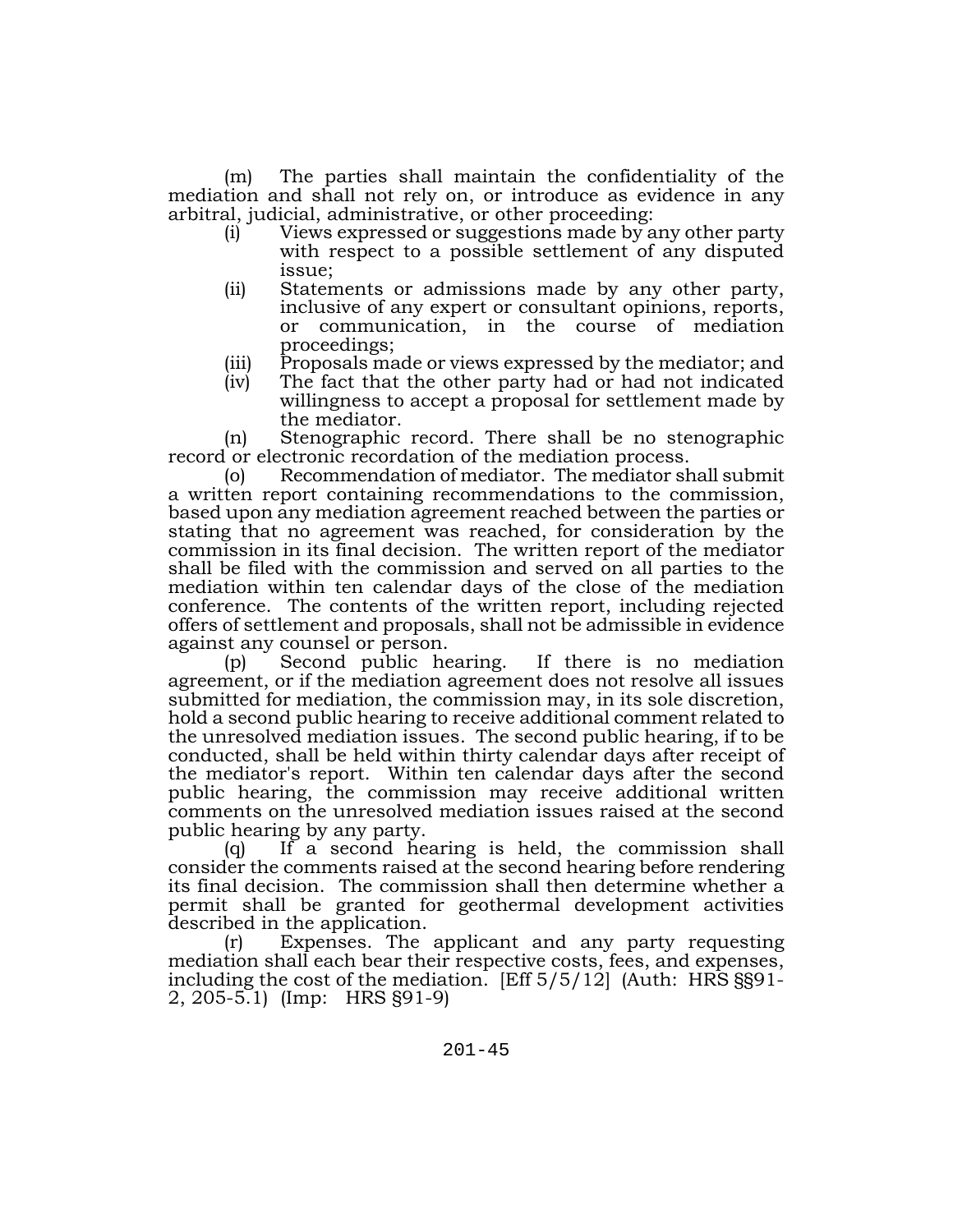(m) The parties shall maintain the confidentiality of the mediation and shall not rely on, or introduce as evidence in any arbitral, judicial, administrative, or other proceeding:

- (i) Views expressed or suggestions made by any other party with respect to a possible settlement of any disputed issue;
- (ii) Statements or admissions made by any other party, inclusive of any expert or consultant opinions, reports, or communication, in the course of mediation proceedings;
- (iii) Proposals made or views expressed by the mediator; and
- (iv) The fact that the other party had or had not indicated willingness to accept a proposal for settlement made by the mediator.

(n) Stenographic record. There shall be no stenographic record or electronic recordation of the mediation process.

(o) Recommendation of mediator. The mediator shall submit a written report containing recommendations to the commission, based upon any mediation agreement reached between the parties or stating that no agreement was reached, for consideration by the commission in its final decision. The written report of the mediator shall be filed with the commission and served on all parties to the mediation within ten calendar days of the close of the mediation conference. The contents of the written report, including rejected offers of settlement and proposals, shall not be admissible in evidence against any counsel or person.

(p) Second public hearing. If there is no mediation agreement, or if the mediation agreement does not resolve all issues submitted for mediation, the commission may, in its sole discretion, hold a second public hearing to receive additional comment related to the unresolved mediation issues. The second public hearing, if to be conducted, shall be held within thirty calendar days after receipt of the mediator's report. Within ten calendar days after the second public hearing, the commission may receive additional written comments on the unresolved mediation issues raised at the second public hearing by any party.

(q) If a second hearing is held, the commission shall consider the comments raised at the second hearing before rendering its final decision. The commission shall then determine whether a permit shall be granted for geothermal development activities described in the application.

(r) Expenses. The applicant and any party requesting mediation shall each bear their respective costs, fees, and expenses, including the cost of the mediation. [Eff 5/5/12] (Auth: HRS §§91-2, 205-5.1) (Imp: HRS §91-9)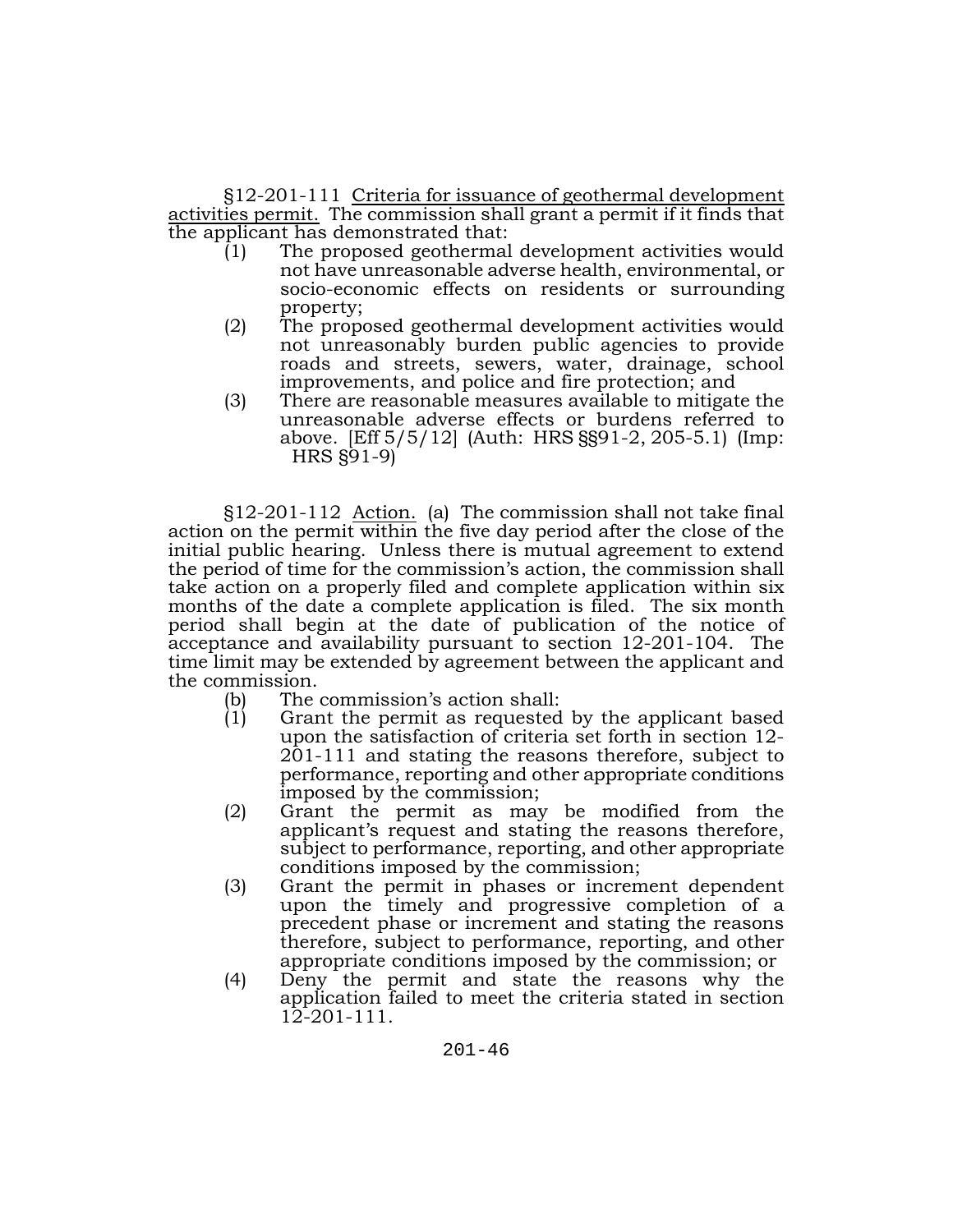§12-201-111 Criteria for issuance of geothermal development activities permit. The commission shall grant a permit if it finds that the applicant has demonstrated that:

(1) The proposed geothermal development activities would not have unreasonable adverse health, environmental, or socio-economic effects on residents or surrounding property;

(2) The proposed geothermal development activities would not unreasonably burden public agencies to provide roads and streets, sewers, water, drainage, school improvements, and police and fire protection; and

(3) There are reasonable measures available to mitigate the unreasonable adverse effects or burdens referred to above. [Eff 5/5/12] (Auth: HRS §§91-2, 205-5.1) (Imp: HRS §91-9)

§12-201-112 Action. (a) The commission shall not take final action on the permit within the five day period after the close of the initial public hearing. Unless there is mutual agreement to extend the period of time for the commission's action, the commission shall take action on a properly filed and complete application within six months of the date a complete application is filed. The six month period shall begin at the date of publication of the notice of acceptance and availability pursuant to section 12-201-104. The time limit may be extended by agreement between the applicant and the commission.

(b) The commission's action shall:

(1) Grant the permit as requested by the applicant based upon the satisfaction of criteria set forth in section 12-201-111 and stating the reasons therefore, subject to performance, reporting and other appropriate conditions imposed by the commission;

(2) Grant the permit as may be modified from the applicant's request and stating the reasons therefore, subject to performance, reporting, and other appropriate conditions imposed by the commission;

(3) Grant the permit in phases or increment dependent upon the timely and progressive completion of a precedent phase or increment and stating the reasons therefore, subject to performance, reporting, and other appropriate conditions imposed by the commission; or

(4) Deny the permit and state the reasons why the application failed to meet the criteria stated in section 12-201-111.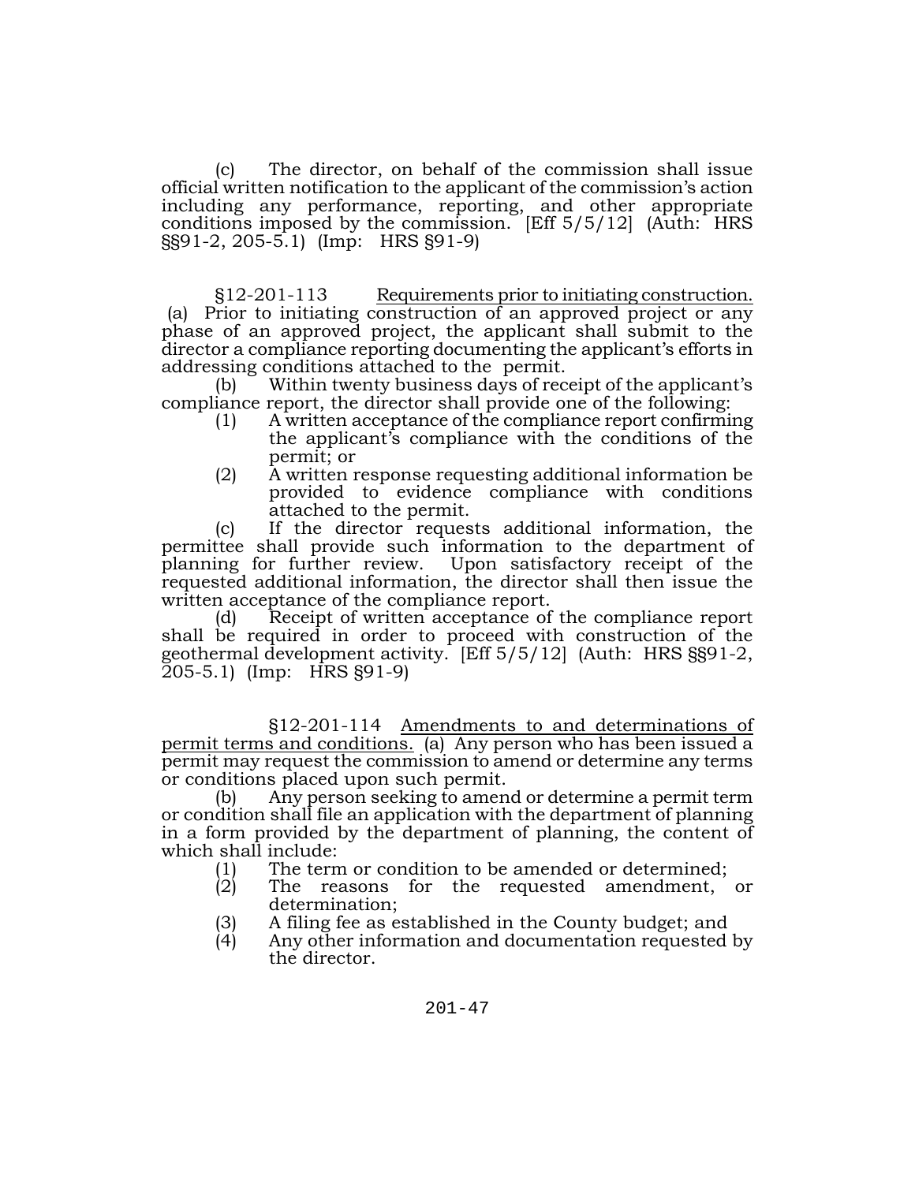(c) The director, on behalf of the commission shall issue official written notification to the applicant of the commission's action including any performance, reporting, and other appropriate conditions imposed by the commission. [Eff 5/5/12] (Auth: HRS §§91-2, 205-5.1) (Imp: HRS §91-9)

§12-201-113 Requirements prior to initiating construction. (a) Prior to initiating construction of an approved project or any phase of an approved project, the applicant shall submit to the director a compliance reporting documenting the applicant's efforts in addressing conditions attached to the permit.

(b) Within twenty business days of receipt of the applicant's compliance report, the director shall provide one of the following:

(1) A written acceptance of the compliance report confirming the applicant's compliance with the conditions of the permit; or
(2) A written response requesting additional information be provided to evidence compliance with conditions attached to the permit.

(c) If the director requests additional information, the permittee shall provide such information to the department of planning for further review. Upon satisfactory receipt of the requested additional information, the director shall then issue the written acceptance of the compliance report.

(d) Receipt of written acceptance of the compliance report shall be required in order to proceed with construction of the geothermal development activity. [Eff 5/5/12] (Auth: HRS §§91-2, 205-5.1) (Imp: HRS §91-9)

§12-201-114 Amendments to and determinations of permit terms and conditions. (a) Any person who has been issued a permit may request the commission to amend or determine any terms or conditions placed upon such permit.

(b) Any person seeking to amend or determine a permit term or condition shall file an application with the department of planning in a form provided by the department of planning, the content of which shall include:

(1) The term or condition to be amended or determined;
(2) The reasons for the requested amendment, or determination;
(3) A filing fee as established in the County budget; and
(4) Any other information and documentation requested by the director.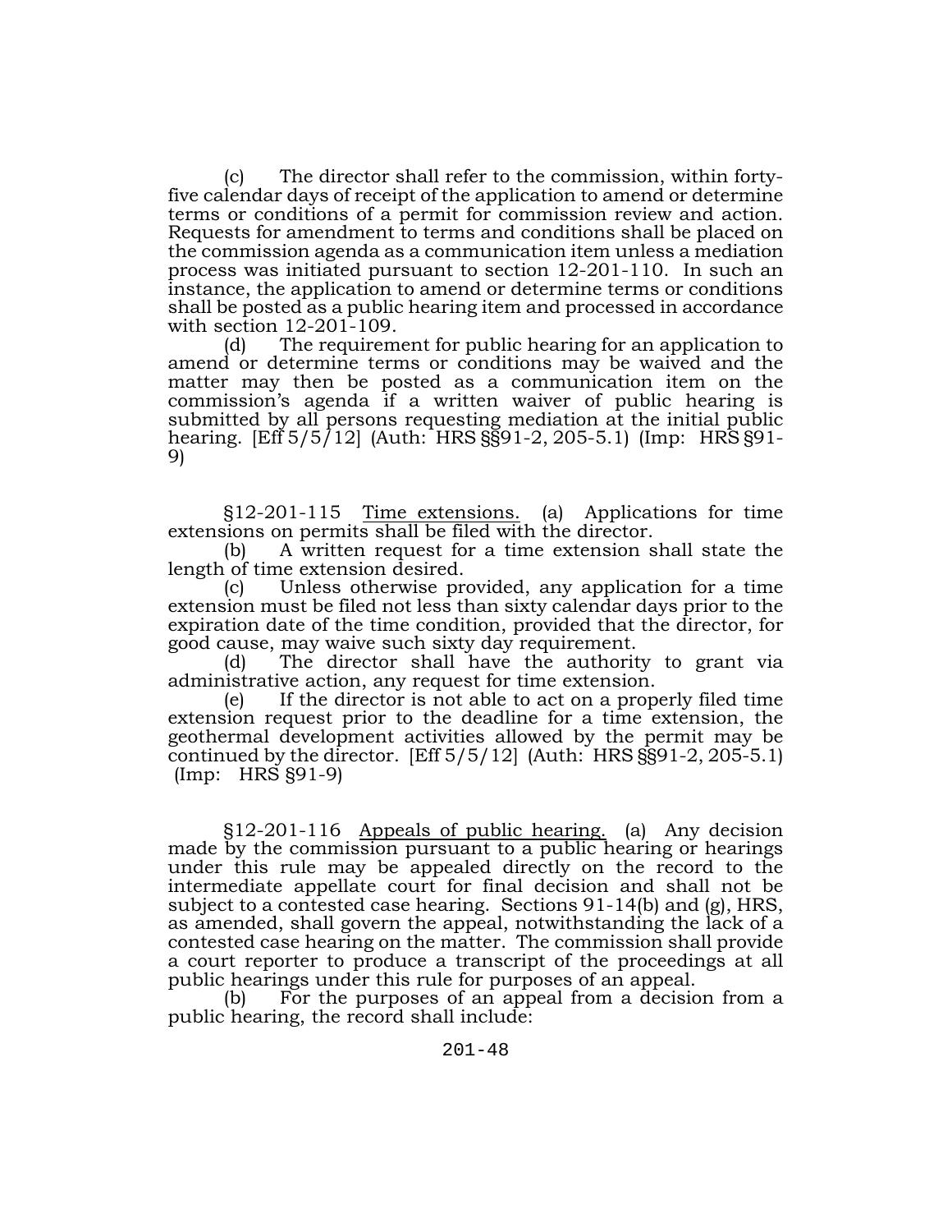(c) The director shall refer to the commission, within forty-five calendar days of receipt of the application to amend or determine terms or conditions of a permit for commission review and action. Requests for amendment to terms and conditions shall be placed on the commission agenda as a communication item unless a mediation process was initiated pursuant to section 12-201-110. In such an instance, the application to amend or determine terms or conditions shall be posted as a public hearing item and processed in accordance with section 12-201-109.

(d) The requirement for public hearing for an application to amend or determine terms or conditions may be waived and the matter may then be posted as a communication item on the commission's agenda if a written waiver of public hearing is submitted by all persons requesting mediation at the initial public hearing. [Eff 5/5/12] (Auth: HRS §§91-2, 205-5.1) (Imp: HRS §91-9)

§12-201-115 <u>Time extensions.</u> (a) Applications for time extensions on permits shall be filed with the director.

(b) A written request for a time extension shall state the length of time extension desired.

(c) Unless otherwise provided, any application for a time extension must be filed not less than sixty calendar days prior to the expiration date of the time condition, provided that the director, for good cause, may waive such sixty day requirement.

(d) The director shall have the authority to grant via administrative action, any request for time extension.

(e) If the director is not able to act on a properly filed time extension request prior to the deadline for a time extension, the geothermal development activities allowed by the permit may be continued by the director. [Eff 5/5/12] (Auth: HRS §§91-2, 205-5.1) (Imp: HRS §91-9)

§12-201-116 <u>Appeals of public hearing.</u> (a) Any decision made by the commission pursuant to a public hearing or hearings under this rule may be appealed directly on the record to the intermediate appellate court for final decision and shall not be subject to a contested case hearing. Sections 91-14(b) and (g), HRS, as amended, shall govern the appeal, notwithstanding the lack of a contested case hearing on the matter. The commission shall provide a court reporter to produce a transcript of the proceedings at all public hearings under this rule for purposes of an appeal.

(b) For the purposes of an appeal from a decision from a public hearing, the record shall include: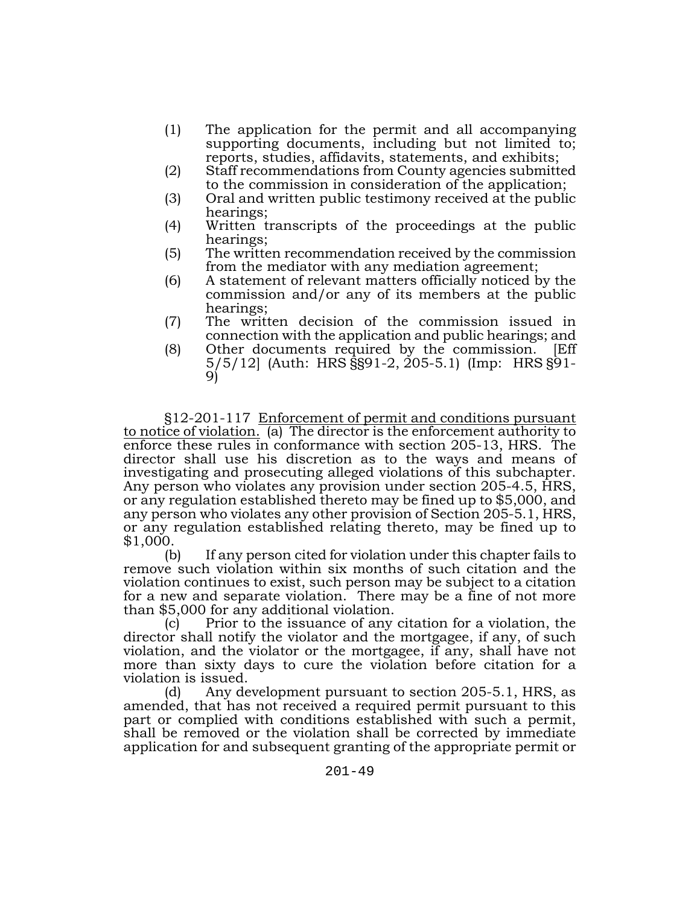(1) The application for the permit and all accompanying supporting documents, including but not limited to; reports, studies, affidavits, statements, and exhibits;
(2) Staff recommendations from County agencies submitted to the commission in consideration of the application;
(3) Oral and written public testimony received at the public hearings;
(4) Written transcripts of the proceedings at the public hearings;
(5) The written recommendation received by the commission from the mediator with any mediation agreement;
(6) A statement of relevant matters officially noticed by the commission and/or any of its members at the public hearings;
(7) The written decision of the commission issued in connection with the application and public hearings; and
(8) Other documents required by the commission. [Eff 5/5/12] (Auth: HRS §§91-2, 205-5.1) (Imp: HRS §91-9)

§12-201-117 Enforcement of permit and conditions pursuant to notice of violation. (a) The director is the enforcement authority to enforce these rules in conformance with section 205-13, HRS. The director shall use his discretion as to the ways and means of investigating and prosecuting alleged violations of this subchapter. Any person who violates any provision under section 205-4.5, HRS, or any regulation established thereto may be fined up to $5,000, and any person who violates any other provision of Section 205-5.1, HRS, or any regulation established relating thereto, may be fined up to $1,000.

(b) If any person cited for violation under this chapter fails to remove such violation within six months of such citation and the violation continues to exist, such person may be subject to a citation for a new and separate violation. There may be a fine of not more than $5,000 for any additional violation.

(c) Prior to the issuance of any citation for a violation, the director shall notify the violator and the mortgagee, if any, of such violation, and the violator or the mortgagee, if any, shall have not more than sixty days to cure the violation before citation for a violation is issued.

(d) Any development pursuant to section 205-5.1, HRS, as amended, that has not received a required permit pursuant to this part or complied with conditions established with such a permit, shall be removed or the violation shall be corrected by immediate application for and subsequent granting of the appropriate permit or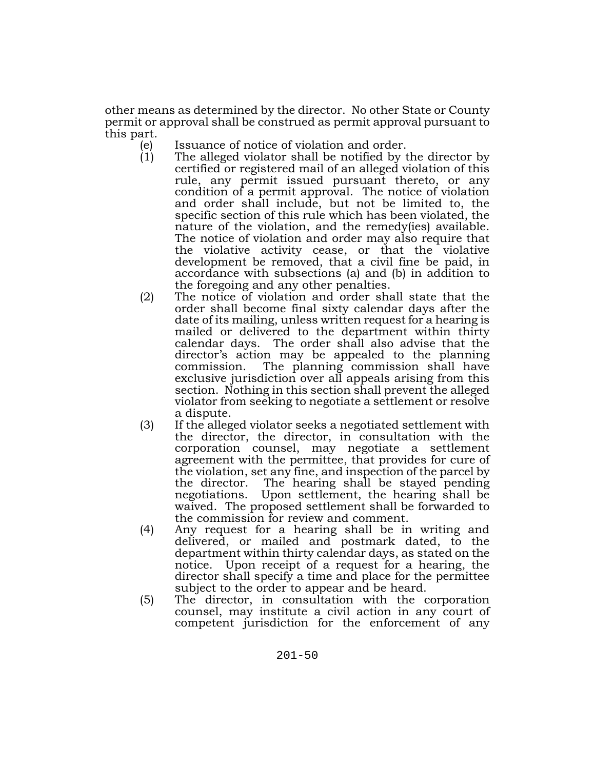other means as determined by the director. No other State or County permit or approval shall be construed as permit approval pursuant to this part.

(e) Issuance of notice of violation and order.

(1) The alleged violator shall be notified by the director by certified or registered mail of an alleged violation of this rule, any permit issued pursuant thereto, or any condition of a permit approval. The notice of violation and order shall include, but not be limited to, the specific section of this rule which has been violated, the nature of the violation, and the remedy(ies) available. The notice of violation and order may also require that the violative activity cease, or that the violative development be removed, that a civil fine be paid, in accordance with subsections (a) and (b) in addition to the foregoing and any other penalties.

(2) The notice of violation and order shall state that the order shall become final sixty calendar days after the date of its mailing, unless written request for a hearing is mailed or delivered to the department within thirty calendar days. The order shall also advise that the director's action may be appealed to the planning commission. The planning commission shall have exclusive jurisdiction over all appeals arising from this section. Nothing in this section shall prevent the alleged violator from seeking to negotiate a settlement or resolve a dispute.

(3) If the alleged violator seeks a negotiated settlement with the director, the director, in consultation with the corporation counsel, may negotiate a settlement agreement with the permittee, that provides for cure of the violation, set any fine, and inspection of the parcel by the director. The hearing shall be stayed pending negotiations. Upon settlement, the hearing shall be waived. The proposed settlement shall be forwarded to the commission for review and comment.

(4) Any request for a hearing shall be in writing and delivered, or mailed and postmark dated, to the department within thirty calendar days, as stated on the notice. Upon receipt of a request for a hearing, the director shall specify a time and place for the permittee subject to the order to appear and be heard.

(5) The director, in consultation with the corporation counsel, may institute a civil action in any court of competent jurisdiction for the enforcement of any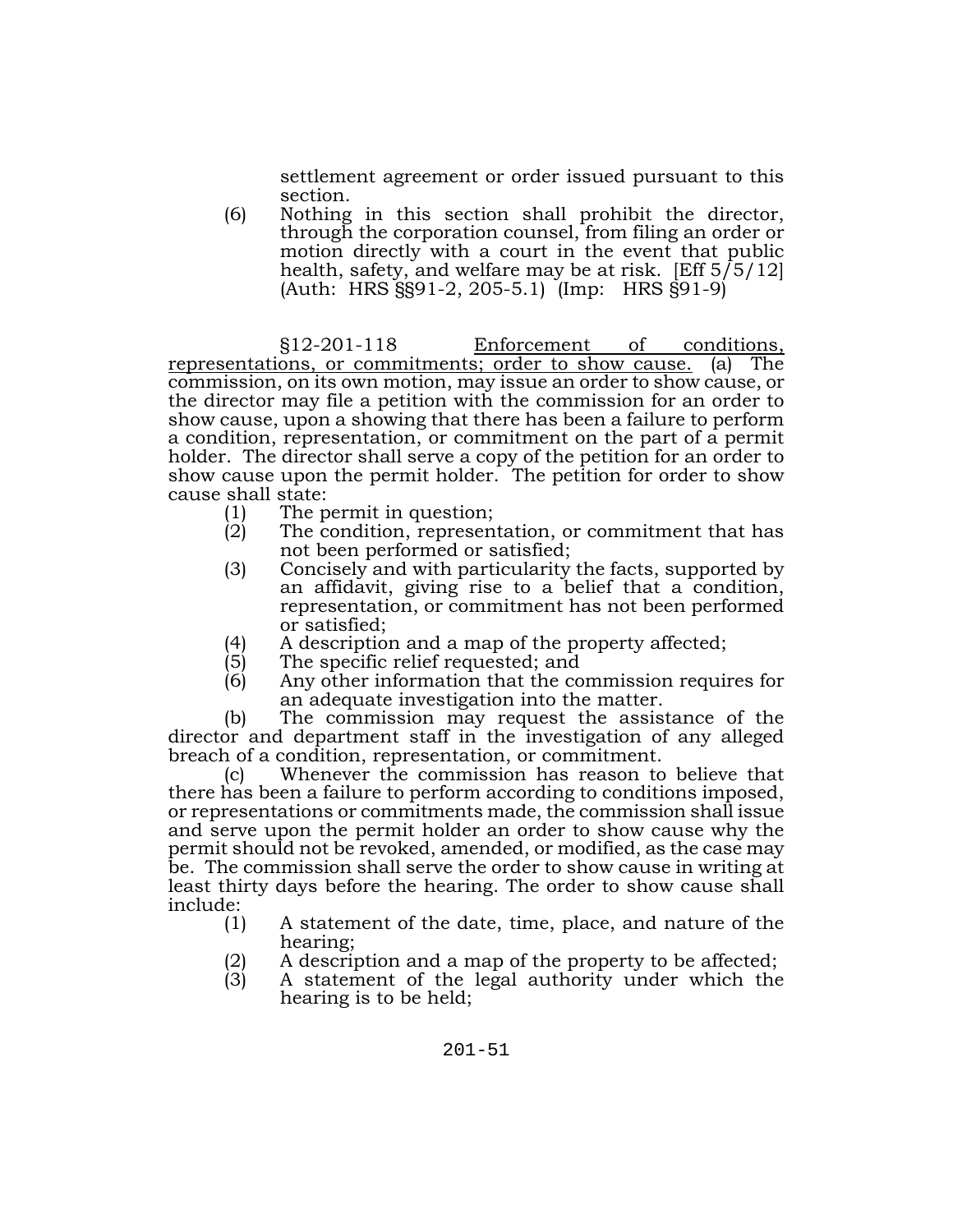settlement agreement or order issued pursuant to this section.

(6) Nothing in this section shall prohibit the director, through the corporation counsel, from filing an order or motion directly with a court in the event that public health, safety, and welfare may be at risk. [Eff 5/5/12] (Auth: HRS §§91-2, 205-5.1) (Imp: HRS §91-9)

§12-201-118 Enforcement of conditions, representations, or commitments; order to show cause. (a) The commission, on its own motion, may issue an order to show cause, or the director may file a petition with the commission for an order to show cause, upon a showing that there has been a failure to perform a condition, representation, or commitment on the part of a permit holder. The director shall serve a copy of the petition for an order to show cause upon the permit holder. The petition for order to show cause shall state:

(1) The permit in question;
(2) The condition, representation, or commitment that has not been performed or satisfied;
(3) Concisely and with particularity the facts, supported by an affidavit, giving rise to a belief that a condition, representation, or commitment has not been performed or satisfied;
(4) A description and a map of the property affected;
(5) The specific relief requested; and
(6) Any other information that the commission requires for an adequate investigation into the matter.

(b) The commission may request the assistance of the director and department staff in the investigation of any alleged breach of a condition, representation, or commitment.

(c) Whenever the commission has reason to believe that there has been a failure to perform according to conditions imposed, or representations or commitments made, the commission shall issue and serve upon the permit holder an order to show cause why the permit should not be revoked, amended, or modified, as the case may be. The commission shall serve the order to show cause in writing at least thirty days before the hearing. The order to show cause shall include:

(1) A statement of the date, time, place, and nature of the hearing;
(2) A description and a map of the property to be affected;
(3) A statement of the legal authority under which the hearing is to be held;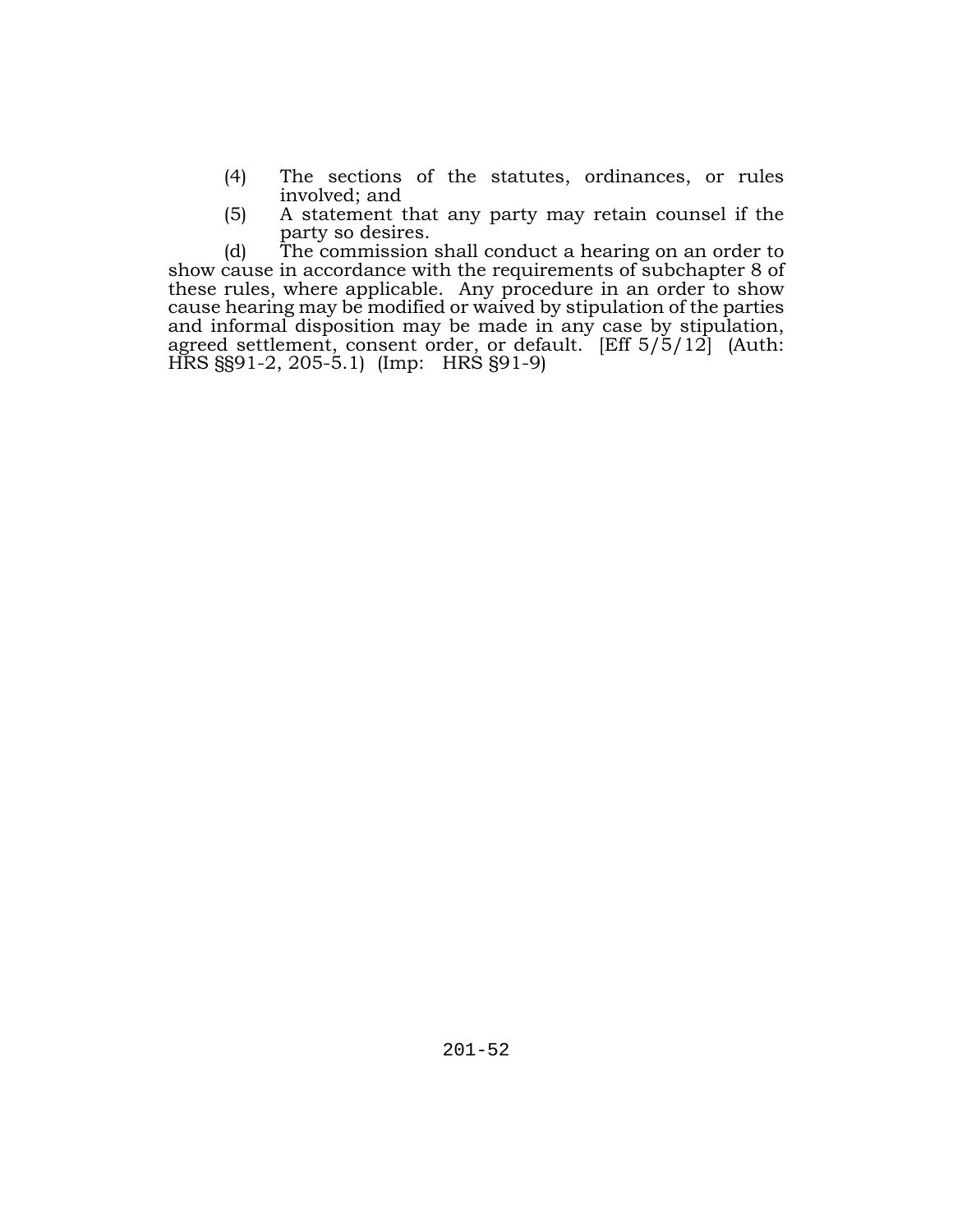(4) The sections of the statutes, ordinances, or rules involved; and

(5) A statement that any party may retain counsel if the party so desires.

(d) The commission shall conduct a hearing on an order to show cause in accordance with the requirements of subchapter 8 of these rules, where applicable. Any procedure in an order to show cause hearing may be modified or waived by stipulation of the parties and informal disposition may be made in any case by stipulation, agreed settlement, consent order, or default. [Eff 5/5/12] (Auth: HRS §§91-2, 205-5.1) (Imp: HRS §91-9)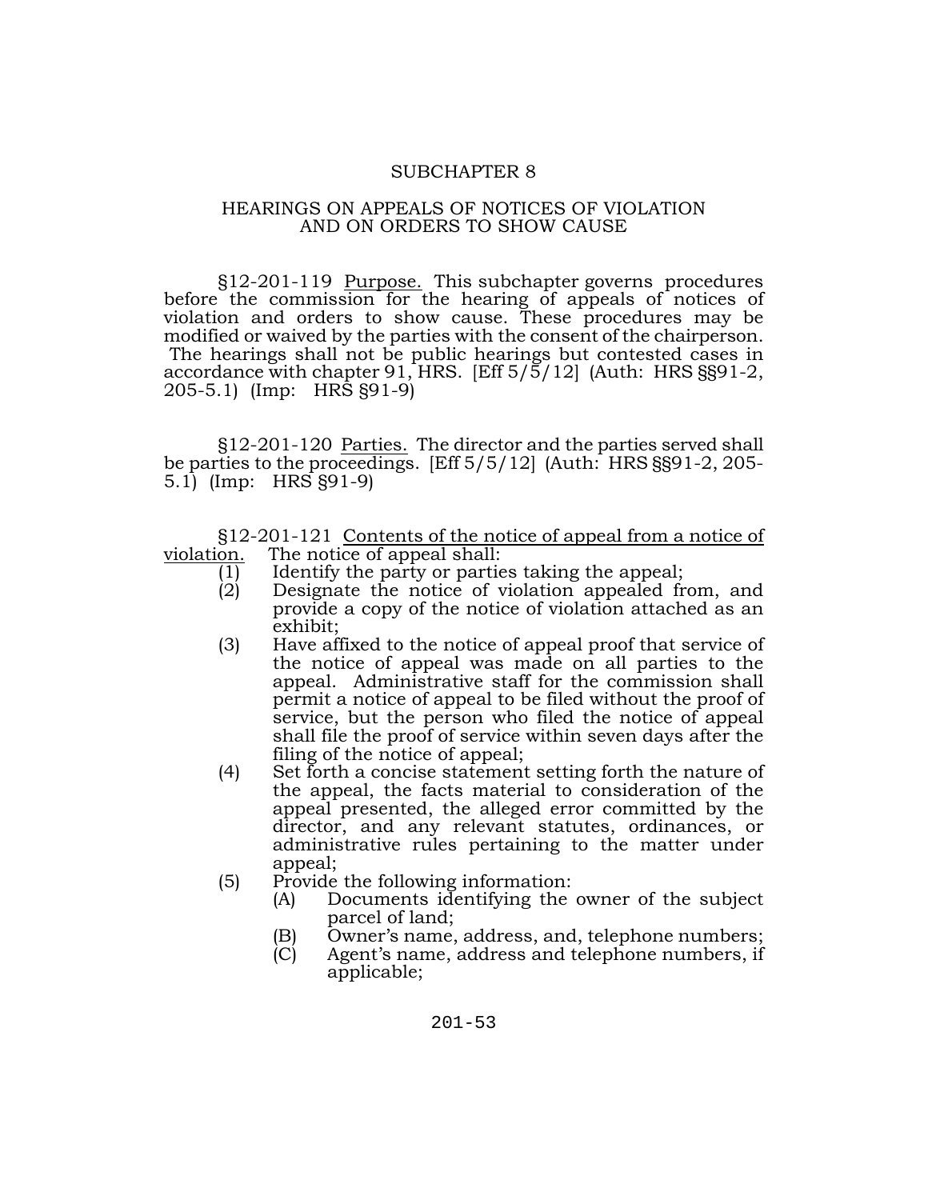## SUBCHAPTER 8

## HEARINGS ON APPEALS OF NOTICES OF VIOLATION AND ON ORDERS TO SHOW CAUSE

§12-201-119 Purpose. This subchapter governs procedures before the commission for the hearing of appeals of notices of violation and orders to show cause. These procedures may be modified or waived by the parties with the consent of the chairperson. The hearings shall not be public hearings but contested cases in accordance with chapter 91, HRS. [Eff 5/5/12] (Auth: HRS §§91-2, 205-5.1) (Imp: HRS §91-9)

§12-201-120 Parties. The director and the parties served shall be parties to the proceedings. [Eff 5/5/12] (Auth: HRS §§91-2, 205-5.1) (Imp: HRS §91-9)

§12-201-121 Contents of the notice of appeal from a notice of violation. The notice of appeal shall:

(1) Identify the party or parties taking the appeal;

(2) Designate the notice of violation appealed from, and provide a copy of the notice of violation attached as an exhibit;

(3) Have affixed to the notice of appeal proof that service of the notice of appeal was made on all parties to the appeal. Administrative staff for the commission shall permit a notice of appeal to be filed without the proof of service, but the person who filed the notice of appeal shall file the proof of service within seven days after the filing of the notice of appeal;

(4) Set forth a concise statement setting forth the nature of the appeal, the facts material to consideration of the appeal presented, the alleged error committed by the director, and any relevant statutes, ordinances, or administrative rules pertaining to the matter under appeal;

(5) Provide the following information:

   (A) Documents identifying the owner of the subject parcel of land;

   (B) Owner's name, address, and, telephone numbers;

   (C) Agent's name, address and telephone numbers, if applicable;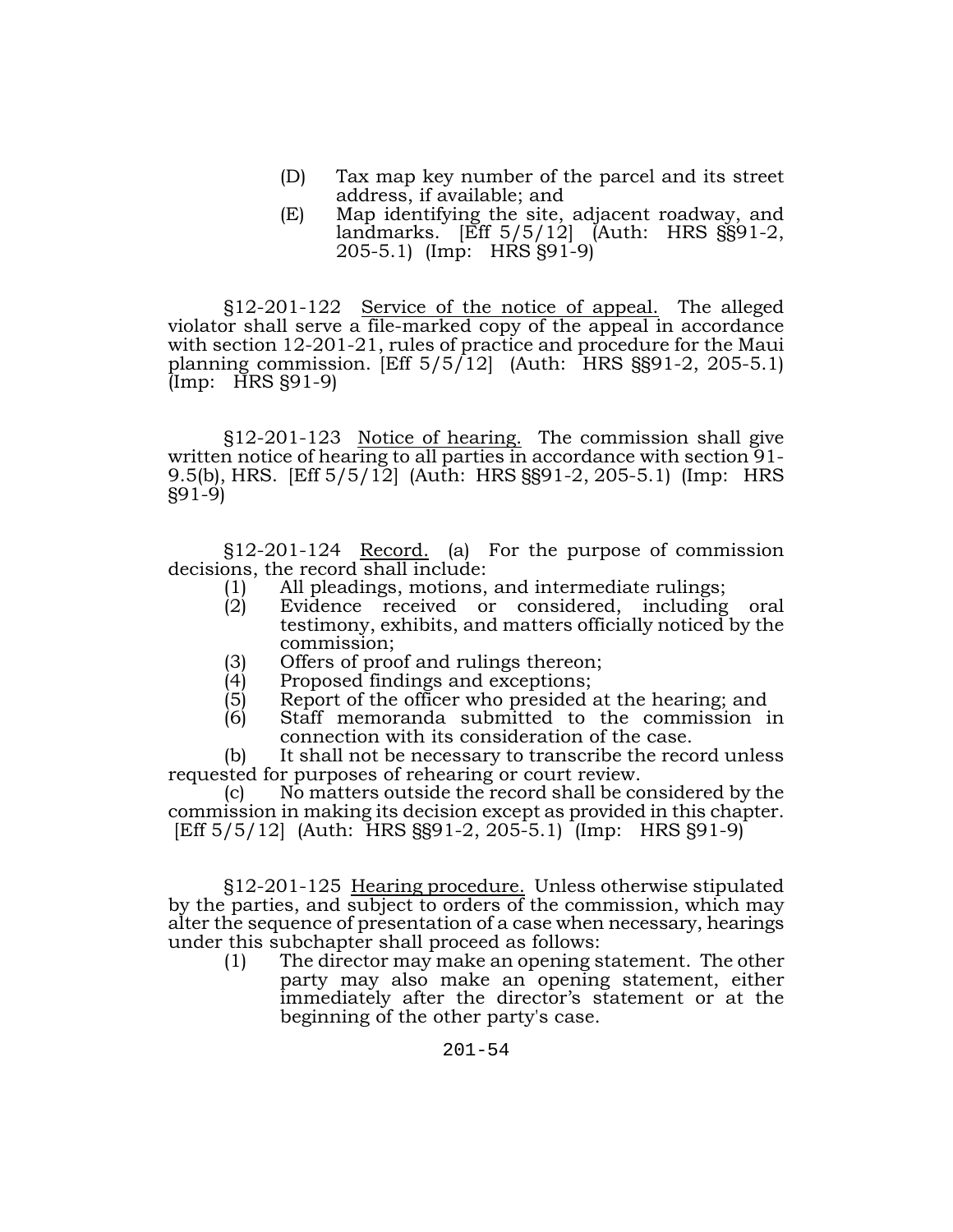(D) Tax map key number of the parcel and its street address, if available; and

(E) Map identifying the site, adjacent roadway, and landmarks. [Eff 5/5/12] (Auth: HRS §§91-2, 205-5.1) (Imp: HRS §91-9)

§12-201-122 Service of the notice of appeal. The alleged violator shall serve a file-marked copy of the appeal in accordance with section 12-201-21, rules of practice and procedure for the Maui planning commission. [Eff 5/5/12] (Auth: HRS §§91-2, 205-5.1) (Imp: HRS §91-9)

§12-201-123 Notice of hearing. The commission shall give written notice of hearing to all parties in accordance with section 91-9.5(b), HRS. [Eff 5/5/12] (Auth: HRS §§91-2, 205-5.1) (Imp: HRS §91-9)

§12-201-124 Record. (a) For the purpose of commission decisions, the record shall include:

(1) All pleadings, motions, and intermediate rulings;
(2) Evidence received or considered, including oral testimony, exhibits, and matters officially noticed by the commission;
(3) Offers of proof and rulings thereon;
(4) Proposed findings and exceptions;
(5) Report of the officer who presided at the hearing; and
(6) Staff memoranda submitted to the commission in connection with its consideration of the case.

(b) It shall not be necessary to transcribe the record unless requested for purposes of rehearing or court review.

(c) No matters outside the record shall be considered by the commission in making its decision except as provided in this chapter. [Eff 5/5/12] (Auth: HRS §§91-2, 205-5.1) (Imp: HRS §91-9)

§12-201-125 Hearing procedure. Unless otherwise stipulated by the parties, and subject to orders of the commission, which may alter the sequence of presentation of a case when necessary, hearings under this subchapter shall proceed as follows:

(1) The director may make an opening statement. The other party may also make an opening statement, either immediately after the director's statement or at the beginning of the other party's case.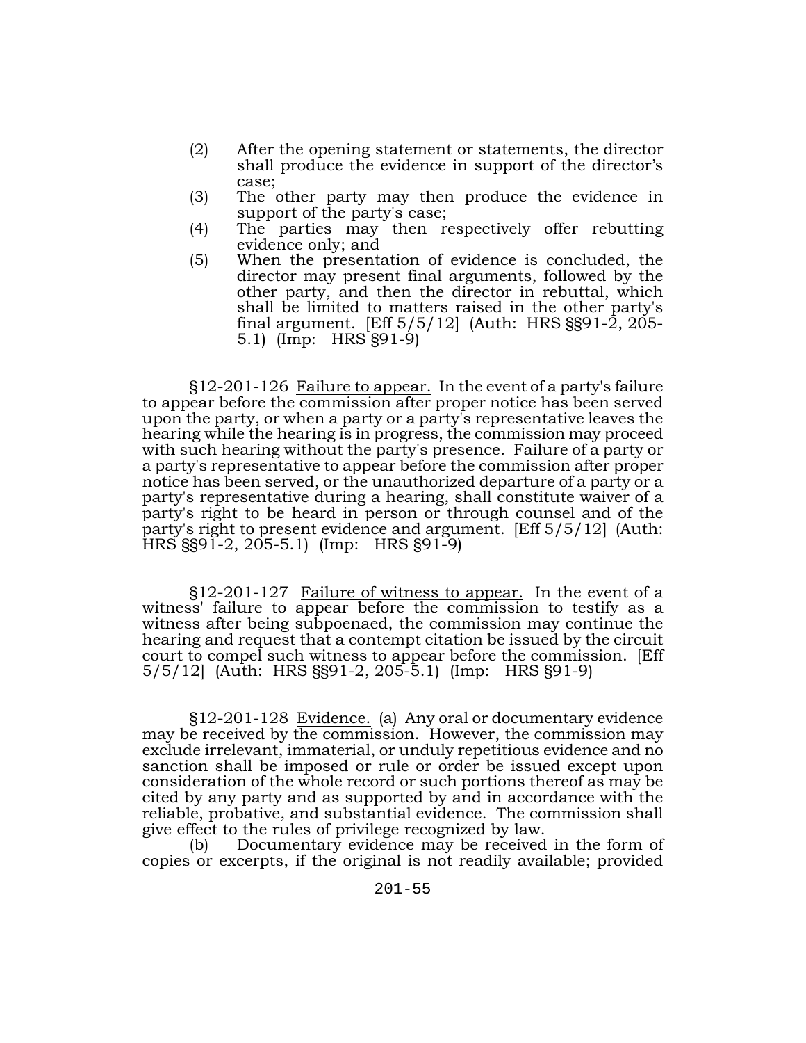(2) After the opening statement or statements, the director shall produce the evidence in support of the director's case;

(3) The other party may then produce the evidence in support of the party's case;

(4) The parties may then respectively offer rebutting evidence only; and

(5) When the presentation of evidence is concluded, the director may present final arguments, followed by the other party, and then the director in rebuttal, which shall be limited to matters raised in the other party's final argument. [Eff 5/5/12] (Auth: HRS §§91-2, 205-5.1) (Imp: HRS §91-9)

§12-201-126 Failure to appear. In the event of a party's failure to appear before the commission after proper notice has been served upon the party, or when a party or a party's representative leaves the hearing while the hearing is in progress, the commission may proceed with such hearing without the party's presence. Failure of a party or a party's representative to appear before the commission after proper notice has been served, or the unauthorized departure of a party or a party's representative during a hearing, shall constitute waiver of a party's right to be heard in person or through counsel and of the party's right to present evidence and argument. [Eff 5/5/12] (Auth: HRS §§91-2, 205-5.1) (Imp: HRS §91-9)

§12-201-127 Failure of witness to appear. In the event of a witness' failure to appear before the commission to testify as a witness after being subpoenaed, the commission may continue the hearing and request that a contempt citation be issued by the circuit court to compel such witness to appear before the commission. [Eff 5/5/12] (Auth: HRS §§91-2, 205-5.1) (Imp: HRS §91-9)

§12-201-128 Evidence. (a) Any oral or documentary evidence may be received by the commission. However, the commission may exclude irrelevant, immaterial, or unduly repetitious evidence and no sanction shall be imposed or rule or order be issued except upon consideration of the whole record or such portions thereof as may be cited by any party and as supported by and in accordance with the reliable, probative, and substantial evidence. The commission shall give effect to the rules of privilege recognized by law.

(b) Documentary evidence may be received in the form of copies or excerpts, if the original is not readily available; provided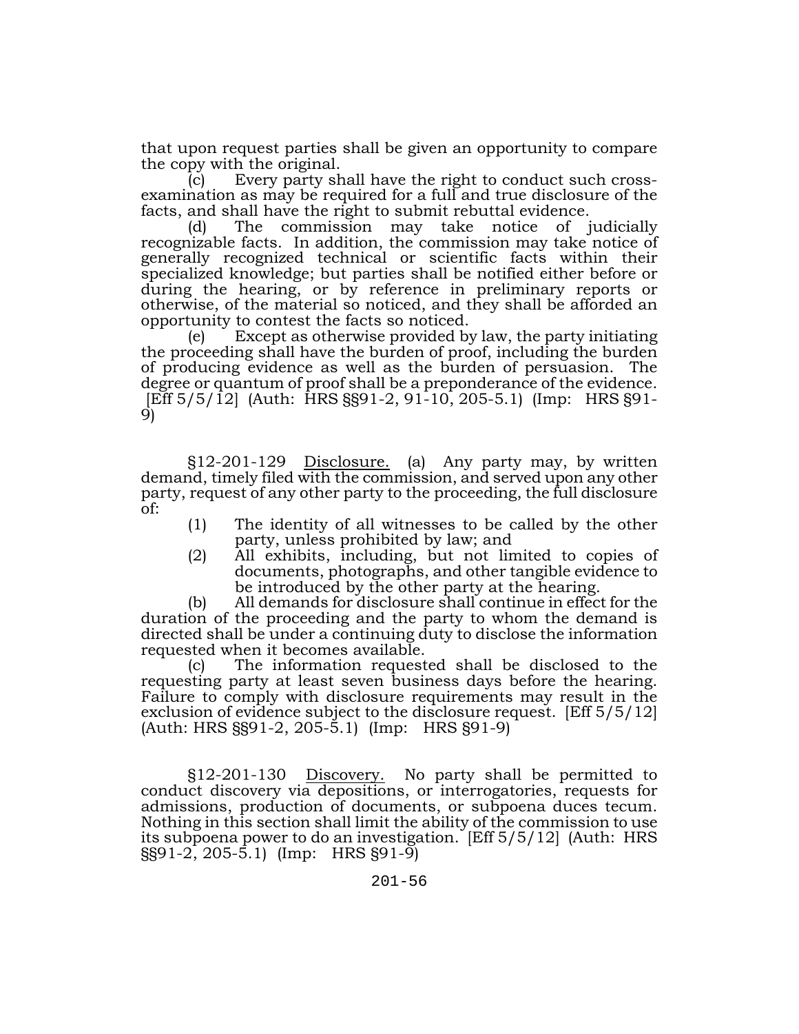that upon request parties shall be given an opportunity to compare the copy with the original.

(c) Every party shall have the right to conduct such cross-examination as may be required for a full and true disclosure of the facts, and shall have the right to submit rebuttal evidence.

(d) The commission may take notice of judicially recognizable facts. In addition, the commission may take notice of generally recognized technical or scientific facts within their specialized knowledge; but parties shall be notified either before or during the hearing, or by reference in preliminary reports or otherwise, of the material so noticed, and they shall be afforded an opportunity to contest the facts so noticed.

(e) Except as otherwise provided by law, the party initiating the proceeding shall have the burden of proof, including the burden of producing evidence as well as the burden of persuasion. The degree or quantum of proof shall be a preponderance of the evidence. [Eff 5/5/12] (Auth: HRS §§91-2, 91-10, 205-5.1) (Imp: HRS §91-9)

§12-201-129 Disclosure. (a) Any party may, by written demand, timely filed with the commission, and served upon any other party, request of any other party to the proceeding, the full disclosure of:

(1) The identity of all witnesses to be called by the other party, unless prohibited by law; and
(2) All exhibits, including, but not limited to copies of documents, photographs, and other tangible evidence to be introduced by the other party at the hearing.

(b) All demands for disclosure shall continue in effect for the duration of the proceeding and the party to whom the demand is directed shall be under a continuing duty to disclose the information requested when it becomes available.

(c) The information requested shall be disclosed to the requesting party at least seven business days before the hearing. Failure to comply with disclosure requirements may result in the exclusion of evidence subject to the disclosure request. [Eff 5/5/12] (Auth: HRS §§91-2, 205-5.1) (Imp: HRS §91-9)

§12-201-130 Discovery. No party shall be permitted to conduct discovery via depositions, or interrogatories, requests for admissions, production of documents, or subpoena duces tecum. Nothing in this section shall limit the ability of the commission to use its subpoena power to do an investigation. [Eff 5/5/12] (Auth: HRS §§91-2, 205-5.1) (Imp: HRS §91-9)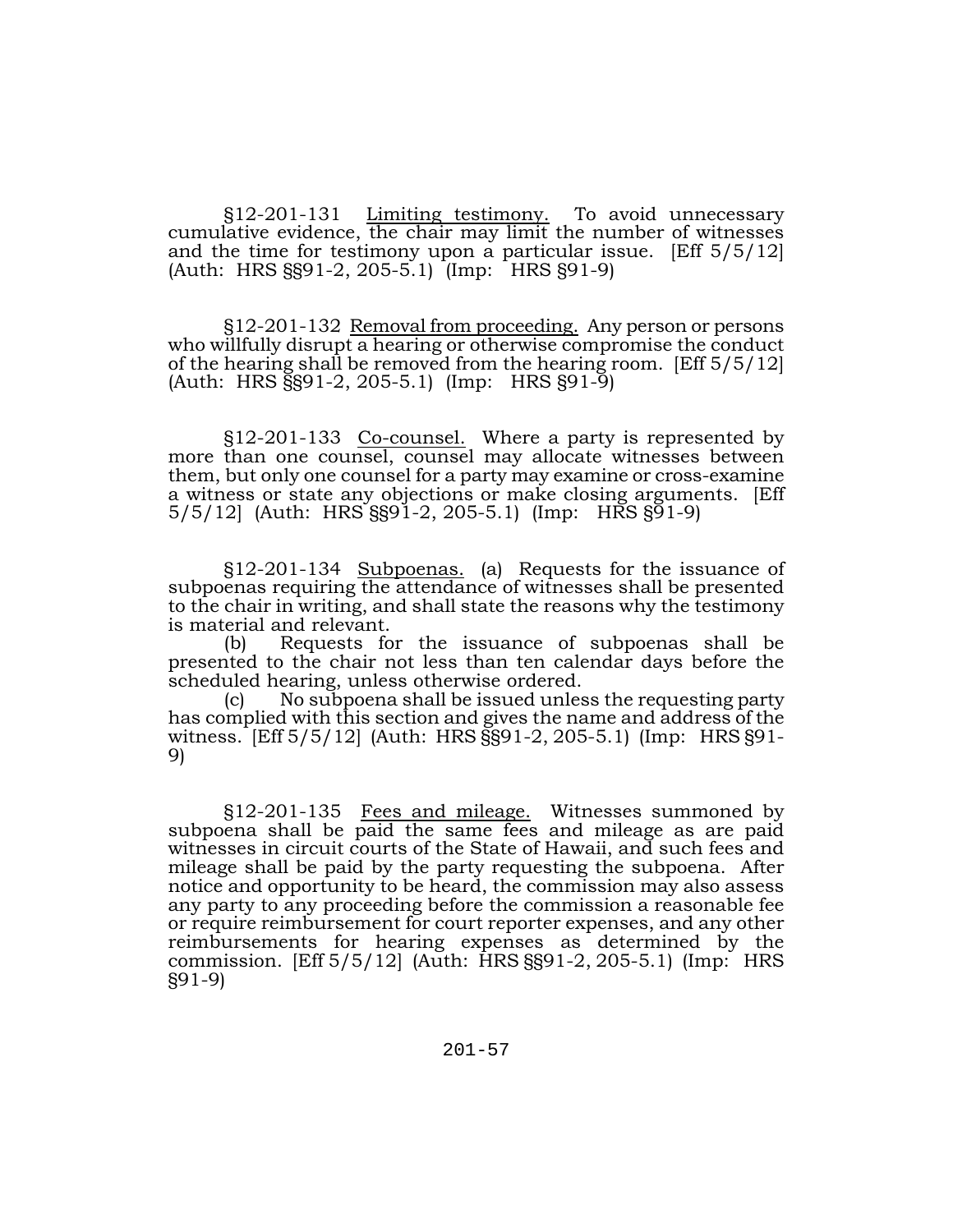§12-201-131 Limiting testimony. To avoid unnecessary cumulative evidence, the chair may limit the number of witnesses and the time for testimony upon a particular issue. [Eff 5/5/12] (Auth: HRS §§91-2, 205-5.1) (Imp: HRS §91-9)

§12-201-132 Removal from proceeding. Any person or persons who willfully disrupt a hearing or otherwise compromise the conduct of the hearing shall be removed from the hearing room. [Eff 5/5/12] (Auth: HRS §§91-2, 205-5.1) (Imp: HRS §91-9)

§12-201-133 Co-counsel. Where a party is represented by more than one counsel, counsel may allocate witnesses between them, but only one counsel for a party may examine or cross-examine a witness or state any objections or make closing arguments. [Eff 5/5/12] (Auth: HRS §§91-2, 205-5.1) (Imp: HRS §91-9)

§12-201-134 Subpoenas. (a) Requests for the issuance of subpoenas requiring the attendance of witnesses shall be presented to the chair in writing, and shall state the reasons why the testimony is material and relevant.

(b) Requests for the issuance of subpoenas shall be presented to the chair not less than ten calendar days before the scheduled hearing, unless otherwise ordered.

(c) No subpoena shall be issued unless the requesting party has complied with this section and gives the name and address of the witness. [Eff 5/5/12] (Auth: HRS §§91-2, 205-5.1) (Imp: HRS §91-9)

§12-201-135 Fees and mileage. Witnesses summoned by subpoena shall be paid the same fees and mileage as are paid witnesses in circuit courts of the State of Hawaii, and such fees and mileage shall be paid by the party requesting the subpoena. After notice and opportunity to be heard, the commission may also assess any party to any proceeding before the commission a reasonable fee or require reimbursement for court reporter expenses, and any other reimbursements for hearing expenses as determined by the commission. [Eff 5/5/12] (Auth: HRS §§91-2, 205-5.1) (Imp: HRS §91-9)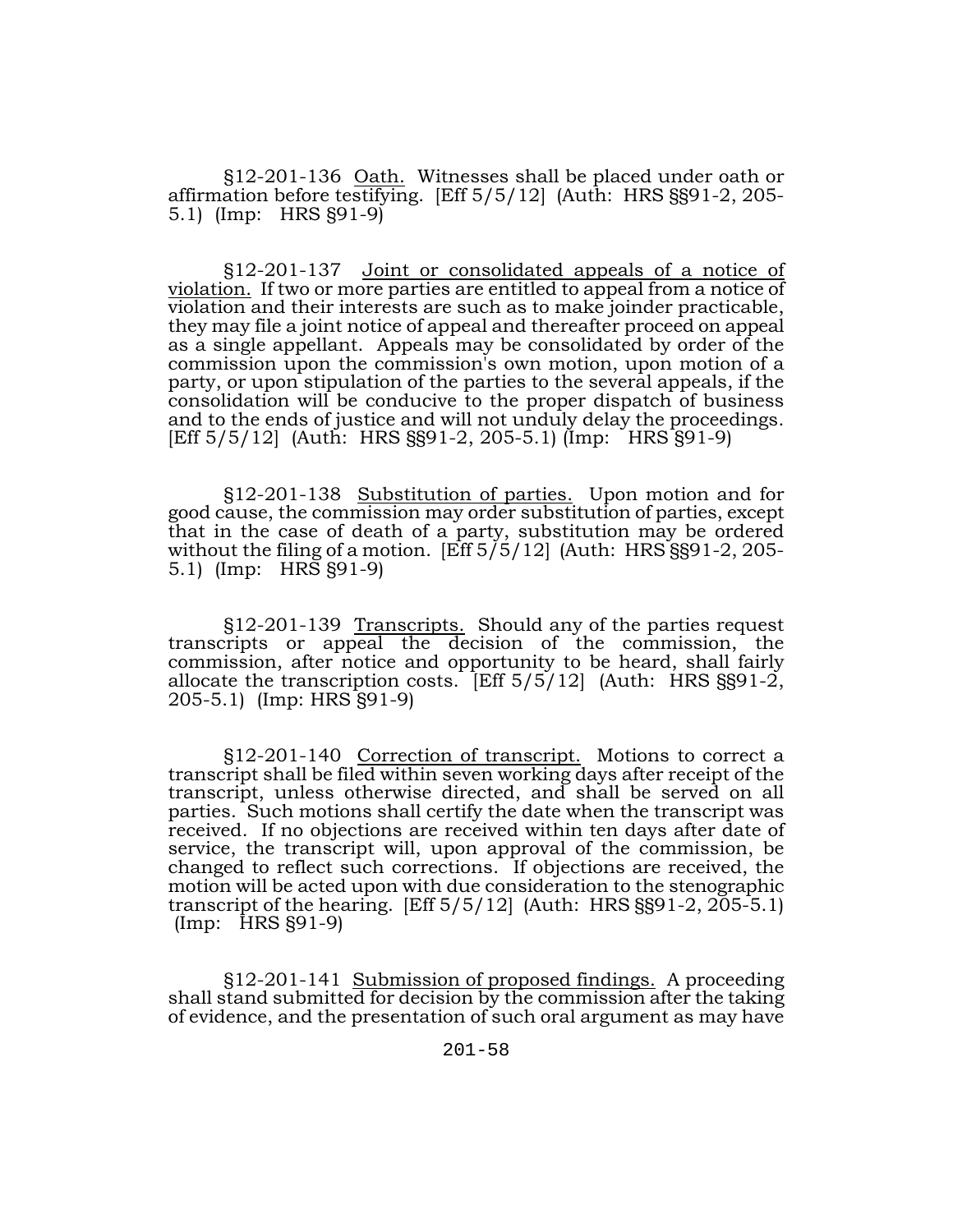§12-201-136 Oath. Witnesses shall be placed under oath or affirmation before testifying. [Eff 5/5/12] (Auth: HRS §§91-2, 205-5.1) (Imp: HRS §91-9)

§12-201-137 Joint or consolidated appeals of a notice of violation. If two or more parties are entitled to appeal from a notice of violation and their interests are such as to make joinder practicable, they may file a joint notice of appeal and thereafter proceed on appeal as a single appellant. Appeals may be consolidated by order of the commission upon the commission's own motion, upon motion of a party, or upon stipulation of the parties to the several appeals, if the consolidation will be conducive to the proper dispatch of business and to the ends of justice and will not unduly delay the proceedings. [Eff 5/5/12] (Auth: HRS §§91-2, 205-5.1) (Imp: HRS §91-9)

§12-201-138 Substitution of parties. Upon motion and for good cause, the commission may order substitution of parties, except that in the case of death of a party, substitution may be ordered without the filing of a motion. [Eff 5/5/12] (Auth: HRS §§91-2, 205-5.1) (Imp: HRS §91-9)

§12-201-139 Transcripts. Should any of the parties request transcripts or appeal the decision of the commission, the commission, after notice and opportunity to be heard, shall fairly allocate the transcription costs. [Eff 5/5/12] (Auth: HRS §§91-2, 205-5.1) (Imp: HRS §91-9)

§12-201-140 Correction of transcript. Motions to correct a transcript shall be filed within seven working days after receipt of the transcript, unless otherwise directed, and shall be served on all parties. Such motions shall certify the date when the transcript was received. If no objections are received within ten days after date of service, the transcript will, upon approval of the commission, be changed to reflect such corrections. If objections are received, the motion will be acted upon with due consideration to the stenographic transcript of the hearing. [Eff 5/5/12] (Auth: HRS §§91-2, 205-5.1) (Imp: HRS §91-9)

§12-201-141 Submission of proposed findings. A proceeding shall stand submitted for decision by the commission after the taking of evidence, and the presentation of such oral argument as may have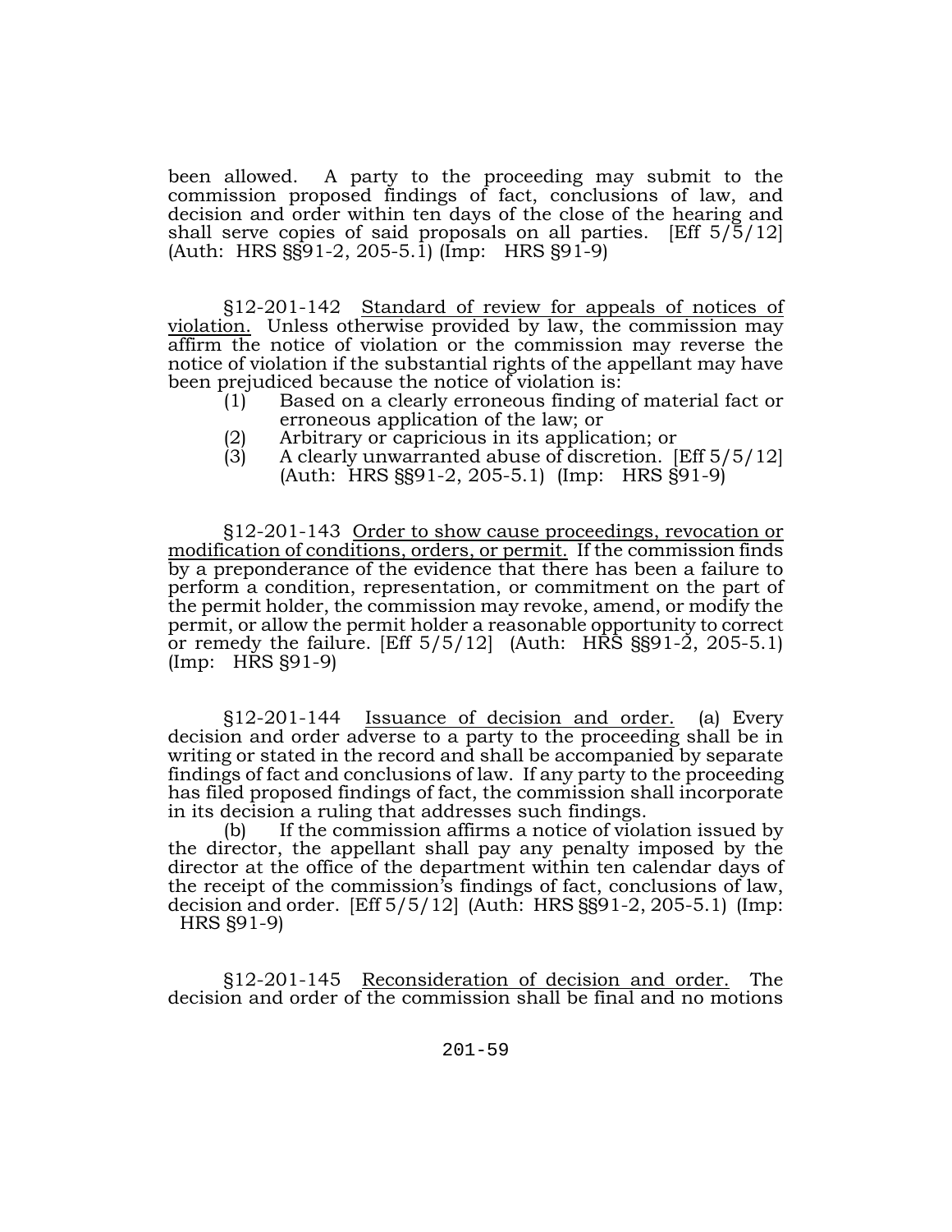been allowed. A party to the proceeding may submit to the commission proposed findings of fact, conclusions of law, and decision and order within ten days of the close of the hearing and shall serve copies of said proposals on all parties. [Eff 5/5/12] (Auth: HRS §§91-2, 205-5.1) (Imp: HRS §91-9)

§12-201-142 <u>Standard of review for appeals of notices of violation.</u> Unless otherwise provided by law, the commission may affirm the notice of violation or the commission may reverse the notice of violation if the substantial rights of the appellant may have been prejudiced because the notice of violation is:

(1) Based on a clearly erroneous finding of material fact or erroneous application of the law; or
(2) Arbitrary or capricious in its application; or
(3) A clearly unwarranted abuse of discretion. [Eff 5/5/12] (Auth: HRS §§91-2, 205-5.1) (Imp: HRS §91-9)

§12-201-143 <u>Order to show cause proceedings, revocation or modification of conditions, orders, or permit.</u> If the commission finds by a preponderance of the evidence that there has been a failure to perform a condition, representation, or commitment on the part of the permit holder, the commission may revoke, amend, or modify the permit, or allow the permit holder a reasonable opportunity to correct or remedy the failure. [Eff 5/5/12] (Auth: HRS §§91-2, 205-5.1) (Imp: HRS §91-9)

§12-201-144 <u>Issuance of decision and order.</u> (a) Every decision and order adverse to a party to the proceeding shall be in writing or stated in the record and shall be accompanied by separate findings of fact and conclusions of law. If any party to the proceeding has filed proposed findings of fact, the commission shall incorporate in its decision a ruling that addresses such findings.

(b) If the commission affirms a notice of violation issued by the director, the appellant shall pay any penalty imposed by the director at the office of the department within ten calendar days of the receipt of the commission's findings of fact, conclusions of law, decision and order. [Eff 5/5/12] (Auth: HRS §§91-2, 205-5.1) (Imp: HRS §91-9)

§12-201-145 <u>Reconsideration of decision and order.</u> The decision and order of the commission shall be final and no motions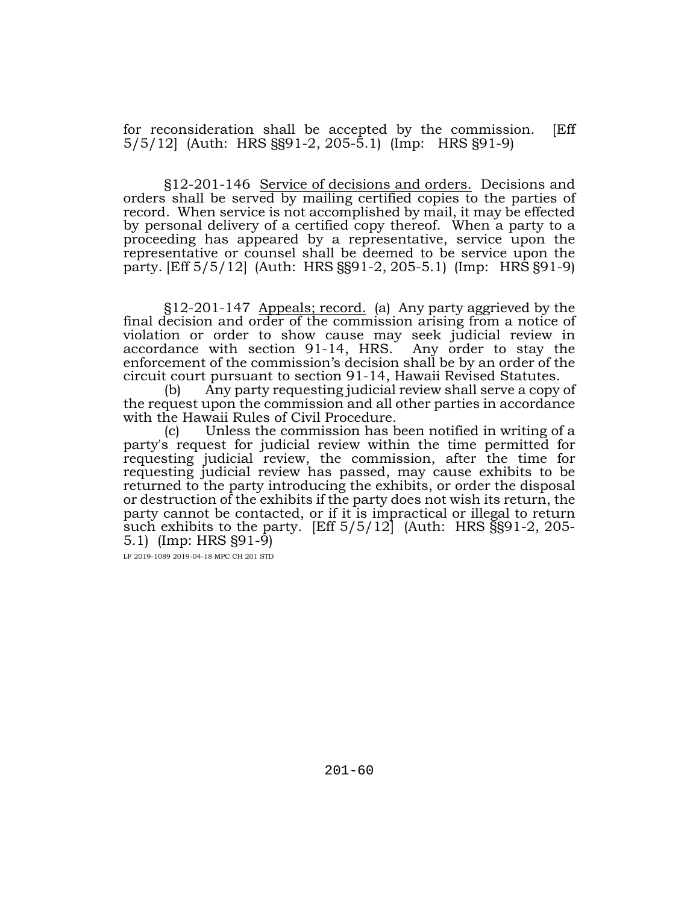for reconsideration shall be accepted by the commission. [Eff 5/5/12] (Auth: HRS §§91-2, 205-5.1) (Imp: HRS §91-9)

§12-201-146 Service of decisions and orders. Decisions and orders shall be served by mailing certified copies to the parties of record. When service is not accomplished by mail, it may be effected by personal delivery of a certified copy thereof. When a party to a proceeding has appeared by a representative, service upon the representative or counsel shall be deemed to be service upon the party. [Eff 5/5/12] (Auth: HRS §§91-2, 205-5.1) (Imp: HRS §91-9)

§12-201-147 Appeals; record. (a) Any party aggrieved by the final decision and order of the commission arising from a notice of violation or order to show cause may seek judicial review in accordance with section 91-14, HRS. Any order to stay the enforcement of the commission's decision shall be by an order of the circuit court pursuant to section 91-14, Hawaii Revised Statutes.

(b) Any party requesting judicial review shall serve a copy of the request upon the commission and all other parties in accordance with the Hawaii Rules of Civil Procedure.

(c) Unless the commission has been notified in writing of a party's request for judicial review within the time permitted for requesting judicial review, the commission, after the time for requesting judicial review has passed, may cause exhibits to be returned to the party introducing the exhibits, or order the disposal or destruction of the exhibits if the party does not wish its return, the party cannot be contacted, or if it is impractical or illegal to return such exhibits to the party. [Eff 5/5/12] (Auth: HRS §§91-2, 205-5.1) (Imp: HRS §91-9)

LF 2019-1089 2019-04-18 MPC CH 201 STD